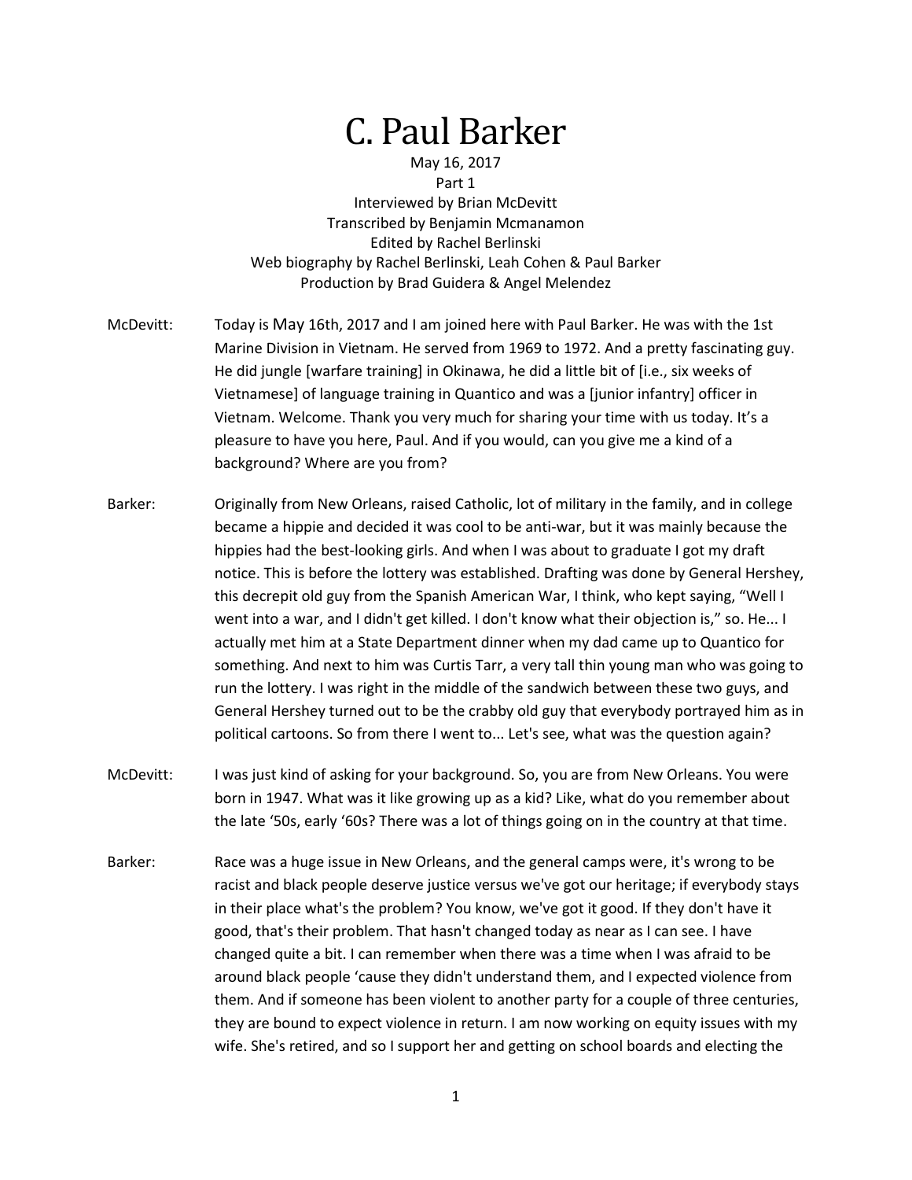# C. Paul Barker

May 16, 2017
Part 1
Interviewed by Brian McDevitt
Transcribed by Benjamin Mcmanamon
Edited by Rachel Berlinski
Web biography by Rachel Berlinski, Leah Cohen & Paul Barker
Production by Brad Guidera & Angel Melendez

McDevitt: Today is May 16th, 2017 and I am joined here with Paul Barker. He was with the 1st Marine Division in Vietnam. He served from 1969 to 1972. And a pretty fascinating guy. He did jungle [warfare training] in Okinawa, he did a little bit of [i.e., six weeks of Vietnamese] of language training in Quantico and was a [junior infantry] officer in Vietnam. Welcome. Thank you very much for sharing your time with us today. It's a pleasure to have you here, Paul. And if you would, can you give me a kind of a background? Where are you from?

Barker: Originally from New Orleans, raised Catholic, lot of military in the family, and in college became a hippie and decided it was cool to be anti-war, but it was mainly because the hippies had the best-looking girls. And when I was about to graduate I got my draft notice. This is before the lottery was established. Drafting was done by General Hershey, this decrepit old guy from the Spanish American War, I think, who kept saying, "Well I went into a war, and I didn't get killed. I don't know what their objection is," so. He... I actually met him at a State Department dinner when my dad came up to Quantico for something. And next to him was Curtis Tarr, a very tall thin young man who was going to run the lottery. I was right in the middle of the sandwich between these two guys, and General Hershey turned out to be the crabby old guy that everybody portrayed him as in political cartoons. So from there I went to... Let's see, what was the question again?

McDevitt: I was just kind of asking for your background. So, you are from New Orleans. You were born in 1947. What was it like growing up as a kid? Like, what do you remember about the late '50s, early '60s? There was a lot of things going on in the country at that time.

Barker: Race was a huge issue in New Orleans, and the general camps were, it's wrong to be racist and black people deserve justice versus we've got our heritage; if everybody stays in their place what's the problem? You know, we've got it good. If they don't have it good, that's their problem. That hasn't changed today as near as I can see. I have changed quite a bit. I can remember when there was a time when I was afraid to be around black people 'cause they didn't understand them, and I expected violence from them. And if someone has been violent to another party for a couple of three centuries, they are bound to expect violence in return. I am now working on equity issues with my wife. She's retired, and so I support her and getting on school boards and electing the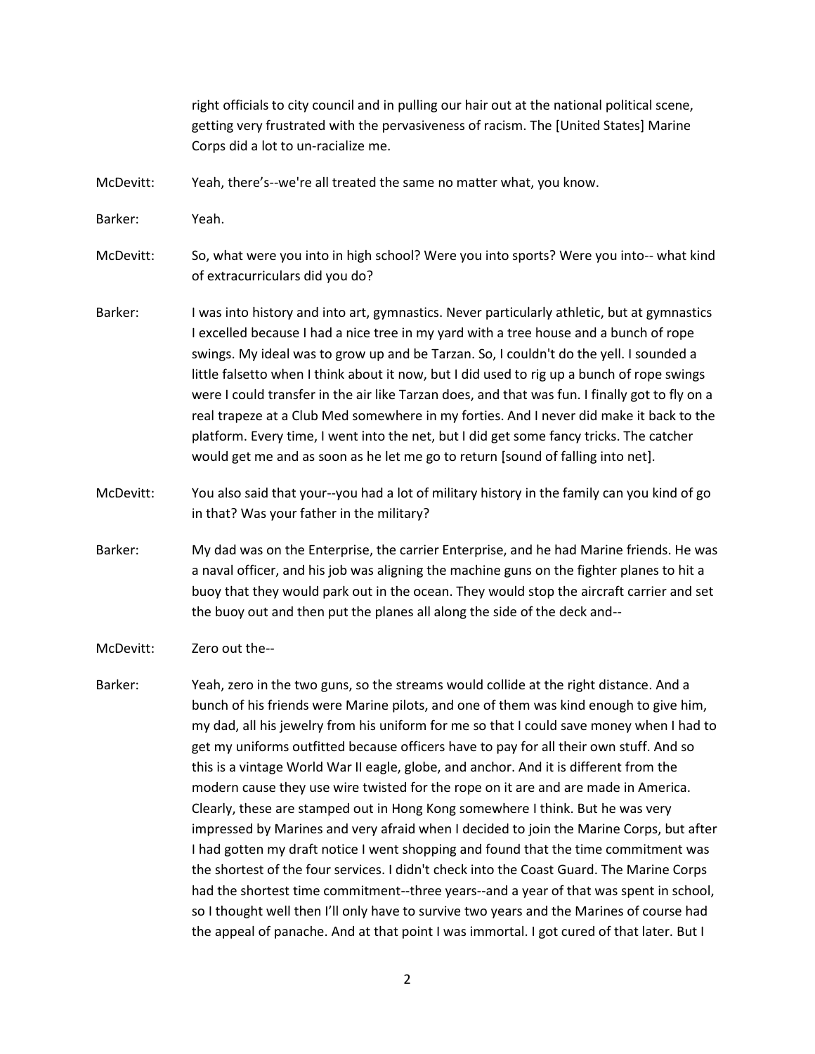right officials to city council and in pulling our hair out at the national political scene, getting very frustrated with the pervasiveness of racism. The [United States] Marine Corps did a lot to un-racialize me.

McDevitt: Yeah, there's--we're all treated the same no matter what, you know.

Barker: Yeah.

McDevitt: So, what were you into in high school? Were you into sports? Were you into-- what kind of extracurriculars did you do?

Barker: I was into history and into art, gymnastics. Never particularly athletic, but at gymnastics I excelled because I had a nice tree in my yard with a tree house and a bunch of rope swings. My ideal was to grow up and be Tarzan. So, I couldn't do the yell. I sounded a little falsetto when I think about it now, but I did used to rig up a bunch of rope swings were I could transfer in the air like Tarzan does, and that was fun. I finally got to fly on a real trapeze at a Club Med somewhere in my forties. And I never did make it back to the platform. Every time, I went into the net, but I did get some fancy tricks. The catcher would get me and as soon as he let me go to return [sound of falling into net].

McDevitt: You also said that your--you had a lot of military history in the family can you kind of go in that? Was your father in the military?

Barker: My dad was on the Enterprise, the carrier Enterprise, and he had Marine friends. He was a naval officer, and his job was aligning the machine guns on the fighter planes to hit a buoy that they would park out in the ocean. They would stop the aircraft carrier and set the buoy out and then put the planes all along the side of the deck and--

McDevitt: Zero out the--

Barker: Yeah, zero in the two guns, so the streams would collide at the right distance. And a bunch of his friends were Marine pilots, and one of them was kind enough to give him, my dad, all his jewelry from his uniform for me so that I could save money when I had to get my uniforms outfitted because officers have to pay for all their own stuff. And so this is a vintage World War II eagle, globe, and anchor. And it is different from the modern cause they use wire twisted for the rope on it are and are made in America. Clearly, these are stamped out in Hong Kong somewhere I think. But he was very impressed by Marines and very afraid when I decided to join the Marine Corps, but after I had gotten my draft notice I went shopping and found that the time commitment was the shortest of the four services. I didn't check into the Coast Guard. The Marine Corps had the shortest time commitment--three years--and a year of that was spent in school, so I thought well then I'll only have to survive two years and the Marines of course had the appeal of panache. And at that point I was immortal. I got cured of that later. But I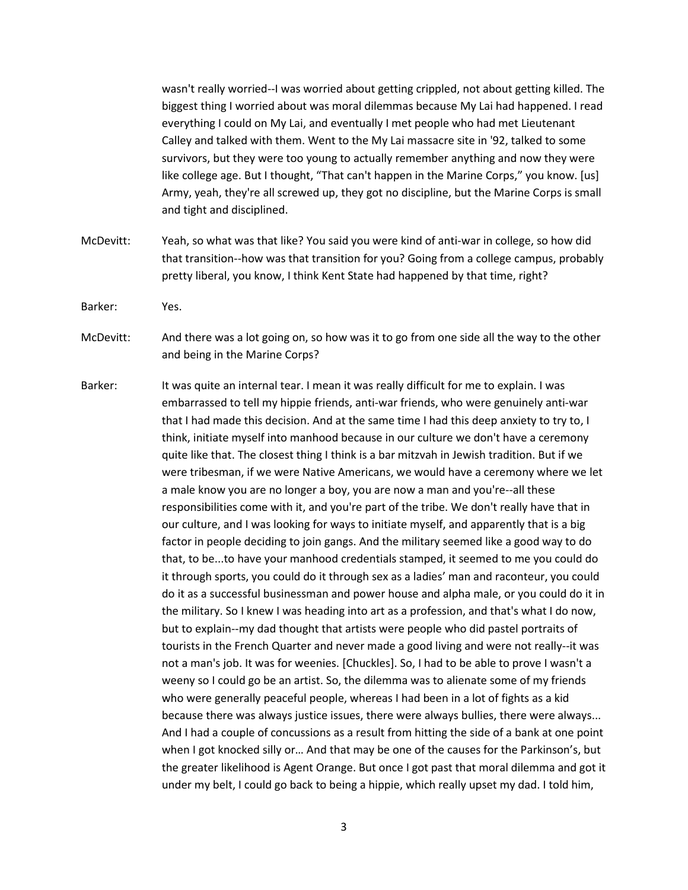wasn't really worried--I was worried about getting crippled, not about getting killed. The biggest thing I worried about was moral dilemmas because My Lai had happened. I read everything I could on My Lai, and eventually I met people who had met Lieutenant Calley and talked with them. Went to the My Lai massacre site in '92, talked to some survivors, but they were too young to actually remember anything and now they were like college age. But I thought, "That can't happen in the Marine Corps," you know. [us] Army, yeah, they're all screwed up, they got no discipline, but the Marine Corps is small and tight and disciplined.

McDevitt: Yeah, so what was that like? You said you were kind of anti-war in college, so how did that transition--how was that transition for you? Going from a college campus, probably pretty liberal, you know, I think Kent State had happened by that time, right?

Barker: Yes.

McDevitt: And there was a lot going on, so how was it to go from one side all the way to the other and being in the Marine Corps?

Barker: It was quite an internal tear. I mean it was really difficult for me to explain. I was embarrassed to tell my hippie friends, anti-war friends, who were genuinely anti-war that I had made this decision. And at the same time I had this deep anxiety to try to, I think, initiate myself into manhood because in our culture we don't have a ceremony quite like that. The closest thing I think is a bar mitzvah in Jewish tradition. But if we were tribesman, if we were Native Americans, we would have a ceremony where we let a male know you are no longer a boy, you are now a man and you're--all these responsibilities come with it, and you're part of the tribe. We don't really have that in our culture, and I was looking for ways to initiate myself, and apparently that is a big factor in people deciding to join gangs. And the military seemed like a good way to do that, to be...to have your manhood credentials stamped, it seemed to me you could do it through sports, you could do it through sex as a ladies' man and raconteur, you could do it as a successful businessman and power house and alpha male, or you could do it in the military. So I knew I was heading into art as a profession, and that's what I do now, but to explain--my dad thought that artists were people who did pastel portraits of tourists in the French Quarter and never made a good living and were not really--it was not a man's job. It was for weenies. [Chuckles]. So, I had to be able to prove I wasn't a weeny so I could go be an artist. So, the dilemma was to alienate some of my friends who were generally peaceful people, whereas I had been in a lot of fights as a kid because there was always justice issues, there were always bullies, there were always... And I had a couple of concussions as a result from hitting the side of a bank at one point when I got knocked silly or… And that may be one of the causes for the Parkinson's, but the greater likelihood is Agent Orange. But once I got past that moral dilemma and got it under my belt, I could go back to being a hippie, which really upset my dad. I told him,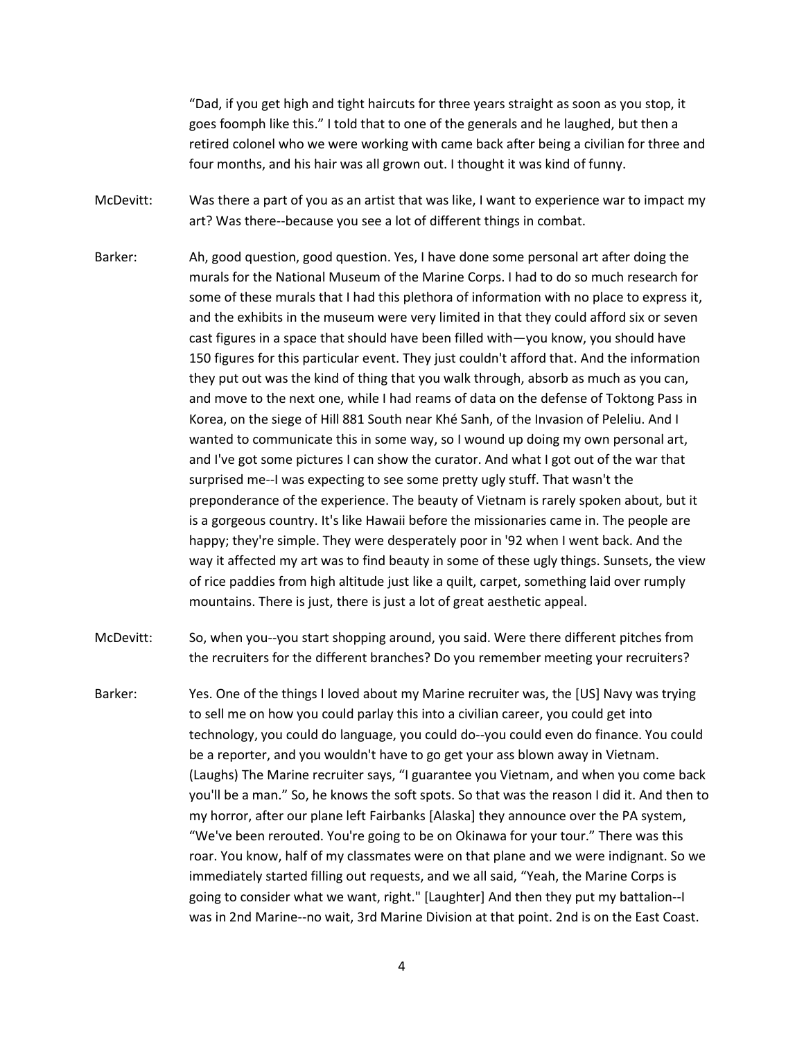"Dad, if you get high and tight haircuts for three years straight as soon as you stop, it goes foomph like this." I told that to one of the generals and he laughed, but then a retired colonel who we were working with came back after being a civilian for three and four months, and his hair was all grown out. I thought it was kind of funny.

McDevitt: Was there a part of you as an artist that was like, I want to experience war to impact my art? Was there--because you see a lot of different things in combat.

Barker: Ah, good question, good question. Yes, I have done some personal art after doing the murals for the National Museum of the Marine Corps. I had to do so much research for some of these murals that I had this plethora of information with no place to express it, and the exhibits in the museum were very limited in that they could afford six or seven cast figures in a space that should have been filled with—you know, you should have 150 figures for this particular event. They just couldn't afford that. And the information they put out was the kind of thing that you walk through, absorb as much as you can, and move to the next one, while I had reams of data on the defense of Toktong Pass in Korea, on the siege of Hill 881 South near Khé Sanh, of the Invasion of Peleliu. And I wanted to communicate this in some way, so I wound up doing my own personal art, and I've got some pictures I can show the curator. And what I got out of the war that surprised me--I was expecting to see some pretty ugly stuff. That wasn't the preponderance of the experience. The beauty of Vietnam is rarely spoken about, but it is a gorgeous country. It's like Hawaii before the missionaries came in. The people are happy; they're simple. They were desperately poor in '92 when I went back. And the way it affected my art was to find beauty in some of these ugly things. Sunsets, the view of rice paddies from high altitude just like a quilt, carpet, something laid over rumply mountains. There is just, there is just a lot of great aesthetic appeal.

McDevitt: So, when you--you start shopping around, you said. Were there different pitches from the recruiters for the different branches? Do you remember meeting your recruiters?

Barker: Yes. One of the things I loved about my Marine recruiter was, the [US] Navy was trying to sell me on how you could parlay this into a civilian career, you could get into technology, you could do language, you could do--you could even do finance. You could be a reporter, and you wouldn't have to go get your ass blown away in Vietnam. (Laughs) The Marine recruiter says, "I guarantee you Vietnam, and when you come back you'll be a man." So, he knows the soft spots. So that was the reason I did it. And then to my horror, after our plane left Fairbanks [Alaska] they announce over the PA system, "We've been rerouted. You're going to be on Okinawa for your tour." There was this roar. You know, half of my classmates were on that plane and we were indignant. So we immediately started filling out requests, and we all said, "Yeah, the Marine Corps is going to consider what we want, right." [Laughter] And then they put my battalion--I was in 2nd Marine--no wait, 3rd Marine Division at that point. 2nd is on the East Coast.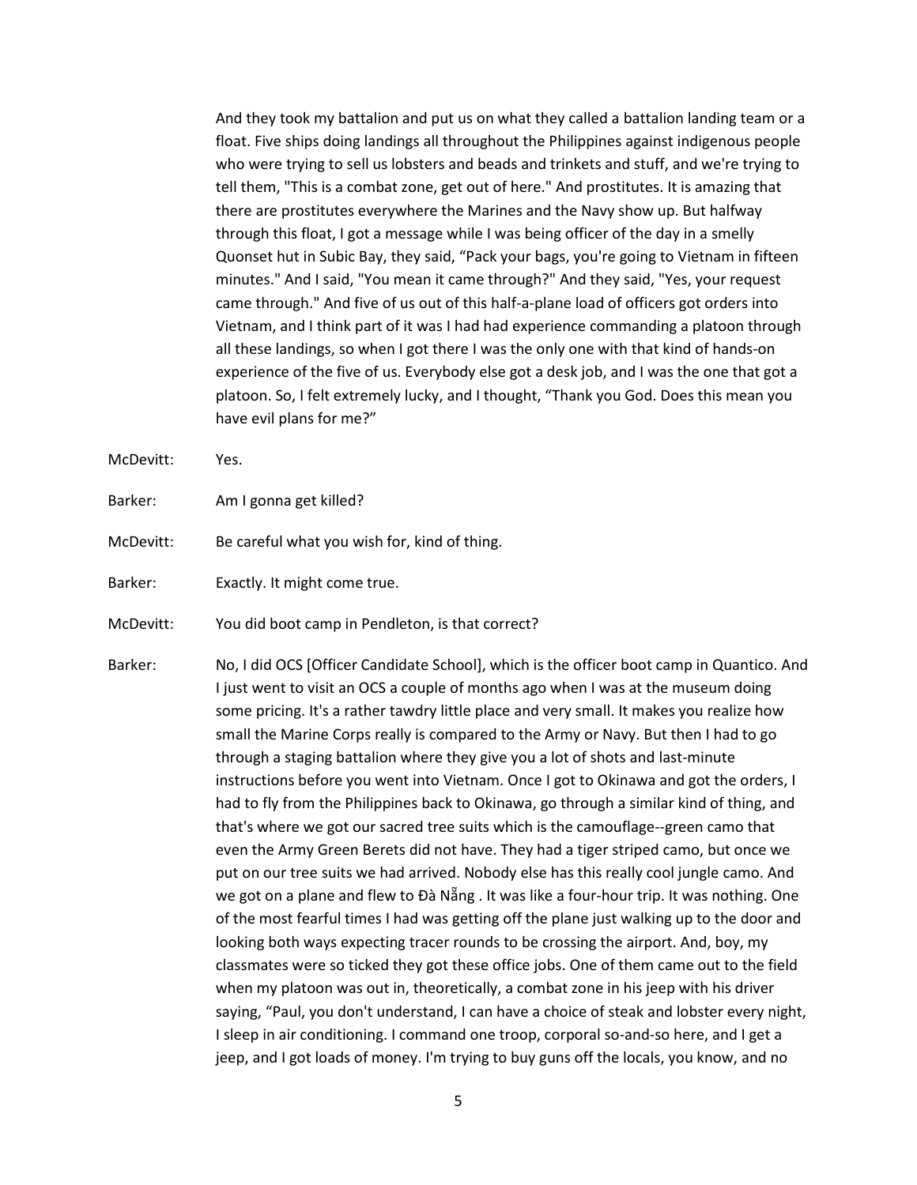And they took my battalion and put us on what they called a battalion landing team or a float. Five ships doing landings all throughout the Philippines against indigenous people who were trying to sell us lobsters and beads and trinkets and stuff, and we're trying to tell them, "This is a combat zone, get out of here." And prostitutes. It is amazing that there are prostitutes everywhere the Marines and the Navy show up. But halfway through this float, I got a message while I was being officer of the day in a smelly Quonset hut in Subic Bay, they said, “Pack your bags, you're going to Vietnam in fifteen minutes." And I said, "You mean it came through?" And they said, "Yes, your request came through." And five of us out of this half-a-plane load of officers got orders into Vietnam, and I think part of it was I had had experience commanding a platoon through all these landings, so when I got there I was the only one with that kind of hands-on experience of the five of us. Everybody else got a desk job, and I was the one that got a platoon. So, I felt extremely lucky, and I thought, “Thank you God. Does this mean you have evil plans for me?”

McDevitt: Yes.

Barker: Am I gonna get killed?

McDevitt: Be careful what you wish for, kind of thing.

Barker: Exactly. It might come true.

McDevitt: You did boot camp in Pendleton, is that correct?

Barker: No, I did OCS [Officer Candidate School], which is the officer boot camp in Quantico. And I just went to visit an OCS a couple of months ago when I was at the museum doing some pricing. It's a rather tawdry little place and very small. It makes you realize how small the Marine Corps really is compared to the Army or Navy. But then I had to go through a staging battalion where they give you a lot of shots and last-minute instructions before you went into Vietnam. Once I got to Okinawa and got the orders, I had to fly from the Philippines back to Okinawa, go through a similar kind of thing, and that's where we got our sacred tree suits which is the camouflage--green camo that even the Army Green Berets did not have. They had a tiger striped camo, but once we put on our tree suits we had arrived. Nobody else has this really cool jungle camo. And we got on a plane and flew to Đà Nẵng . It was like a four-hour trip. It was nothing. One of the most fearful times I had was getting off the plane just walking up to the door and looking both ways expecting tracer rounds to be crossing the airport. And, boy, my classmates were so ticked they got these office jobs. One of them came out to the field when my platoon was out in, theoretically, a combat zone in his jeep with his driver saying, “Paul, you don't understand, I can have a choice of steak and lobster every night, I sleep in air conditioning. I command one troop, corporal so-and-so here, and I get a jeep, and I got loads of money. I'm trying to buy guns off the locals, you know, and no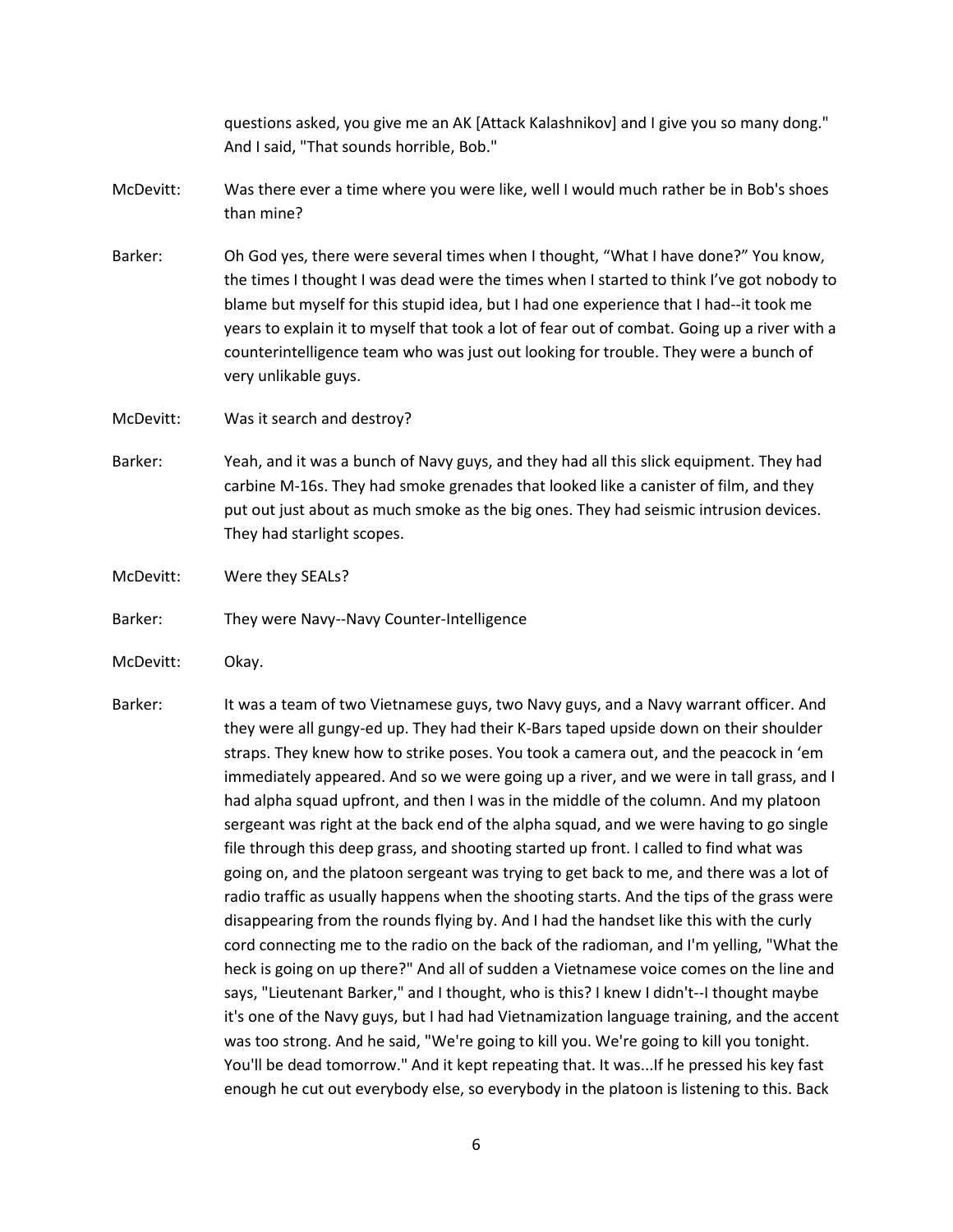questions asked, you give me an AK [Attack Kalashnikov] and I give you so many dong." And I said, "That sounds horrible, Bob."

McDevitt: Was there ever a time where you were like, well I would much rather be in Bob's shoes than mine?

Barker: Oh God yes, there were several times when I thought, "What I have done?" You know, the times I thought I was dead were the times when I started to think I've got nobody to blame but myself for this stupid idea, but I had one experience that I had--it took me years to explain it to myself that took a lot of fear out of combat. Going up a river with a counterintelligence team who was just out looking for trouble. They were a bunch of very unlikable guys.

McDevitt: Was it search and destroy?

Barker: Yeah, and it was a bunch of Navy guys, and they had all this slick equipment. They had carbine M-16s. They had smoke grenades that looked like a canister of film, and they put out just about as much smoke as the big ones. They had seismic intrusion devices. They had starlight scopes.

McDevitt: Were they SEALs?

Barker: They were Navy--Navy Counter-Intelligence

McDevitt: Okay.

Barker: It was a team of two Vietnamese guys, two Navy guys, and a Navy warrant officer. And they were all gungy-ed up. They had their K-Bars taped upside down on their shoulder straps. They knew how to strike poses. You took a camera out, and the peacock in 'em immediately appeared. And so we were going up a river, and we were in tall grass, and I had alpha squad upfront, and then I was in the middle of the column. And my platoon sergeant was right at the back end of the alpha squad, and we were having to go single file through this deep grass, and shooting started up front. I called to find what was going on, and the platoon sergeant was trying to get back to me, and there was a lot of radio traffic as usually happens when the shooting starts. And the tips of the grass were disappearing from the rounds flying by. And I had the handset like this with the curly cord connecting me to the radio on the back of the radioman, and I'm yelling, "What the heck is going on up there?" And all of sudden a Vietnamese voice comes on the line and says, "Lieutenant Barker," and I thought, who is this? I knew I didn't--I thought maybe it's one of the Navy guys, but I had had Vietnamization language training, and the accent was too strong. And he said, "We're going to kill you. We're going to kill you tonight. You'll be dead tomorrow." And it kept repeating that. It was...If he pressed his key fast enough he cut out everybody else, so everybody in the platoon is listening to this. Back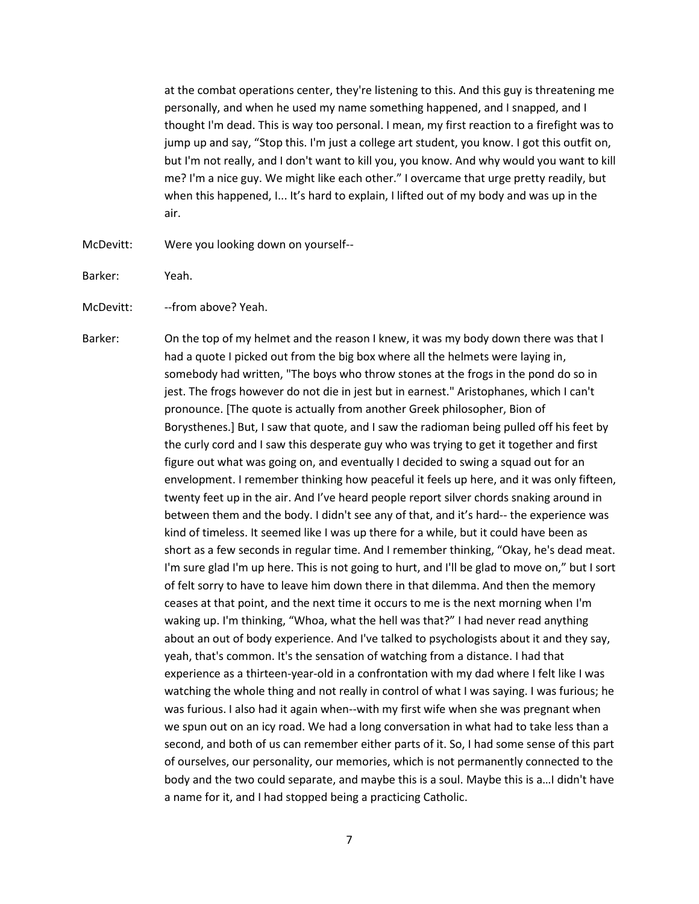at the combat operations center, they're listening to this. And this guy is threatening me personally, and when he used my name something happened, and I snapped, and I thought I'm dead. This is way too personal. I mean, my first reaction to a firefight was to jump up and say, "Stop this. I'm just a college art student, you know. I got this outfit on, but I'm not really, and I don't want to kill you, you know. And why would you want to kill me? I'm a nice guy. We might like each other." I overcame that urge pretty readily, but when this happened, I... It's hard to explain, I lifted out of my body and was up in the air.

McDevitt: Were you looking down on yourself--

Barker: Yeah.

McDevitt: --from above? Yeah.

Barker: On the top of my helmet and the reason I knew, it was my body down there was that I had a quote I picked out from the big box where all the helmets were laying in, somebody had written, "The boys who throw stones at the frogs in the pond do so in jest. The frogs however do not die in jest but in earnest." Aristophanes, which I can't pronounce. [The quote is actually from another Greek philosopher, Bion of Borysthenes.] But, I saw that quote, and I saw the radioman being pulled off his feet by the curly cord and I saw this desperate guy who was trying to get it together and first figure out what was going on, and eventually I decided to swing a squad out for an envelopment. I remember thinking how peaceful it feels up here, and it was only fifteen, twenty feet up in the air. And I've heard people report silver chords snaking around in between them and the body. I didn't see any of that, and it's hard-- the experience was kind of timeless. It seemed like I was up there for a while, but it could have been as short as a few seconds in regular time. And I remember thinking, "Okay, he's dead meat. I'm sure glad I'm up here. This is not going to hurt, and I'll be glad to move on," but I sort of felt sorry to have to leave him down there in that dilemma. And then the memory ceases at that point, and the next time it occurs to me is the next morning when I'm waking up. I'm thinking, "Whoa, what the hell was that?" I had never read anything about an out of body experience. And I've talked to psychologists about it and they say, yeah, that's common. It's the sensation of watching from a distance. I had that experience as a thirteen-year-old in a confrontation with my dad where I felt like I was watching the whole thing and not really in control of what I was saying. I was furious; he was furious. I also had it again when--with my first wife when she was pregnant when we spun out on an icy road. We had a long conversation in what had to take less than a second, and both of us can remember either parts of it. So, I had some sense of this part of ourselves, our personality, our memories, which is not permanently connected to the body and the two could separate, and maybe this is a soul. Maybe this is a…I didn't have a name for it, and I had stopped being a practicing Catholic.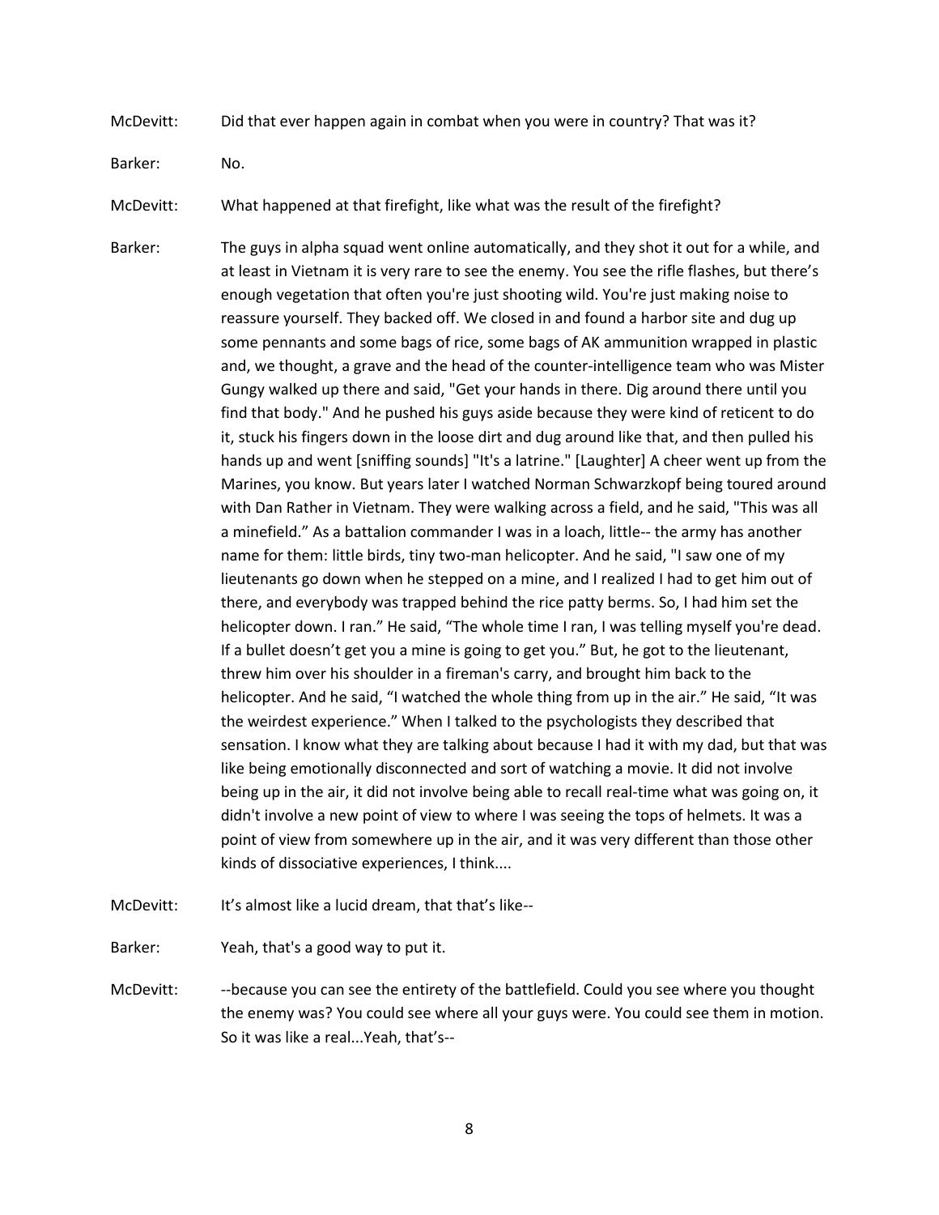McDevitt: Did that ever happen again in combat when you were in country? That was it?

Barker: No.

McDevitt: What happened at that firefight, like what was the result of the firefight?

Barker: The guys in alpha squad went online automatically, and they shot it out for a while, and at least in Vietnam it is very rare to see the enemy. You see the rifle flashes, but there's enough vegetation that often you're just shooting wild. You're just making noise to reassure yourself. They backed off. We closed in and found a harbor site and dug up some pennants and some bags of rice, some bags of AK ammunition wrapped in plastic and, we thought, a grave and the head of the counter-intelligence team who was Mister Gungy walked up there and said, "Get your hands in there. Dig around there until you find that body." And he pushed his guys aside because they were kind of reticent to do it, stuck his fingers down in the loose dirt and dug around like that, and then pulled his hands up and went [sniffing sounds] "It's a latrine." [Laughter] A cheer went up from the Marines, you know. But years later I watched Norman Schwarzkopf being toured around with Dan Rather in Vietnam. They were walking across a field, and he said, "This was all a minefield." As a battalion commander I was in a loach, little-- the army has another name for them: little birds, tiny two-man helicopter. And he said, "I saw one of my lieutenants go down when he stepped on a mine, and I realized I had to get him out of there, and everybody was trapped behind the rice patty berms. So, I had him set the helicopter down. I ran." He said, "The whole time I ran, I was telling myself you're dead. If a bullet doesn't get you a mine is going to get you." But, he got to the lieutenant, threw him over his shoulder in a fireman's carry, and brought him back to the helicopter. And he said, "I watched the whole thing from up in the air." He said, "It was the weirdest experience." When I talked to the psychologists they described that sensation. I know what they are talking about because I had it with my dad, but that was like being emotionally disconnected and sort of watching a movie. It did not involve being up in the air, it did not involve being able to recall real-time what was going on, it didn't involve a new point of view to where I was seeing the tops of helmets. It was a point of view from somewhere up in the air, and it was very different than those other kinds of dissociative experiences, I think....

McDevitt: It's almost like a lucid dream, that that's like--

Barker: Yeah, that's a good way to put it.

McDevitt: --because you can see the entirety of the battlefield. Could you see where you thought the enemy was? You could see where all your guys were. You could see them in motion. So it was like a real...Yeah, that's--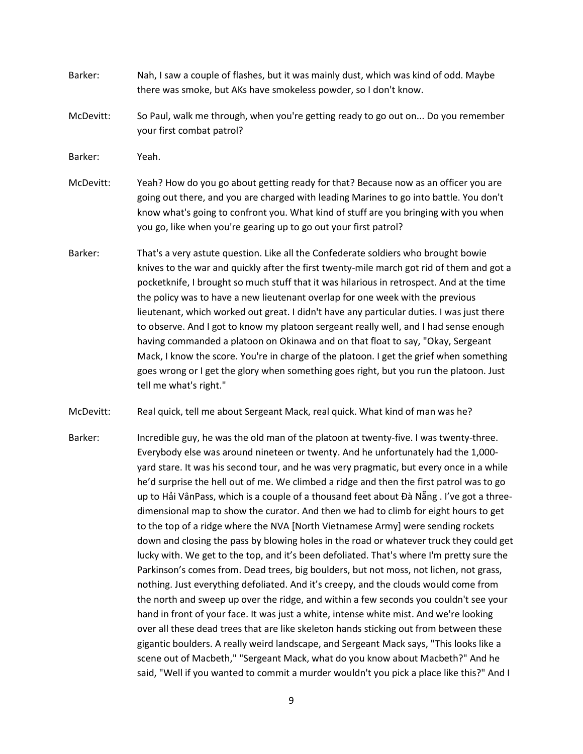Barker: Nah, I saw a couple of flashes, but it was mainly dust, which was kind of odd. Maybe there was smoke, but AKs have smokeless powder, so I don't know.

McDevitt: So Paul, walk me through, when you're getting ready to go out on... Do you remember your first combat patrol?

Barker: Yeah.

McDevitt: Yeah? How do you go about getting ready for that? Because now as an officer you are going out there, and you are charged with leading Marines to go into battle. You don't know what's going to confront you. What kind of stuff are you bringing with you when you go, like when you're gearing up to go out your first patrol?

Barker: That's a very astute question. Like all the Confederate soldiers who brought bowie knives to the war and quickly after the first twenty-mile march got rid of them and got a pocketknife, I brought so much stuff that it was hilarious in retrospect. And at the time the policy was to have a new lieutenant overlap for one week with the previous lieutenant, which worked out great. I didn't have any particular duties. I was just there to observe. And I got to know my platoon sergeant really well, and I had sense enough having commanded a platoon on Okinawa and on that float to say, "Okay, Sergeant Mack, I know the score. You're in charge of the platoon. I get the grief when something goes wrong or I get the glory when something goes right, but you run the platoon. Just tell me what's right."

McDevitt: Real quick, tell me about Sergeant Mack, real quick. What kind of man was he?

Barker: Incredible guy, he was the old man of the platoon at twenty-five. I was twenty-three. Everybody else was around nineteen or twenty. And he unfortunately had the 1,000-yard stare. It was his second tour, and he was very pragmatic, but every once in a while he'd surprise the hell out of me. We climbed a ridge and then the first patrol was to go up to Hải VânPass, which is a couple of a thousand feet about Đà Nẵng . I've got a three-dimensional map to show the curator. And then we had to climb for eight hours to get to the top of a ridge where the NVA [North Vietnamese Army] were sending rockets down and closing the pass by blowing holes in the road or whatever truck they could get lucky with. We get to the top, and it's been defoliated. That's where I'm pretty sure the Parkinson's comes from. Dead trees, big boulders, but not moss, not lichen, not grass, nothing. Just everything defoliated. And it's creepy, and the clouds would come from the north and sweep up over the ridge, and within a few seconds you couldn't see your hand in front of your face. It was just a white, intense white mist. And we're looking over all these dead trees that are like skeleton hands sticking out from between these gigantic boulders. A really weird landscape, and Sergeant Mack says, "This looks like a scene out of Macbeth," "Sergeant Mack, what do you know about Macbeth?" And he said, "Well if you wanted to commit a murder wouldn't you pick a place like this?" And I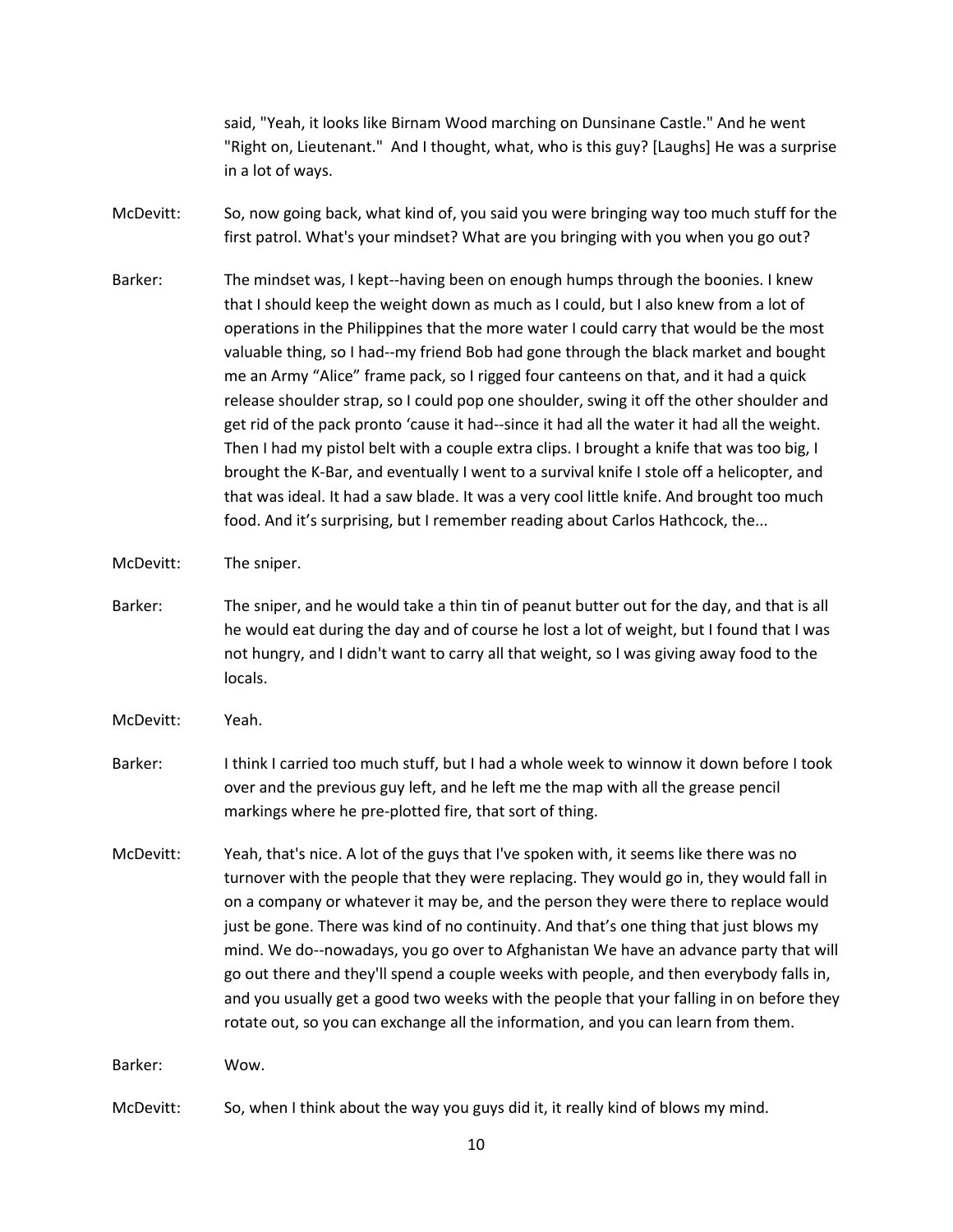said, "Yeah, it looks like Birnam Wood marching on Dunsinane Castle." And he went "Right on, Lieutenant." And I thought, what, who is this guy? [Laughs] He was a surprise in a lot of ways.

McDevitt: So, now going back, what kind of, you said you were bringing way too much stuff for the first patrol. What's your mindset? What are you bringing with you when you go out?

Barker: The mindset was, I kept--having been on enough humps through the boonies. I knew that I should keep the weight down as much as I could, but I also knew from a lot of operations in the Philippines that the more water I could carry that would be the most valuable thing, so I had--my friend Bob had gone through the black market and bought me an Army "Alice" frame pack, so I rigged four canteens on that, and it had a quick release shoulder strap, so I could pop one shoulder, swing it off the other shoulder and get rid of the pack pronto 'cause it had--since it had all the water it had all the weight. Then I had my pistol belt with a couple extra clips. I brought a knife that was too big, I brought the K-Bar, and eventually I went to a survival knife I stole off a helicopter, and that was ideal. It had a saw blade. It was a very cool little knife. And brought too much food. And it's surprising, but I remember reading about Carlos Hathcock, the...

McDevitt: The sniper.

Barker: The sniper, and he would take a thin tin of peanut butter out for the day, and that is all he would eat during the day and of course he lost a lot of weight, but I found that I was not hungry, and I didn't want to carry all that weight, so I was giving away food to the locals.

McDevitt: Yeah.

Barker: I think I carried too much stuff, but I had a whole week to winnow it down before I took over and the previous guy left, and he left me the map with all the grease pencil markings where he pre-plotted fire, that sort of thing.

McDevitt: Yeah, that's nice. A lot of the guys that I've spoken with, it seems like there was no turnover with the people that they were replacing. They would go in, they would fall in on a company or whatever it may be, and the person they were there to replace would just be gone. There was kind of no continuity. And that's one thing that just blows my mind. We do--nowadays, you go over to Afghanistan We have an advance party that will go out there and they'll spend a couple weeks with people, and then everybody falls in, and you usually get a good two weeks with the people that your falling in on before they rotate out, so you can exchange all the information, and you can learn from them.

Barker: Wow.

McDevitt: So, when I think about the way you guys did it, it really kind of blows my mind.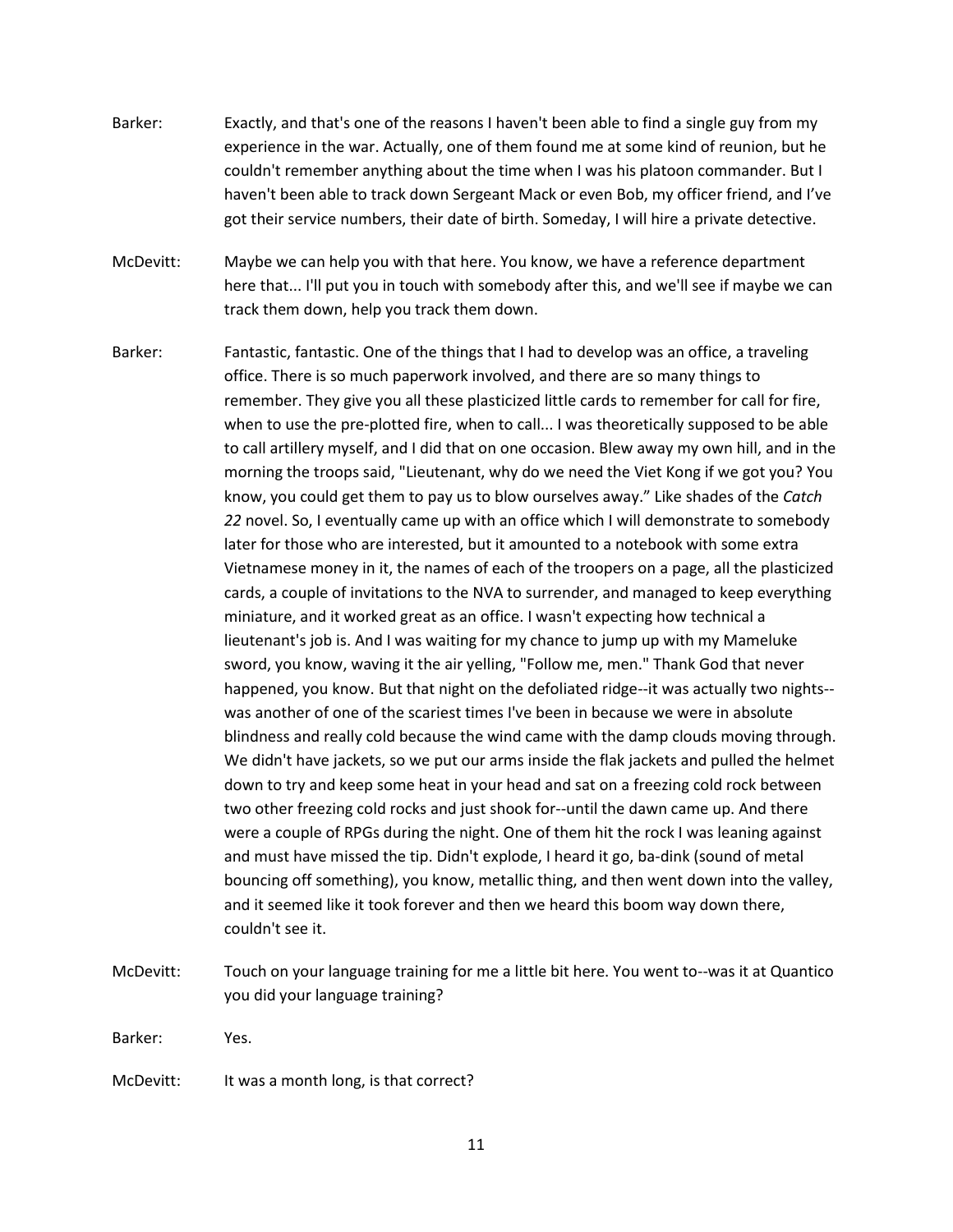Barker: Exactly, and that's one of the reasons I haven't been able to find a single guy from my experience in the war. Actually, one of them found me at some kind of reunion, but he couldn't remember anything about the time when I was his platoon commander. But I haven't been able to track down Sergeant Mack or even Bob, my officer friend, and I've got their service numbers, their date of birth. Someday, I will hire a private detective.

McDevitt: Maybe we can help you with that here. You know, we have a reference department here that... I'll put you in touch with somebody after this, and we'll see if maybe we can track them down, help you track them down.

Barker: Fantastic, fantastic. One of the things that I had to develop was an office, a traveling office. There is so much paperwork involved, and there are so many things to remember. They give you all these plasticized little cards to remember for call for fire, when to use the pre-plotted fire, when to call... I was theoretically supposed to be able to call artillery myself, and I did that on one occasion. Blew away my own hill, and in the morning the troops said, "Lieutenant, why do we need the Viet Kong if we got you? You know, you could get them to pay us to blow ourselves away." Like shades of the *Catch 22* novel. So, I eventually came up with an office which I will demonstrate to somebody later for those who are interested, but it amounted to a notebook with some extra Vietnamese money in it, the names of each of the troopers on a page, all the plasticized cards, a couple of invitations to the NVA to surrender, and managed to keep everything miniature, and it worked great as an office. I wasn't expecting how technical a lieutenant's job is. And I was waiting for my chance to jump up with my Mameluke sword, you know, waving it the air yelling, "Follow me, men." Thank God that never happened, you know. But that night on the defoliated ridge--it was actually two nights--was another of one of the scariest times I've been in because we were in absolute blindness and really cold because the wind came with the damp clouds moving through. We didn't have jackets, so we put our arms inside the flak jackets and pulled the helmet down to try and keep some heat in your head and sat on a freezing cold rock between two other freezing cold rocks and just shook for--until the dawn came up. And there were a couple of RPGs during the night. One of them hit the rock I was leaning against and must have missed the tip. Didn't explode, I heard it go, ba-dink (sound of metal bouncing off something), you know, metallic thing, and then went down into the valley, and it seemed like it took forever and then we heard this boom way down there, couldn't see it.

McDevitt: Touch on your language training for me a little bit here. You went to--was it at Quantico you did your language training?

Barker: Yes.

McDevitt: It was a month long, is that correct?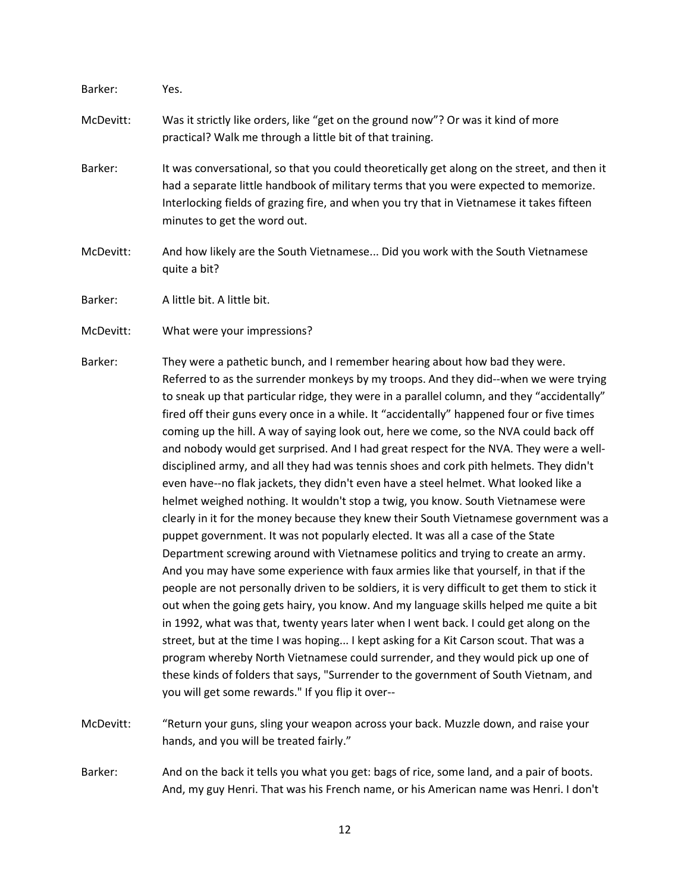Barker: Yes.

McDevitt: Was it strictly like orders, like "get on the ground now"? Or was it kind of more practical? Walk me through a little bit of that training.

Barker: It was conversational, so that you could theoretically get along on the street, and then it had a separate little handbook of military terms that you were expected to memorize. Interlocking fields of grazing fire, and when you try that in Vietnamese it takes fifteen minutes to get the word out.

McDevitt: And how likely are the South Vietnamese... Did you work with the South Vietnamese quite a bit?

Barker: A little bit. A little bit.

McDevitt: What were your impressions?

Barker: They were a pathetic bunch, and I remember hearing about how bad they were. Referred to as the surrender monkeys by my troops. And they did--when we were trying to sneak up that particular ridge, they were in a parallel column, and they "accidentally" fired off their guns every once in a while. It "accidentally" happened four or five times coming up the hill. A way of saying look out, here we come, so the NVA could back off and nobody would get surprised. And I had great respect for the NVA. They were a well-disciplined army, and all they had was tennis shoes and cork pith helmets. They didn't even have--no flak jackets, they didn't even have a steel helmet. What looked like a helmet weighed nothing. It wouldn't stop a twig, you know. South Vietnamese were clearly in it for the money because they knew their South Vietnamese government was a puppet government. It was not popularly elected. It was all a case of the State Department screwing around with Vietnamese politics and trying to create an army. And you may have some experience with faux armies like that yourself, in that if the people are not personally driven to be soldiers, it is very difficult to get them to stick it out when the going gets hairy, you know. And my language skills helped me quite a bit in 1992, what was that, twenty years later when I went back. I could get along on the street, but at the time I was hoping... I kept asking for a Kit Carson scout. That was a program whereby North Vietnamese could surrender, and they would pick up one of these kinds of folders that says, "Surrender to the government of South Vietnam, and you will get some rewards." If you flip it over--

McDevitt: "Return your guns, sling your weapon across your back. Muzzle down, and raise your hands, and you will be treated fairly."

Barker: And on the back it tells you what you get: bags of rice, some land, and a pair of boots. And, my guy Henri. That was his French name, or his American name was Henri. I don't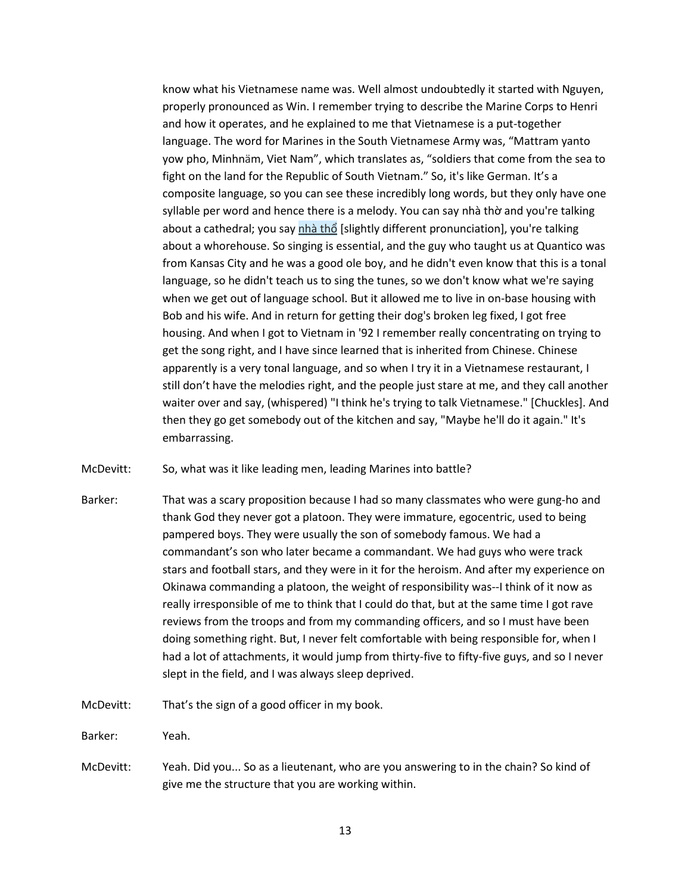know what his Vietnamese name was. Well almost undoubtedly it started with Nguyen, properly pronounced as Win. I remember trying to describe the Marine Corps to Henri and how it operates, and he explained to me that Vietnamese is a put-together language. The word for Marines in the South Vietnamese Army was, "Mattram yanto yow pho, Minhnäm, Viet Nam", which translates as, "soldiers that come from the sea to fight on the land for the Republic of South Vietnam." So, it's like German. It's a composite language, so you can see these incredibly long words, but they only have one syllable per word and hence there is a melody. You can say nhà thờ and you're talking about a cathedral; you say nhà thổ [slightly different pronunciation], you're talking about a whorehouse. So singing is essential, and the guy who taught us at Quantico was from Kansas City and he was a good ole boy, and he didn't even know that this is a tonal language, so he didn't teach us to sing the tunes, so we don't know what we're saying when we get out of language school. But it allowed me to live in on-base housing with Bob and his wife. And in return for getting their dog's broken leg fixed, I got free housing. And when I got to Vietnam in '92 I remember really concentrating on trying to get the song right, and I have since learned that is inherited from Chinese. Chinese apparently is a very tonal language, and so when I try it in a Vietnamese restaurant, I still don't have the melodies right, and the people just stare at me, and they call another waiter over and say, (whispered) "I think he's trying to talk Vietnamese." [Chuckles]. And then they go get somebody out of the kitchen and say, "Maybe he'll do it again." It's embarrassing.

McDevitt: So, what was it like leading men, leading Marines into battle?

Barker: That was a scary proposition because I had so many classmates who were gung-ho and thank God they never got a platoon. They were immature, egocentric, used to being pampered boys. They were usually the son of somebody famous. We had a commandant's son who later became a commandant. We had guys who were track stars and football stars, and they were in it for the heroism. And after my experience on Okinawa commanding a platoon, the weight of responsibility was--I think of it now as really irresponsible of me to think that I could do that, but at the same time I got rave reviews from the troops and from my commanding officers, and so I must have been doing something right. But, I never felt comfortable with being responsible for, when I had a lot of attachments, it would jump from thirty-five to fifty-five guys, and so I never slept in the field, and I was always sleep deprived.

McDevitt: That's the sign of a good officer in my book.

Barker: Yeah.

McDevitt: Yeah. Did you... So as a lieutenant, who are you answering to in the chain? So kind of give me the structure that you are working within.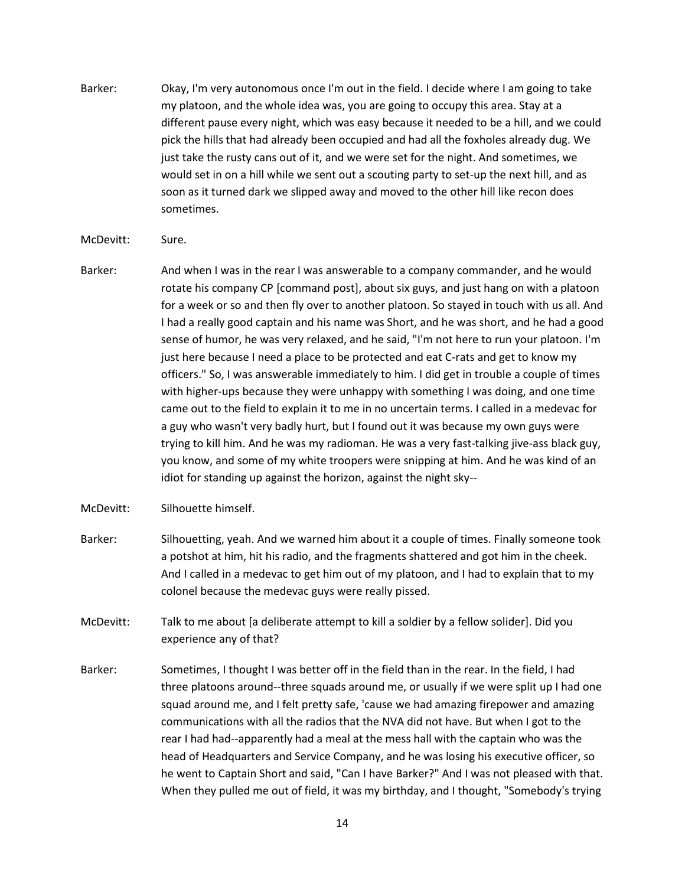Barker: Okay, I'm very autonomous once I'm out in the field. I decide where I am going to take my platoon, and the whole idea was, you are going to occupy this area. Stay at a different pause every night, which was easy because it needed to be a hill, and we could pick the hills that had already been occupied and had all the foxholes already dug. We just take the rusty cans out of it, and we were set for the night. And sometimes, we would set in on a hill while we sent out a scouting party to set-up the next hill, and as soon as it turned dark we slipped away and moved to the other hill like recon does sometimes.

McDevitt: Sure.

Barker: And when I was in the rear I was answerable to a company commander, and he would rotate his company CP [command post], about six guys, and just hang on with a platoon for a week or so and then fly over to another platoon. So stayed in touch with us all. And I had a really good captain and his name was Short, and he was short, and he had a good sense of humor, he was very relaxed, and he said, "I'm not here to run your platoon. I'm just here because I need a place to be protected and eat C-rats and get to know my officers." So, I was answerable immediately to him. I did get in trouble a couple of times with higher-ups because they were unhappy with something I was doing, and one time came out to the field to explain it to me in no uncertain terms. I called in a medevac for a guy who wasn't very badly hurt, but I found out it was because my own guys were trying to kill him. And he was my radioman. He was a very fast-talking jive-ass black guy, you know, and some of my white troopers were snipping at him. And he was kind of an idiot for standing up against the horizon, against the night sky--

McDevitt: Silhouette himself.

Barker: Silhouetting, yeah. And we warned him about it a couple of times. Finally someone took a potshot at him, hit his radio, and the fragments shattered and got him in the cheek. And I called in a medevac to get him out of my platoon, and I had to explain that to my colonel because the medevac guys were really pissed.

McDevitt: Talk to me about [a deliberate attempt to kill a soldier by a fellow solider]. Did you experience any of that?

Barker: Sometimes, I thought I was better off in the field than in the rear. In the field, I had three platoons around--three squads around me, or usually if we were split up I had one squad around me, and I felt pretty safe, 'cause we had amazing firepower and amazing communications with all the radios that the NVA did not have. But when I got to the rear I had had--apparently had a meal at the mess hall with the captain who was the head of Headquarters and Service Company, and he was losing his executive officer, so he went to Captain Short and said, "Can I have Barker?" And I was not pleased with that. When they pulled me out of field, it was my birthday, and I thought, "Somebody's trying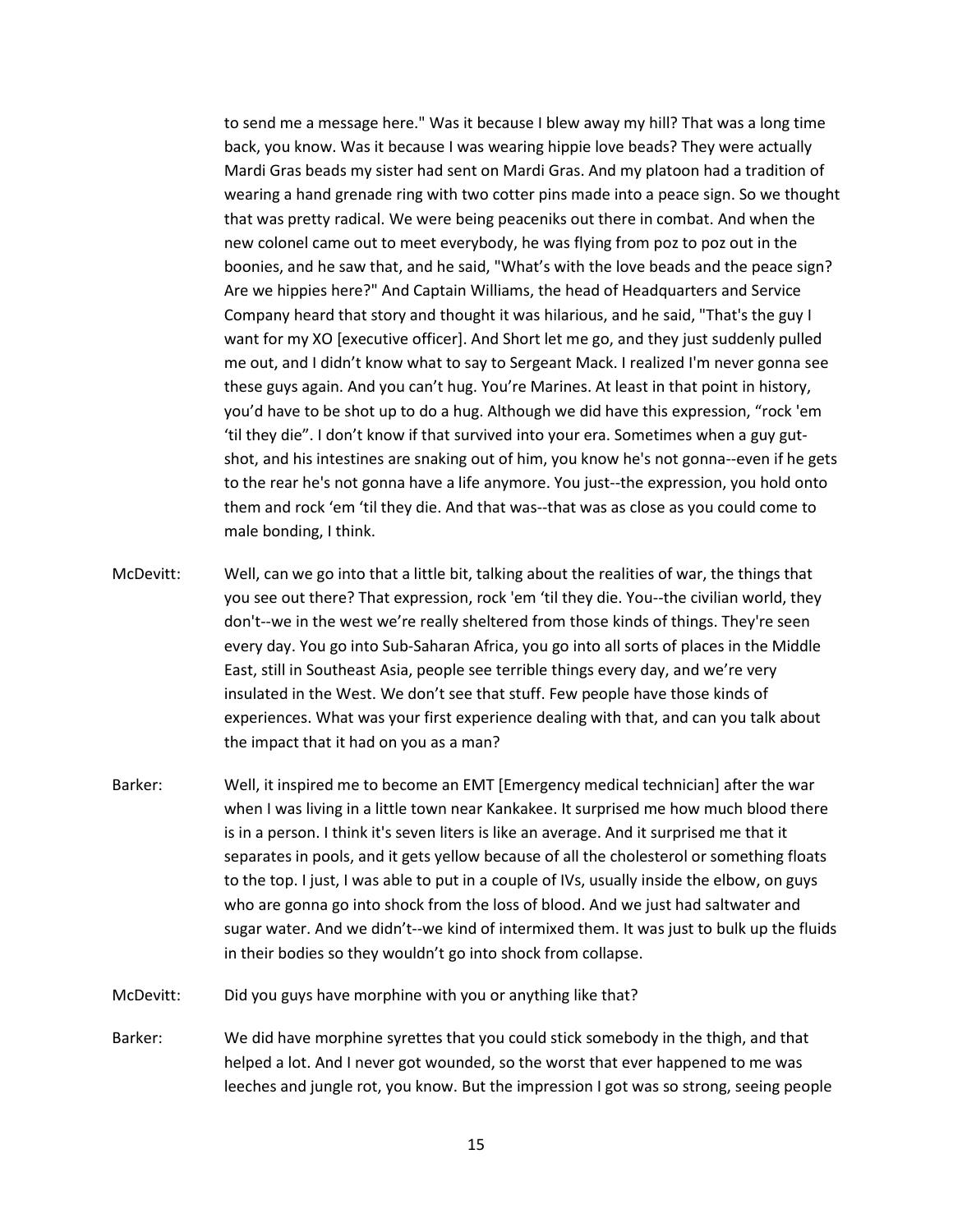to send me a message here." Was it because I blew away my hill? That was a long time back, you know. Was it because I was wearing hippie love beads? They were actually Mardi Gras beads my sister had sent on Mardi Gras. And my platoon had a tradition of wearing a hand grenade ring with two cotter pins made into a peace sign. So we thought that was pretty radical. We were being peaceniks out there in combat. And when the new colonel came out to meet everybody, he was flying from poz to poz out in the boonies, and he saw that, and he said, "What's with the love beads and the peace sign? Are we hippies here?" And Captain Williams, the head of Headquarters and Service Company heard that story and thought it was hilarious, and he said, "That's the guy I want for my XO [executive officer]. And Short let me go, and they just suddenly pulled me out, and I didn't know what to say to Sergeant Mack. I realized I'm never gonna see these guys again. And you can't hug. You're Marines. At least in that point in history, you'd have to be shot up to do a hug. Although we did have this expression, "rock 'em 'til they die". I don't know if that survived into your era. Sometimes when a guy gut-shot, and his intestines are snaking out of him, you know he's not gonna--even if he gets to the rear he's not gonna have a life anymore. You just--the expression, you hold onto them and rock 'em 'til they die. And that was--that was as close as you could come to male bonding, I think.

McDevitt: Well, can we go into that a little bit, talking about the realities of war, the things that you see out there? That expression, rock 'em 'til they die. You--the civilian world, they don't--we in the west we're really sheltered from those kinds of things. They're seen every day. You go into Sub-Saharan Africa, you go into all sorts of places in the Middle East, still in Southeast Asia, people see terrible things every day, and we're very insulated in the West. We don't see that stuff. Few people have those kinds of experiences. What was your first experience dealing with that, and can you talk about the impact that it had on you as a man?

Barker: Well, it inspired me to become an EMT [Emergency medical technician] after the war when I was living in a little town near Kankakee. It surprised me how much blood there is in a person. I think it's seven liters is like an average. And it surprised me that it separates in pools, and it gets yellow because of all the cholesterol or something floats to the top. I just, I was able to put in a couple of IVs, usually inside the elbow, on guys who are gonna go into shock from the loss of blood. And we just had saltwater and sugar water. And we didn't--we kind of intermixed them. It was just to bulk up the fluids in their bodies so they wouldn't go into shock from collapse.

McDevitt: Did you guys have morphine with you or anything like that?

Barker: We did have morphine syrettes that you could stick somebody in the thigh, and that helped a lot. And I never got wounded, so the worst that ever happened to me was leeches and jungle rot, you know. But the impression I got was so strong, seeing people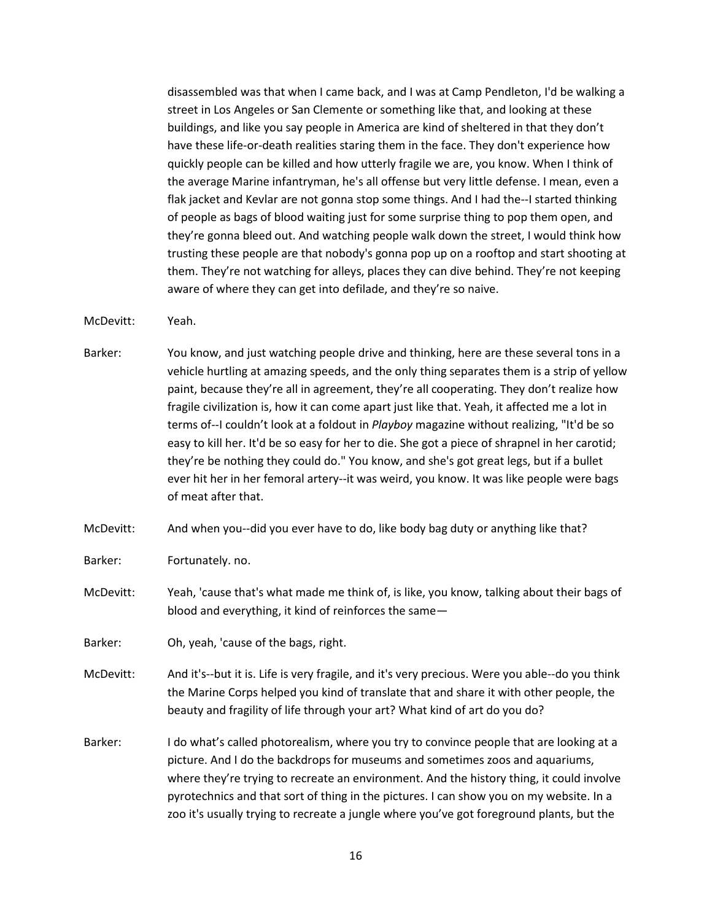disassembled was that when I came back, and I was at Camp Pendleton, I'd be walking a street in Los Angeles or San Clemente or something like that, and looking at these buildings, and like you say people in America are kind of sheltered in that they don't have these life-or-death realities staring them in the face. They don't experience how quickly people can be killed and how utterly fragile we are, you know. When I think of the average Marine infantryman, he's all offense but very little defense. I mean, even a flak jacket and Kevlar are not gonna stop some things. And I had the--I started thinking of people as bags of blood waiting just for some surprise thing to pop them open, and they're gonna bleed out. And watching people walk down the street, I would think how trusting these people are that nobody's gonna pop up on a rooftop and start shooting at them. They're not watching for alleys, places they can dive behind. They're not keeping aware of where they can get into defilade, and they're so naive.

McDevitt: Yeah.

Barker: You know, and just watching people drive and thinking, here are these several tons in a vehicle hurtling at amazing speeds, and the only thing separates them is a strip of yellow paint, because they're all in agreement, they're all cooperating. They don't realize how fragile civilization is, how it can come apart just like that. Yeah, it affected me a lot in terms of--I couldn't look at a foldout in *Playboy* magazine without realizing, "It'd be so easy to kill her. It'd be so easy for her to die. She got a piece of shrapnel in her carotid; they're be nothing they could do." You know, and she's got great legs, but if a bullet ever hit her in her femoral artery--it was weird, you know. It was like people were bags of meat after that.

McDevitt: And when you--did you ever have to do, like body bag duty or anything like that?

Barker: Fortunately. no.

McDevitt: Yeah, 'cause that's what made me think of, is like, you know, talking about their bags of blood and everything, it kind of reinforces the same—

Barker: Oh, yeah, 'cause of the bags, right.

McDevitt: And it's--but it is. Life is very fragile, and it's very precious. Were you able--do you think the Marine Corps helped you kind of translate that and share it with other people, the beauty and fragility of life through your art? What kind of art do you do?

Barker: I do what's called photorealism, where you try to convince people that are looking at a picture. And I do the backdrops for museums and sometimes zoos and aquariums, where they're trying to recreate an environment. And the history thing, it could involve pyrotechnics and that sort of thing in the pictures. I can show you on my website. In a zoo it's usually trying to recreate a jungle where you've got foreground plants, but the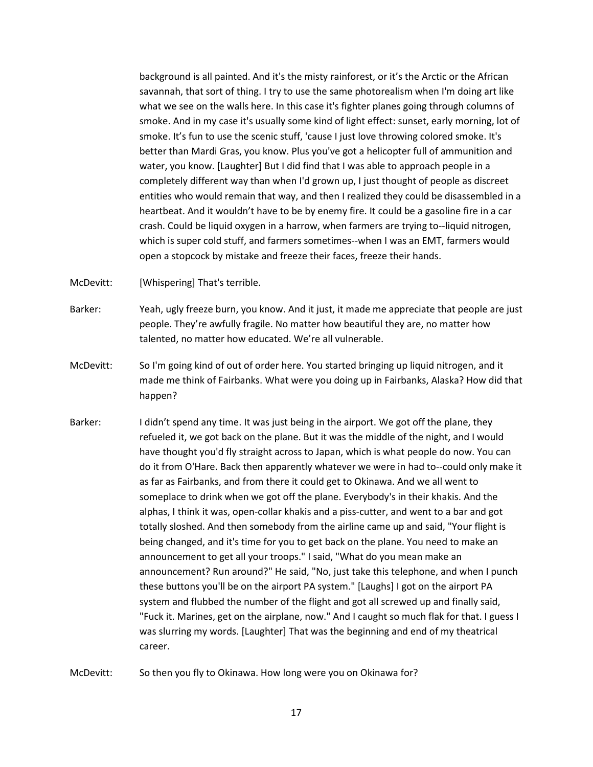background is all painted. And it's the misty rainforest, or it's the Arctic or the African savannah, that sort of thing. I try to use the same photorealism when I'm doing art like what we see on the walls here. In this case it's fighter planes going through columns of smoke. And in my case it's usually some kind of light effect: sunset, early morning, lot of smoke. It's fun to use the scenic stuff, 'cause I just love throwing colored smoke. It's better than Mardi Gras, you know. Plus you've got a helicopter full of ammunition and water, you know. [Laughter] But I did find that I was able to approach people in a completely different way than when I'd grown up, I just thought of people as discreet entities who would remain that way, and then I realized they could be disassembled in a heartbeat. And it wouldn't have to be by enemy fire. It could be a gasoline fire in a car crash. Could be liquid oxygen in a harrow, when farmers are trying to--liquid nitrogen, which is super cold stuff, and farmers sometimes--when I was an EMT, farmers would open a stopcock by mistake and freeze their faces, freeze their hands.

McDevitt: [Whispering] That's terrible.

Barker: Yeah, ugly freeze burn, you know. And it just, it made me appreciate that people are just people. They're awfully fragile. No matter how beautiful they are, no matter how talented, no matter how educated. We're all vulnerable.

McDevitt: So I'm going kind of out of order here. You started bringing up liquid nitrogen, and it made me think of Fairbanks. What were you doing up in Fairbanks, Alaska? How did that happen?

Barker: I didn't spend any time. It was just being in the airport. We got off the plane, they refueled it, we got back on the plane. But it was the middle of the night, and I would have thought you'd fly straight across to Japan, which is what people do now. You can do it from O'Hare. Back then apparently whatever we were in had to--could only make it as far as Fairbanks, and from there it could get to Okinawa. And we all went to someplace to drink when we got off the plane. Everybody's in their khakis. And the alphas, I think it was, open-collar khakis and a piss-cutter, and went to a bar and got totally sloshed. And then somebody from the airline came up and said, "Your flight is being changed, and it's time for you to get back on the plane. You need to make an announcement to get all your troops." I said, "What do you mean make an announcement? Run around?" He said, "No, just take this telephone, and when I punch these buttons you'll be on the airport PA system." [Laughs] I got on the airport PA system and flubbed the number of the flight and got all screwed up and finally said, "Fuck it. Marines, get on the airplane, now." And I caught so much flak for that. I guess I was slurring my words. [Laughter] That was the beginning and end of my theatrical career.

McDevitt: So then you fly to Okinawa. How long were you on Okinawa for?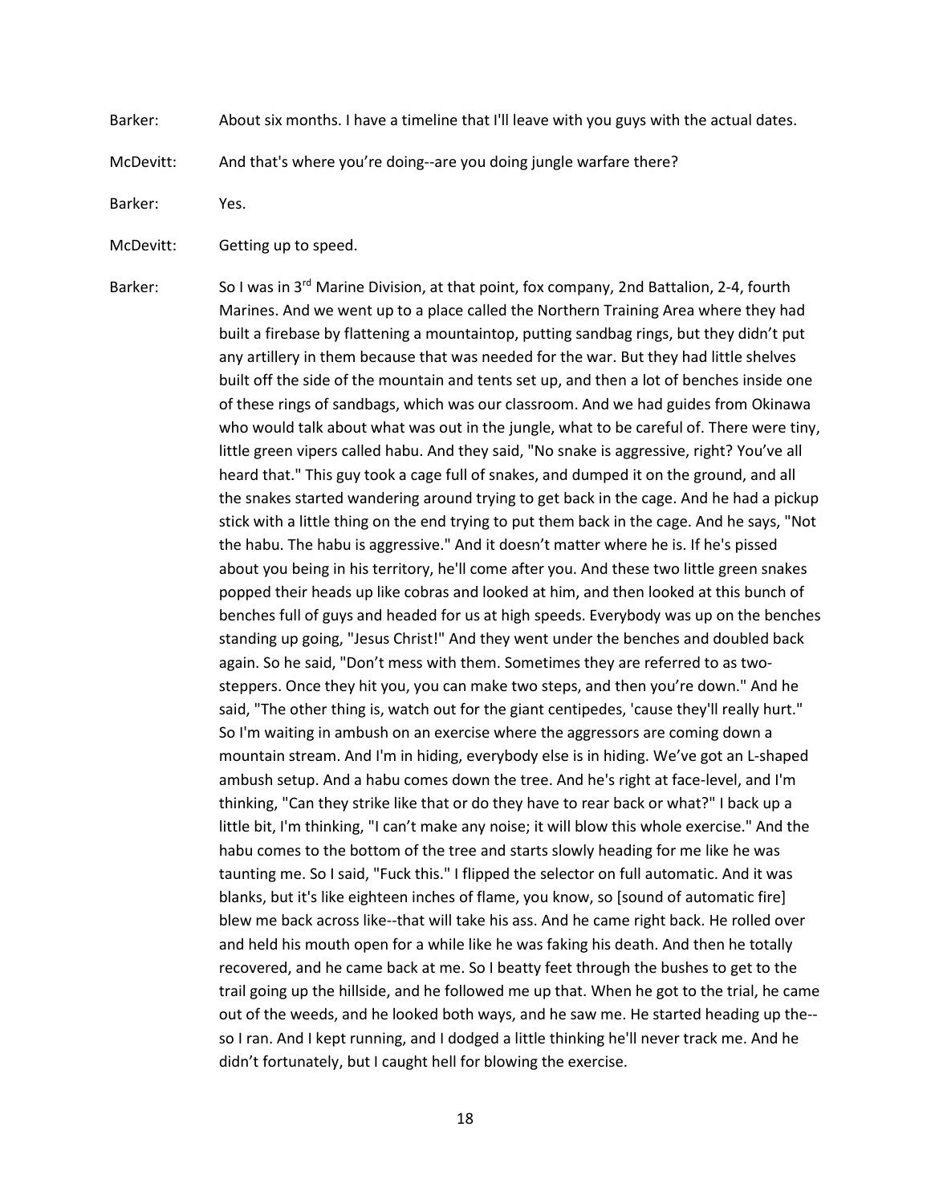Barker: About six months. I have a timeline that I'll leave with you guys with the actual dates.

McDevitt: And that's where you're doing--are you doing jungle warfare there?

Barker: Yes.

McDevitt: Getting up to speed.

Barker: So I was in 3rd Marine Division, at that point, fox company, 2nd Battalion, 2-4, fourth Marines. And we went up to a place called the Northern Training Area where they had built a firebase by flattening a mountaintop, putting sandbag rings, but they didn't put any artillery in them because that was needed for the war. But they had little shelves built off the side of the mountain and tents set up, and then a lot of benches inside one of these rings of sandbags, which was our classroom. And we had guides from Okinawa who would talk about what was out in the jungle, what to be careful of. There were tiny, little green vipers called habu. And they said, "No snake is aggressive, right? You've all heard that." This guy took a cage full of snakes, and dumped it on the ground, and all the snakes started wandering around trying to get back in the cage. And he had a pickup stick with a little thing on the end trying to put them back in the cage. And he says, "Not the habu. The habu is aggressive." And it doesn't matter where he is. If he's pissed about you being in his territory, he'll come after you. And these two little green snakes popped their heads up like cobras and looked at him, and then looked at this bunch of benches full of guys and headed for us at high speeds. Everybody was up on the benches standing up going, "Jesus Christ!" And they went under the benches and doubled back again. So he said, "Don't mess with them. Sometimes they are referred to as two-steppers. Once they hit you, you can make two steps, and then you're down." And he said, "The other thing is, watch out for the giant centipedes, 'cause they'll really hurt." So I'm waiting in ambush on an exercise where the aggressors are coming down a mountain stream. And I'm in hiding, everybody else is in hiding. We've got an L-shaped ambush setup. And a habu comes down the tree. And he's right at face-level, and I'm thinking, "Can they strike like that or do they have to rear back or what?" I back up a little bit, I'm thinking, "I can't make any noise; it will blow this whole exercise." And the habu comes to the bottom of the tree and starts slowly heading for me like he was taunting me. So I said, "Fuck this." I flipped the selector on full automatic. And it was blanks, but it's like eighteen inches of flame, you know, so [sound of automatic fire] blew me back across like--that will take his ass. And he came right back. He rolled over and held his mouth open for a while like he was faking his death. And then he totally recovered, and he came back at me. So I beatty feet through the bushes to get to the trail going up the hillside, and he followed me up that. When he got to the trial, he came out of the weeds, and he looked both ways, and he saw me. He started heading up the--so I ran. And I kept running, and I dodged a little thinking he'll never track me. And he didn't fortunately, but I caught hell for blowing the exercise.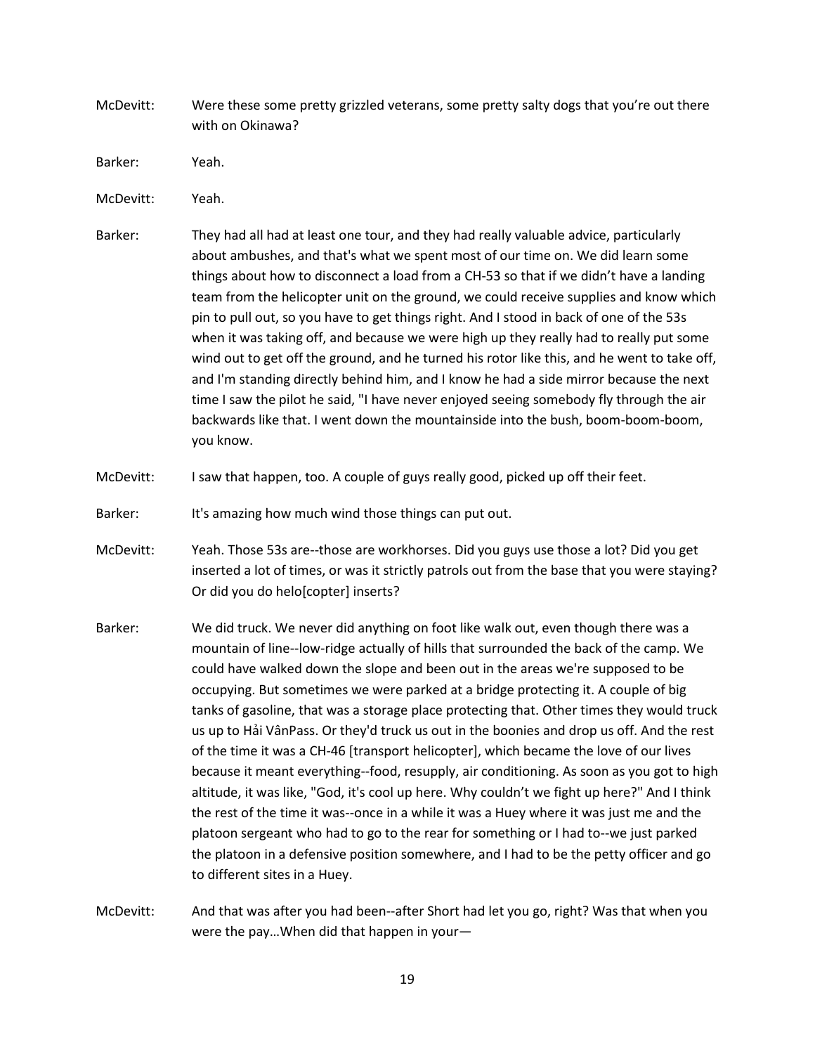McDevitt: Were these some pretty grizzled veterans, some pretty salty dogs that you're out there with on Okinawa?

Barker: Yeah.

McDevitt: Yeah.

Barker: They had all had at least one tour, and they had really valuable advice, particularly about ambushes, and that's what we spent most of our time on. We did learn some things about how to disconnect a load from a CH-53 so that if we didn't have a landing team from the helicopter unit on the ground, we could receive supplies and know which pin to pull out, so you have to get things right. And I stood in back of one of the 53s when it was taking off, and because we were high up they really had to really put some wind out to get off the ground, and he turned his rotor like this, and he went to take off, and I'm standing directly behind him, and I know he had a side mirror because the next time I saw the pilot he said, "I have never enjoyed seeing somebody fly through the air backwards like that. I went down the mountainside into the bush, boom-boom-boom, you know.

McDevitt: I saw that happen, too. A couple of guys really good, picked up off their feet.

Barker: It's amazing how much wind those things can put out.

McDevitt: Yeah. Those 53s are--those are workhorses. Did you guys use those a lot? Did you get inserted a lot of times, or was it strictly patrols out from the base that you were staying? Or did you do helo[copter] inserts?

Barker: We did truck. We never did anything on foot like walk out, even though there was a mountain of line--low-ridge actually of hills that surrounded the back of the camp. We could have walked down the slope and been out in the areas we're supposed to be occupying. But sometimes we were parked at a bridge protecting it. A couple of big tanks of gasoline, that was a storage place protecting that. Other times they would truck us up to Hải VânPass. Or they'd truck us out in the boonies and drop us off. And the rest of the time it was a CH-46 [transport helicopter], which became the love of our lives because it meant everything--food, resupply, air conditioning. As soon as you got to high altitude, it was like, "God, it's cool up here. Why couldn't we fight up here?" And I think the rest of the time it was--once in a while it was a Huey where it was just me and the platoon sergeant who had to go to the rear for something or I had to--we just parked the platoon in a defensive position somewhere, and I had to be the petty officer and go to different sites in a Huey.

McDevitt: And that was after you had been--after Short had let you go, right? Was that when you were the pay…When did that happen in your—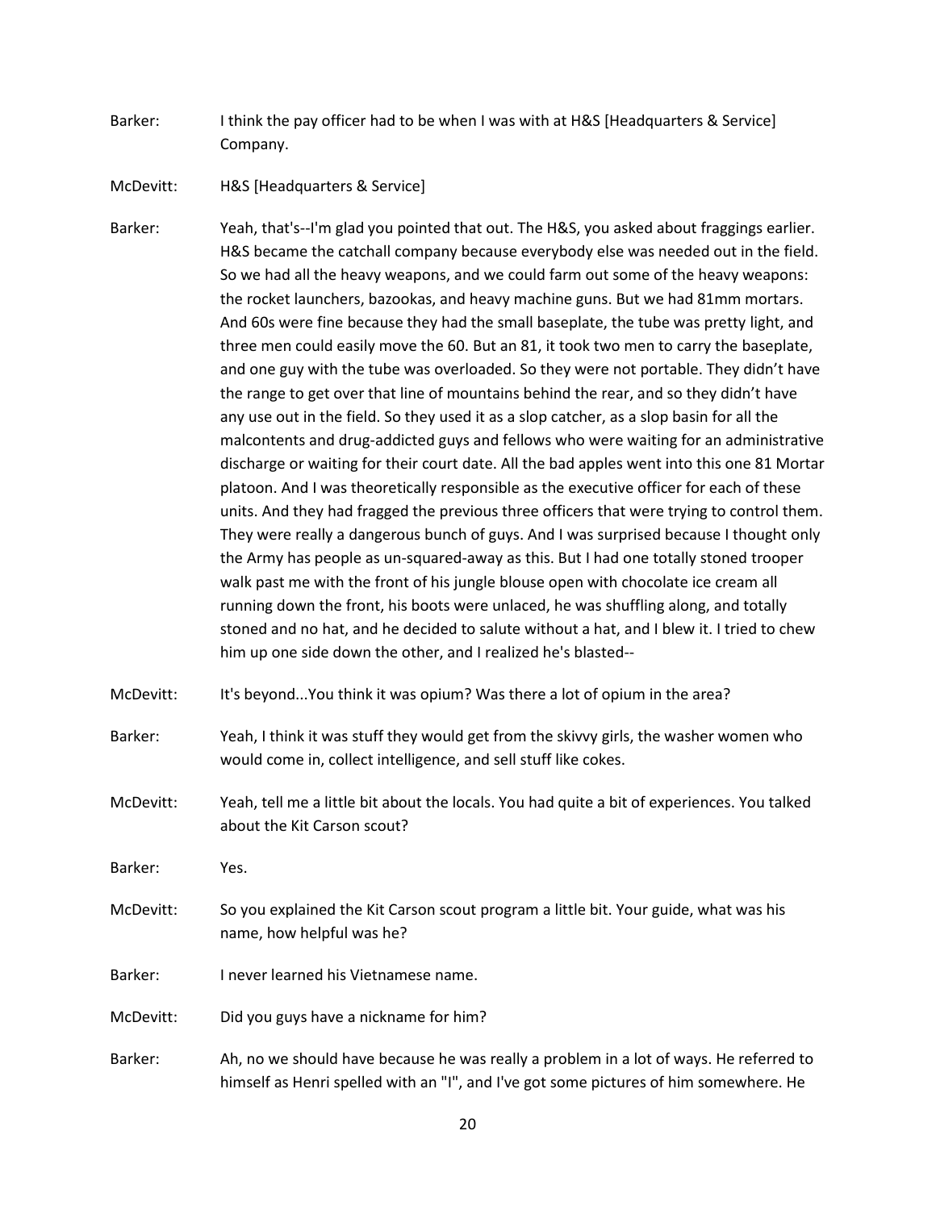Barker: I think the pay officer had to be when I was with at H&S [Headquarters & Service] Company.

McDevitt: H&S [Headquarters & Service]

Barker: Yeah, that's--I'm glad you pointed that out. The H&S, you asked about fraggings earlier. H&S became the catchall company because everybody else was needed out in the field. So we had all the heavy weapons, and we could farm out some of the heavy weapons: the rocket launchers, bazookas, and heavy machine guns. But we had 81mm mortars. And 60s were fine because they had the small baseplate, the tube was pretty light, and three men could easily move the 60. But an 81, it took two men to carry the baseplate, and one guy with the tube was overloaded. So they were not portable. They didn't have the range to get over that line of mountains behind the rear, and so they didn't have any use out in the field. So they used it as a slop catcher, as a slop basin for all the malcontents and drug-addicted guys and fellows who were waiting for an administrative discharge or waiting for their court date. All the bad apples went into this one 81 Mortar platoon. And I was theoretically responsible as the executive officer for each of these units. And they had fragged the previous three officers that were trying to control them. They were really a dangerous bunch of guys. And I was surprised because I thought only the Army has people as un-squared-away as this. But I had one totally stoned trooper walk past me with the front of his jungle blouse open with chocolate ice cream all running down the front, his boots were unlaced, he was shuffling along, and totally stoned and no hat, and he decided to salute without a hat, and I blew it. I tried to chew him up one side down the other, and I realized he's blasted--

McDevitt: It's beyond...You think it was opium? Was there a lot of opium in the area?

Barker: Yeah, I think it was stuff they would get from the skivvy girls, the washer women who would come in, collect intelligence, and sell stuff like cokes.

McDevitt: Yeah, tell me a little bit about the locals. You had quite a bit of experiences. You talked about the Kit Carson scout?

Barker: Yes.

McDevitt: So you explained the Kit Carson scout program a little bit. Your guide, what was his name, how helpful was he?

Barker: I never learned his Vietnamese name.

McDevitt: Did you guys have a nickname for him?

Barker: Ah, no we should have because he was really a problem in a lot of ways. He referred to himself as Henri spelled with an "I", and I've got some pictures of him somewhere. He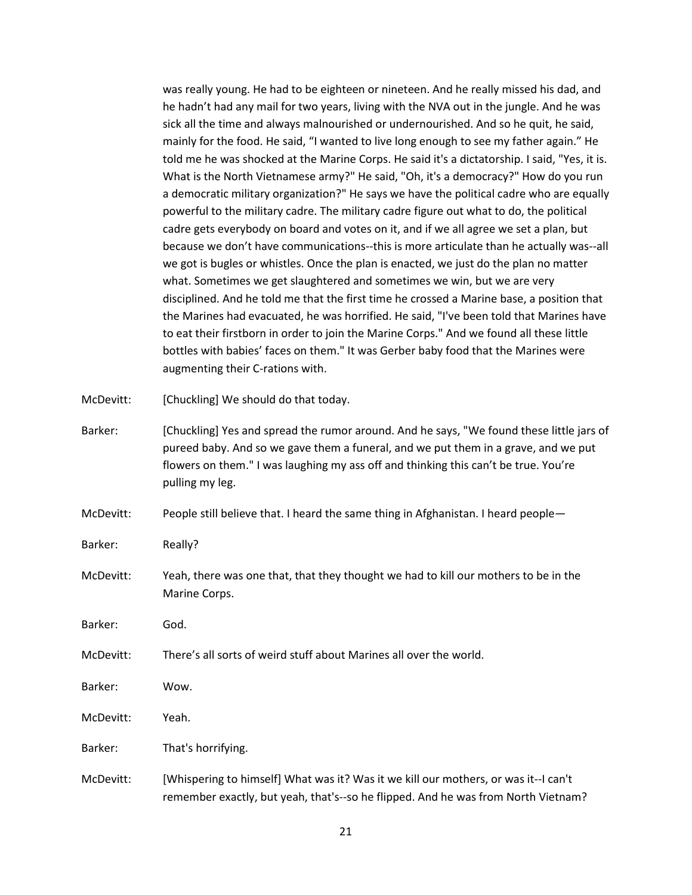was really young. He had to be eighteen or nineteen. And he really missed his dad, and he hadn't had any mail for two years, living with the NVA out in the jungle. And he was sick all the time and always malnourished or undernourished. And so he quit, he said, mainly for the food. He said, "I wanted to live long enough to see my father again." He told me he was shocked at the Marine Corps. He said it's a dictatorship. I said, "Yes, it is. What is the North Vietnamese army?" He said, "Oh, it's a democracy?" How do you run a democratic military organization?" He says we have the political cadre who are equally powerful to the military cadre. The military cadre figure out what to do, the political cadre gets everybody on board and votes on it, and if we all agree we set a plan, but because we don't have communications--this is more articulate than he actually was--all we got is bugles or whistles. Once the plan is enacted, we just do the plan no matter what. Sometimes we get slaughtered and sometimes we win, but we are very disciplined. And he told me that the first time he crossed a Marine base, a position that the Marines had evacuated, he was horrified. He said, "I've been told that Marines have to eat their firstborn in order to join the Marine Corps." And we found all these little bottles with babies' faces on them." It was Gerber baby food that the Marines were augmenting their C-rations with.

McDevitt: [Chuckling] We should do that today.

Barker: [Chuckling] Yes and spread the rumor around. And he says, "We found these little jars of pureed baby. And so we gave them a funeral, and we put them in a grave, and we put flowers on them." I was laughing my ass off and thinking this can't be true. You're pulling my leg.

McDevitt: People still believe that. I heard the same thing in Afghanistan. I heard people—

Barker: Really?

McDevitt: Yeah, there was one that, that they thought we had to kill our mothers to be in the Marine Corps.

Barker: God.

McDevitt: There's all sorts of weird stuff about Marines all over the world.

Barker: Wow.

McDevitt: Yeah.

Barker: That's horrifying.

McDevitt: [Whispering to himself] What was it? Was it we kill our mothers, or was it--I can't remember exactly, but yeah, that's--so he flipped. And he was from North Vietnam?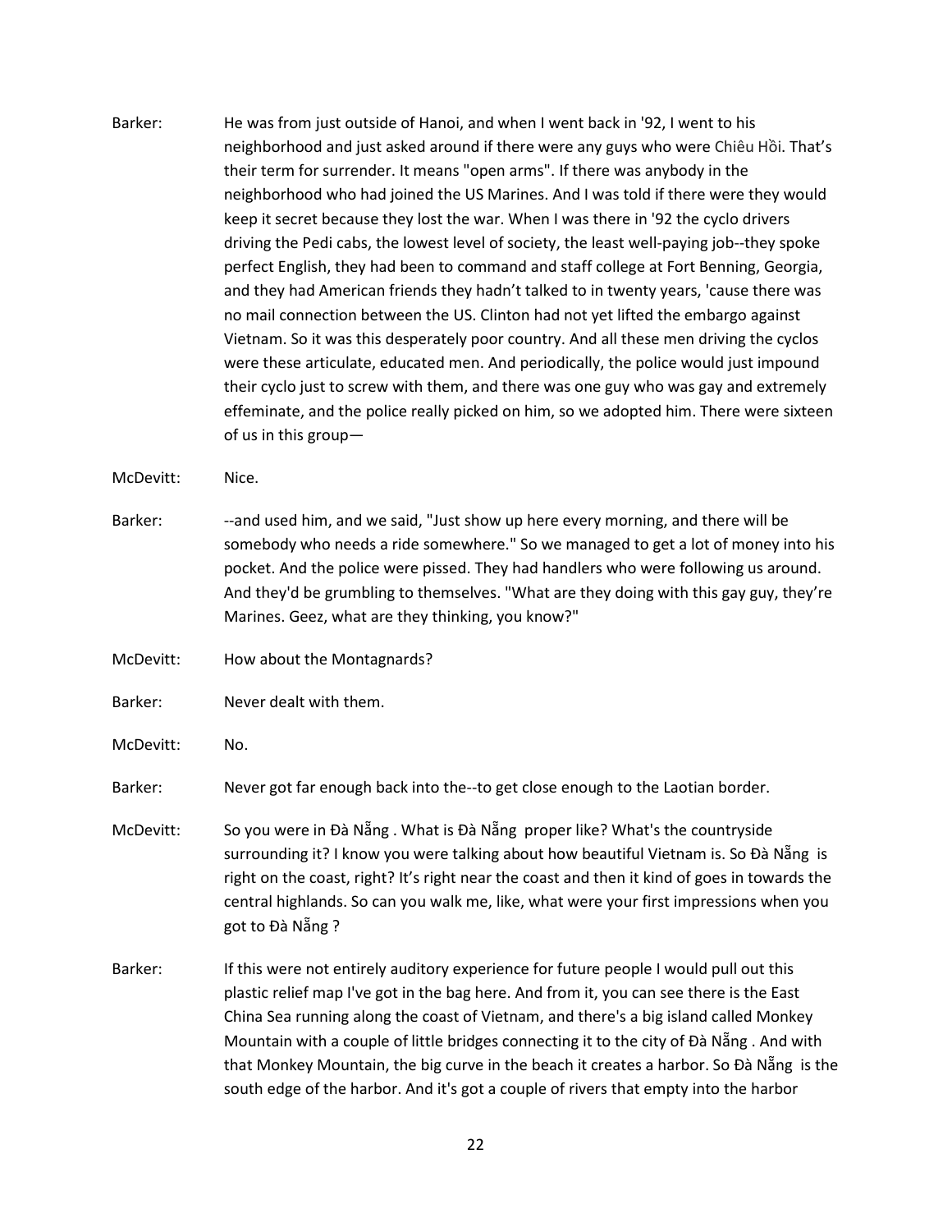Barker: He was from just outside of Hanoi, and when I went back in '92, I went to his neighborhood and just asked around if there were any guys who were Chiêu Hồi. That's their term for surrender. It means "open arms". If there was anybody in the neighborhood who had joined the US Marines. And I was told if there were they would keep it secret because they lost the war. When I was there in '92 the cyclo drivers driving the Pedi cabs, the lowest level of society, the least well-paying job--they spoke perfect English, they had been to command and staff college at Fort Benning, Georgia, and they had American friends they hadn't talked to in twenty years, 'cause there was no mail connection between the US. Clinton had not yet lifted the embargo against Vietnam. So it was this desperately poor country. And all these men driving the cyclos were these articulate, educated men. And periodically, the police would just impound their cyclo just to screw with them, and there was one guy who was gay and extremely effeminate, and the police really picked on him, so we adopted him. There were sixteen of us in this group—

McDevitt: Nice.

Barker: --and used him, and we said, "Just show up here every morning, and there will be somebody who needs a ride somewhere." So we managed to get a lot of money into his pocket. And the police were pissed. They had handlers who were following us around. And they'd be grumbling to themselves. "What are they doing with this gay guy, they're Marines. Geez, what are they thinking, you know?"

McDevitt: How about the Montagnards?

Barker: Never dealt with them.

McDevitt: No.

Barker: Never got far enough back into the--to get close enough to the Laotian border.

McDevitt: So you were in Đà Nẵng . What is Đà Nẵng proper like? What's the countryside surrounding it? I know you were talking about how beautiful Vietnam is. So Đà Nẵng is right on the coast, right? It's right near the coast and then it kind of goes in towards the central highlands. So can you walk me, like, what were your first impressions when you got to Đà Nẵng ?

Barker: If this were not entirely auditory experience for future people I would pull out this plastic relief map I've got in the bag here. And from it, you can see there is the East China Sea running along the coast of Vietnam, and there's a big island called Monkey Mountain with a couple of little bridges connecting it to the city of Đà Nẵng . And with that Monkey Mountain, the big curve in the beach it creates a harbor. So Đà Nẵng is the south edge of the harbor. And it's got a couple of rivers that empty into the harbor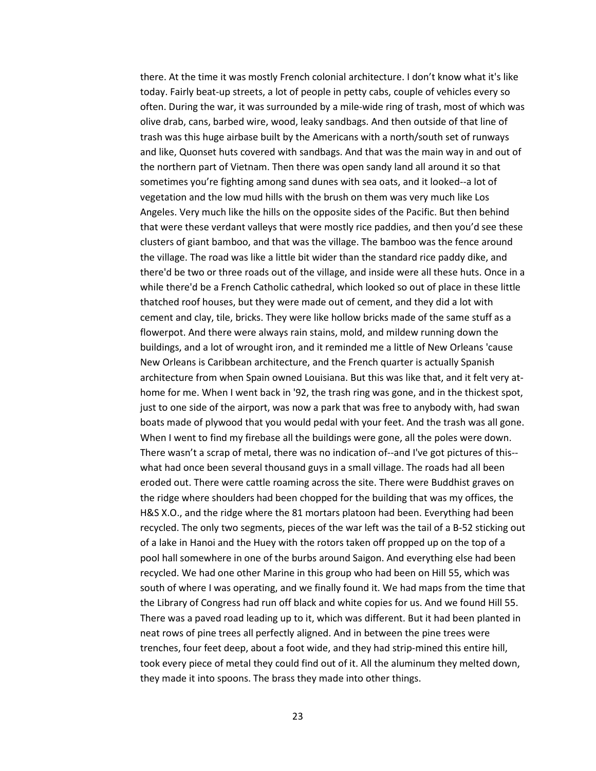there. At the time it was mostly French colonial architecture. I don't know what it's like today. Fairly beat-up streets, a lot of people in petty cabs, couple of vehicles every so often. During the war, it was surrounded by a mile-wide ring of trash, most of which was olive drab, cans, barbed wire, wood, leaky sandbags. And then outside of that line of trash was this huge airbase built by the Americans with a north/south set of runways and like, Quonset huts covered with sandbags. And that was the main way in and out of the northern part of Vietnam. Then there was open sandy land all around it so that sometimes you're fighting among sand dunes with sea oats, and it looked--a lot of vegetation and the low mud hills with the brush on them was very much like Los Angeles. Very much like the hills on the opposite sides of the Pacific. But then behind that were these verdant valleys that were mostly rice paddies, and then you'd see these clusters of giant bamboo, and that was the village. The bamboo was the fence around the village. The road was like a little bit wider than the standard rice paddy dike, and there'd be two or three roads out of the village, and inside were all these huts. Once in a while there'd be a French Catholic cathedral, which looked so out of place in these little thatched roof houses, but they were made out of cement, and they did a lot with cement and clay, tile, bricks. They were like hollow bricks made of the same stuff as a flowerpot. And there were always rain stains, mold, and mildew running down the buildings, and a lot of wrought iron, and it reminded me a little of New Orleans 'cause New Orleans is Caribbean architecture, and the French quarter is actually Spanish architecture from when Spain owned Louisiana. But this was like that, and it felt very at-home for me. When I went back in '92, the trash ring was gone, and in the thickest spot, just to one side of the airport, was now a park that was free to anybody with, had swan boats made of plywood that you would pedal with your feet. And the trash was all gone. When I went to find my firebase all the buildings were gone, all the poles were down. There wasn't a scrap of metal, there was no indication of--and I've got pictures of this--what had once been several thousand guys in a small village. The roads had all been eroded out. There were cattle roaming across the site. There were Buddhist graves on the ridge where shoulders had been chopped for the building that was my offices, the H&S X.O., and the ridge where the 81 mortars platoon had been. Everything had been recycled. The only two segments, pieces of the war left was the tail of a B-52 sticking out of a lake in Hanoi and the Huey with the rotors taken off propped up on the top of a pool hall somewhere in one of the burbs around Saigon. And everything else had been recycled. We had one other Marine in this group who had been on Hill 55, which was south of where I was operating, and we finally found it. We had maps from the time that the Library of Congress had run off black and white copies for us. And we found Hill 55. There was a paved road leading up to it, which was different. But it had been planted in neat rows of pine trees all perfectly aligned. And in between the pine trees were trenches, four feet deep, about a foot wide, and they had strip-mined this entire hill, took every piece of metal they could find out of it. All the aluminum they melted down, they made it into spoons. The brass they made into other things.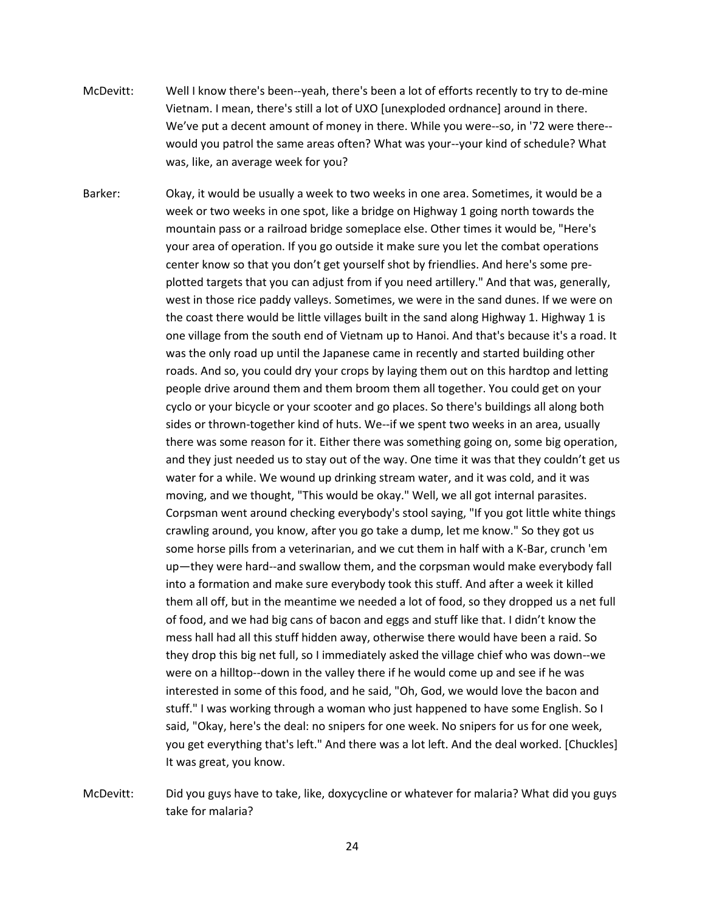McDevitt: Well I know there's been--yeah, there's been a lot of efforts recently to try to de-mine Vietnam. I mean, there's still a lot of UXO [unexploded ordnance] around in there. We've put a decent amount of money in there. While you were--so, in '72 were there--would you patrol the same areas often? What was your--your kind of schedule? What was, like, an average week for you?

Barker: Okay, it would be usually a week to two weeks in one area. Sometimes, it would be a week or two weeks in one spot, like a bridge on Highway 1 going north towards the mountain pass or a railroad bridge someplace else. Other times it would be, "Here's your area of operation. If you go outside it make sure you let the combat operations center know so that you don't get yourself shot by friendlies. And here's some pre-plotted targets that you can adjust from if you need artillery." And that was, generally, west in those rice paddy valleys. Sometimes, we were in the sand dunes. If we were on the coast there would be little villages built in the sand along Highway 1. Highway 1 is one village from the south end of Vietnam up to Hanoi. And that's because it's a road. It was the only road up until the Japanese came in recently and started building other roads. And so, you could dry your crops by laying them out on this hardtop and letting people drive around them and them broom them all together. You could get on your cyclo or your bicycle or your scooter and go places. So there's buildings all along both sides or thrown-together kind of huts. We--if we spent two weeks in an area, usually there was some reason for it. Either there was something going on, some big operation, and they just needed us to stay out of the way. One time it was that they couldn't get us water for a while. We wound up drinking stream water, and it was cold, and it was moving, and we thought, "This would be okay." Well, we all got internal parasites. Corpsman went around checking everybody's stool saying, "If you got little white things crawling around, you know, after you go take a dump, let me know." So they got us some horse pills from a veterinarian, and we cut them in half with a K-Bar, crunch 'em up—they were hard--and swallow them, and the corpsman would make everybody fall into a formation and make sure everybody took this stuff. And after a week it killed them all off, but in the meantime we needed a lot of food, so they dropped us a net full of food, and we had big cans of bacon and eggs and stuff like that. I didn't know the mess hall had all this stuff hidden away, otherwise there would have been a raid. So they drop this big net full, so I immediately asked the village chief who was down--we were on a hilltop--down in the valley there if he would come up and see if he was interested in some of this food, and he said, "Oh, God, we would love the bacon and stuff." I was working through a woman who just happened to have some English. So I said, "Okay, here's the deal: no snipers for one week. No snipers for us for one week, you get everything that's left." And there was a lot left. And the deal worked. [Chuckles] It was great, you know.

McDevitt: Did you guys have to take, like, doxycycline or whatever for malaria? What did you guys take for malaria?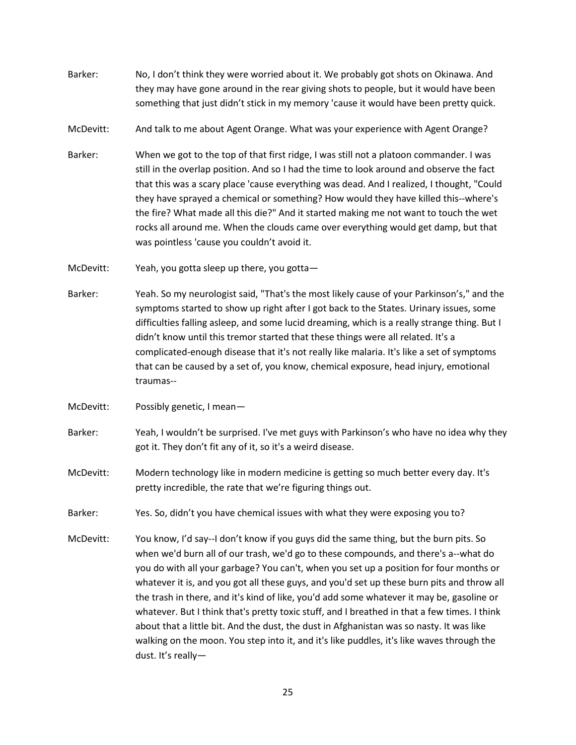Barker: No, I don't think they were worried about it. We probably got shots on Okinawa. And they may have gone around in the rear giving shots to people, but it would have been something that just didn't stick in my memory 'cause it would have been pretty quick.

McDevitt: And talk to me about Agent Orange. What was your experience with Agent Orange?

Barker: When we got to the top of that first ridge, I was still not a platoon commander. I was still in the overlap position. And so I had the time to look around and observe the fact that this was a scary place 'cause everything was dead. And I realized, I thought, "Could they have sprayed a chemical or something? How would they have killed this--where's the fire? What made all this die?" And it started making me not want to touch the wet rocks all around me. When the clouds came over everything would get damp, but that was pointless 'cause you couldn't avoid it.

McDevitt: Yeah, you gotta sleep up there, you gotta—

Barker: Yeah. So my neurologist said, "That's the most likely cause of your Parkinson's," and the symptoms started to show up right after I got back to the States. Urinary issues, some difficulties falling asleep, and some lucid dreaming, which is a really strange thing. But I didn't know until this tremor started that these things were all related. It's a complicated-enough disease that it's not really like malaria. It's like a set of symptoms that can be caused by a set of, you know, chemical exposure, head injury, emotional traumas--

McDevitt: Possibly genetic, I mean—

Barker: Yeah, I wouldn't be surprised. I've met guys with Parkinson's who have no idea why they got it. They don't fit any of it, so it's a weird disease.

McDevitt: Modern technology like in modern medicine is getting so much better every day. It's pretty incredible, the rate that we're figuring things out.

Barker: Yes. So, didn't you have chemical issues with what they were exposing you to?

McDevitt: You know, I'd say--I don't know if you guys did the same thing, but the burn pits. So when we'd burn all of our trash, we'd go to these compounds, and there's a--what do you do with all your garbage? You can't, when you set up a position for four months or whatever it is, and you got all these guys, and you'd set up these burn pits and throw all the trash in there, and it's kind of like, you'd add some whatever it may be, gasoline or whatever. But I think that's pretty toxic stuff, and I breathed in that a few times. I think about that a little bit. And the dust, the dust in Afghanistan was so nasty. It was like walking on the moon. You step into it, and it's like puddles, it's like waves through the dust. It's really—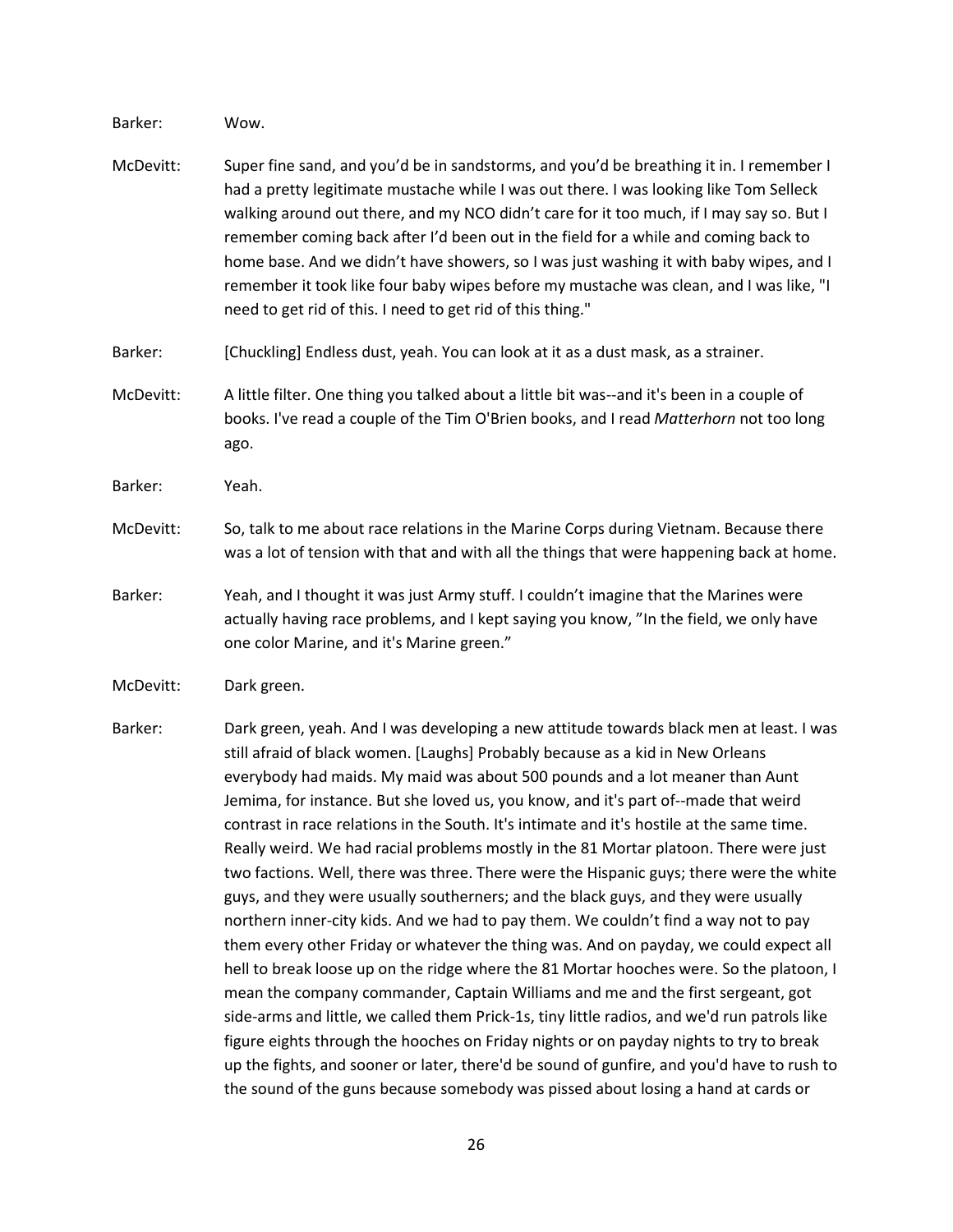Barker: Wow.

McDevitt: Super fine sand, and you'd be in sandstorms, and you'd be breathing it in. I remember I had a pretty legitimate mustache while I was out there. I was looking like Tom Selleck walking around out there, and my NCO didn't care for it too much, if I may say so. But I remember coming back after I'd been out in the field for a while and coming back to home base. And we didn't have showers, so I was just washing it with baby wipes, and I remember it took like four baby wipes before my mustache was clean, and I was like, "I need to get rid of this. I need to get rid of this thing."

Barker: [Chuckling] Endless dust, yeah. You can look at it as a dust mask, as a strainer.

McDevitt: A little filter. One thing you talked about a little bit was--and it's been in a couple of books. I've read a couple of the Tim O'Brien books, and I read *Matterhorn* not too long ago.

Barker: Yeah.

McDevitt: So, talk to me about race relations in the Marine Corps during Vietnam. Because there was a lot of tension with that and with all the things that were happening back at home.

Barker: Yeah, and I thought it was just Army stuff. I couldn't imagine that the Marines were actually having race problems, and I kept saying you know, "In the field, we only have one color Marine, and it's Marine green."

McDevitt: Dark green.

Barker: Dark green, yeah. And I was developing a new attitude towards black men at least. I was still afraid of black women. [Laughs] Probably because as a kid in New Orleans everybody had maids. My maid was about 500 pounds and a lot meaner than Aunt Jemima, for instance. But she loved us, you know, and it's part of--made that weird contrast in race relations in the South. It's intimate and it's hostile at the same time. Really weird. We had racial problems mostly in the 81 Mortar platoon. There were just two factions. Well, there was three. There were the Hispanic guys; there were the white guys, and they were usually southerners; and the black guys, and they were usually northern inner-city kids. And we had to pay them. We couldn't find a way not to pay them every other Friday or whatever the thing was. And on payday, we could expect all hell to break loose up on the ridge where the 81 Mortar hooches were. So the platoon, I mean the company commander, Captain Williams and me and the first sergeant, got side-arms and little, we called them Prick-1s, tiny little radios, and we'd run patrols like figure eights through the hooches on Friday nights or on payday nights to try to break up the fights, and sooner or later, there'd be sound of gunfire, and you'd have to rush to the sound of the guns because somebody was pissed about losing a hand at cards or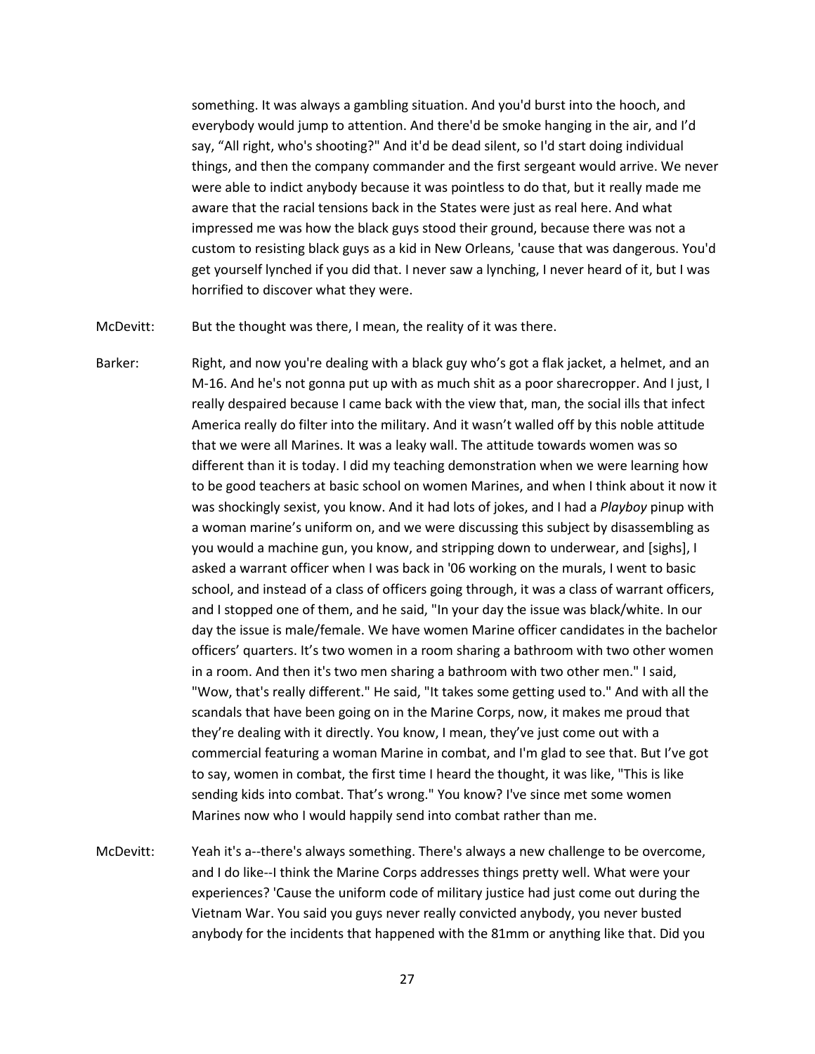something. It was always a gambling situation. And you'd burst into the hooch, and everybody would jump to attention. And there'd be smoke hanging in the air, and I'd say, "All right, who's shooting?" And it'd be dead silent, so I'd start doing individual things, and then the company commander and the first sergeant would arrive. We never were able to indict anybody because it was pointless to do that, but it really made me aware that the racial tensions back in the States were just as real here. And what impressed me was how the black guys stood their ground, because there was not a custom to resisting black guys as a kid in New Orleans, 'cause that was dangerous. You'd get yourself lynched if you did that. I never saw a lynching, I never heard of it, but I was horrified to discover what they were.

McDevitt: But the thought was there, I mean, the reality of it was there.

Barker: Right, and now you're dealing with a black guy who's got a flak jacket, a helmet, and an M-16. And he's not gonna put up with as much shit as a poor sharecropper. And I just, I really despaired because I came back with the view that, man, the social ills that infect America really do filter into the military. And it wasn't walled off by this noble attitude that we were all Marines. It was a leaky wall. The attitude towards women was so different than it is today. I did my teaching demonstration when we were learning how to be good teachers at basic school on women Marines, and when I think about it now it was shockingly sexist, you know. And it had lots of jokes, and I had a *Playboy* pinup with a woman marine's uniform on, and we were discussing this subject by disassembling as you would a machine gun, you know, and stripping down to underwear, and [sighs], I asked a warrant officer when I was back in '06 working on the murals, I went to basic school, and instead of a class of officers going through, it was a class of warrant officers, and I stopped one of them, and he said, "In your day the issue was black/white. In our day the issue is male/female. We have women Marine officer candidates in the bachelor officers' quarters. It's two women in a room sharing a bathroom with two other women in a room. And then it's two men sharing a bathroom with two other men." I said, "Wow, that's really different." He said, "It takes some getting used to." And with all the scandals that have been going on in the Marine Corps, now, it makes me proud that they're dealing with it directly. You know, I mean, they've just come out with a commercial featuring a woman Marine in combat, and I'm glad to see that. But I've got to say, women in combat, the first time I heard the thought, it was like, "This is like sending kids into combat. That's wrong." You know? I've since met some women Marines now who I would happily send into combat rather than me.

McDevitt: Yeah it's a--there's always something. There's always a new challenge to be overcome, and I do like--I think the Marine Corps addresses things pretty well. What were your experiences? 'Cause the uniform code of military justice had just come out during the Vietnam War. You said you guys never really convicted anybody, you never busted anybody for the incidents that happened with the 81mm or anything like that. Did you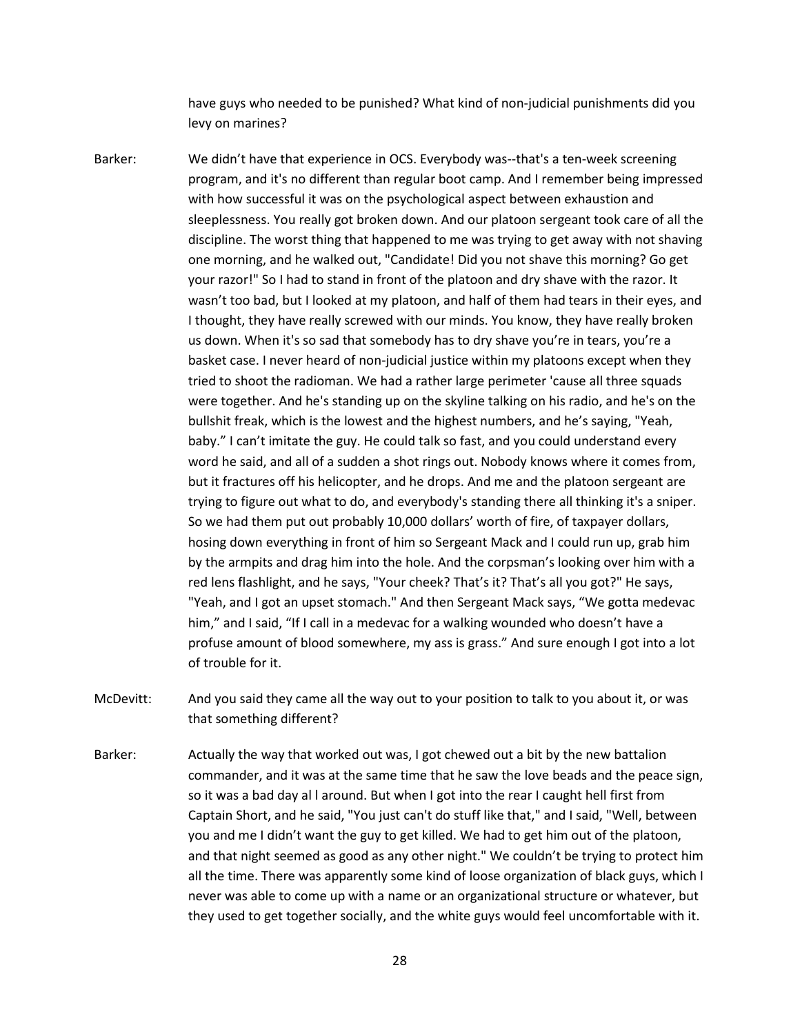have guys who needed to be punished? What kind of non-judicial punishments did you levy on marines?

Barker: We didn't have that experience in OCS. Everybody was--that's a ten-week screening program, and it's no different than regular boot camp. And I remember being impressed with how successful it was on the psychological aspect between exhaustion and sleeplessness. You really got broken down. And our platoon sergeant took care of all the discipline. The worst thing that happened to me was trying to get away with not shaving one morning, and he walked out, "Candidate! Did you not shave this morning? Go get your razor!" So I had to stand in front of the platoon and dry shave with the razor. It wasn't too bad, but I looked at my platoon, and half of them had tears in their eyes, and I thought, they have really screwed with our minds. You know, they have really broken us down. When it's so sad that somebody has to dry shave you're in tears, you're a basket case. I never heard of non-judicial justice within my platoons except when they tried to shoot the radioman. We had a rather large perimeter 'cause all three squads were together. And he's standing up on the skyline talking on his radio, and he's on the bullshit freak, which is the lowest and the highest numbers, and he's saying, "Yeah, baby." I can't imitate the guy. He could talk so fast, and you could understand every word he said, and all of a sudden a shot rings out. Nobody knows where it comes from, but it fractures off his helicopter, and he drops. And me and the platoon sergeant are trying to figure out what to do, and everybody's standing there all thinking it's a sniper. So we had them put out probably 10,000 dollars' worth of fire, of taxpayer dollars, hosing down everything in front of him so Sergeant Mack and I could run up, grab him by the armpits and drag him into the hole. And the corpsman's looking over him with a red lens flashlight, and he says, "Your cheek? That's it? That's all you got?" He says, "Yeah, and I got an upset stomach." And then Sergeant Mack says, "We gotta medevac him," and I said, "If I call in a medevac for a walking wounded who doesn't have a profuse amount of blood somewhere, my ass is grass." And sure enough I got into a lot of trouble for it.

McDevitt: And you said they came all the way out to your position to talk to you about it, or was that something different?

Barker: Actually the way that worked out was, I got chewed out a bit by the new battalion commander, and it was at the same time that he saw the love beads and the peace sign, so it was a bad day al l around. But when I got into the rear I caught hell first from Captain Short, and he said, "You just can't do stuff like that," and I said, "Well, between you and me I didn't want the guy to get killed. We had to get him out of the platoon, and that night seemed as good as any other night." We couldn't be trying to protect him all the time. There was apparently some kind of loose organization of black guys, which I never was able to come up with a name or an organizational structure or whatever, but they used to get together socially, and the white guys would feel uncomfortable with it.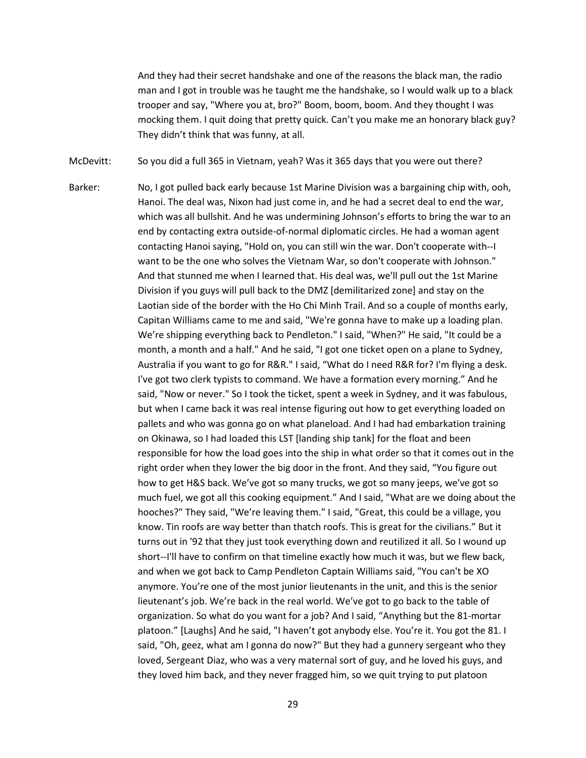And they had their secret handshake and one of the reasons the black man, the radio man and I got in trouble was he taught me the handshake, so I would walk up to a black trooper and say, "Where you at, bro?" Boom, boom, boom. And they thought I was mocking them. I quit doing that pretty quick. Can't you make me an honorary black guy? They didn't think that was funny, at all.

McDevitt: So you did a full 365 in Vietnam, yeah? Was it 365 days that you were out there?

Barker: No, I got pulled back early because 1st Marine Division was a bargaining chip with, ooh, Hanoi. The deal was, Nixon had just come in, and he had a secret deal to end the war, which was all bullshit. And he was undermining Johnson's efforts to bring the war to an end by contacting extra outside-of-normal diplomatic circles. He had a woman agent contacting Hanoi saying, "Hold on, you can still win the war. Don't cooperate with--I want to be the one who solves the Vietnam War, so don't cooperate with Johnson." And that stunned me when I learned that. His deal was, we'll pull out the 1st Marine Division if you guys will pull back to the DMZ [demilitarized zone] and stay on the Laotian side of the border with the Ho Chi Minh Trail. And so a couple of months early, Capitan Williams came to me and said, "We're gonna have to make up a loading plan. We're shipping everything back to Pendleton." I said, "When?" He said, "It could be a month, a month and a half." And he said, "I got one ticket open on a plane to Sydney, Australia if you want to go for R&R." I said, "What do I need R&R for? I'm flying a desk. I've got two clerk typists to command. We have a formation every morning." And he said, "Now or never." So I took the ticket, spent a week in Sydney, and it was fabulous, but when I came back it was real intense figuring out how to get everything loaded on pallets and who was gonna go on what planeload. And I had had embarkation training on Okinawa, so I had loaded this LST [landing ship tank] for the float and been responsible for how the load goes into the ship in what order so that it comes out in the right order when they lower the big door in the front. And they said, "You figure out how to get H&S back. We've got so many trucks, we got so many jeeps, we've got so much fuel, we got all this cooking equipment." And I said, "What are we doing about the hooches?" They said, "We're leaving them." I said, "Great, this could be a village, you know. Tin roofs are way better than thatch roofs. This is great for the civilians." But it turns out in '92 that they just took everything down and reutilized it all. So I wound up short--I'll have to confirm on that timeline exactly how much it was, but we flew back, and when we got back to Camp Pendleton Captain Williams said, "You can't be XO anymore. You're one of the most junior lieutenants in the unit, and this is the senior lieutenant's job. We're back in the real world. We've got to go back to the table of organization. So what do you want for a job? And I said, "Anything but the 81-mortar platoon." [Laughs] And he said, "I haven't got anybody else. You're it. You got the 81. I said, "Oh, geez, what am I gonna do now?" But they had a gunnery sergeant who they loved, Sergeant Diaz, who was a very maternal sort of guy, and he loved his guys, and they loved him back, and they never fragged him, so we quit trying to put platoon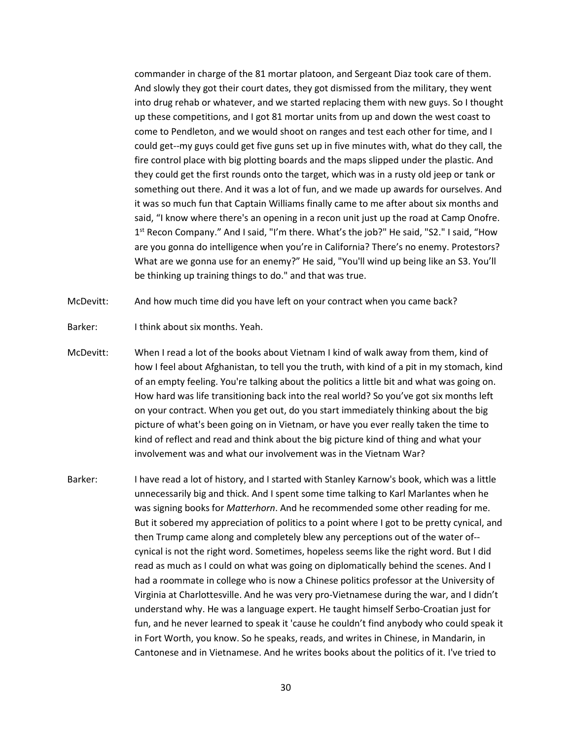commander in charge of the 81 mortar platoon, and Sergeant Diaz took care of them. And slowly they got their court dates, they got dismissed from the military, they went into drug rehab or whatever, and we started replacing them with new guys. So I thought up these competitions, and I got 81 mortar units from up and down the west coast to come to Pendleton, and we would shoot on ranges and test each other for time, and I could get--my guys could get five guns set up in five minutes with, what do they call, the fire control place with big plotting boards and the maps slipped under the plastic. And they could get the first rounds onto the target, which was in a rusty old jeep or tank or something out there. And it was a lot of fun, and we made up awards for ourselves. And it was so much fun that Captain Williams finally came to me after about six months and said, "I know where there's an opening in a recon unit just up the road at Camp Onofre. 1st Recon Company." And I said, "I'm there. What's the job?" He said, "S2." I said, "How are you gonna do intelligence when you're in California? There's no enemy. Protestors? What are we gonna use for an enemy?" He said, "You'll wind up being like an S3. You'll be thinking up training things to do." and that was true.

McDevitt: And how much time did you have left on your contract when you came back?

Barker: I think about six months. Yeah.

McDevitt: When I read a lot of the books about Vietnam I kind of walk away from them, kind of how I feel about Afghanistan, to tell you the truth, with kind of a pit in my stomach, kind of an empty feeling. You're talking about the politics a little bit and what was going on. How hard was life transitioning back into the real world? So you've got six months left on your contract. When you get out, do you start immediately thinking about the big picture of what's been going on in Vietnam, or have you ever really taken the time to kind of reflect and read and think about the big picture kind of thing and what your involvement was and what our involvement was in the Vietnam War?

Barker: I have read a lot of history, and I started with Stanley Karnow's book, which was a little unnecessarily big and thick. And I spent some time talking to Karl Marlantes when he was signing books for *Matterhorn*. And he recommended some other reading for me. But it sobered my appreciation of politics to a point where I got to be pretty cynical, and then Trump came along and completely blew any perceptions out of the water of--cynical is not the right word. Sometimes, hopeless seems like the right word. But I did read as much as I could on what was going on diplomatically behind the scenes. And I had a roommate in college who is now a Chinese politics professor at the University of Virginia at Charlottesville. And he was very pro-Vietnamese during the war, and I didn't understand why. He was a language expert. He taught himself Serbo-Croatian just for fun, and he never learned to speak it 'cause he couldn't find anybody who could speak it in Fort Worth, you know. So he speaks, reads, and writes in Chinese, in Mandarin, in Cantonese and in Vietnamese. And he writes books about the politics of it. I've tried to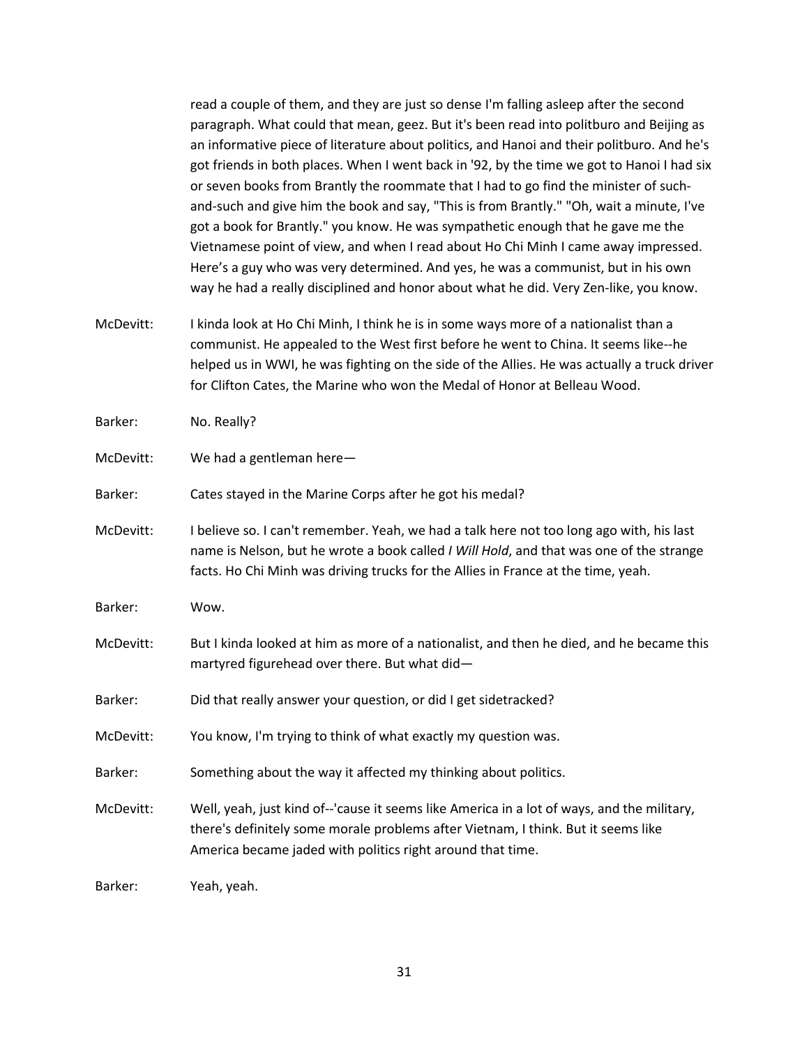read a couple of them, and they are just so dense I'm falling asleep after the second paragraph. What could that mean, geez. But it's been read into politburo and Beijing as an informative piece of literature about politics, and Hanoi and their politburo. And he's got friends in both places. When I went back in '92, by the time we got to Hanoi I had six or seven books from Brantly the roommate that I had to go find the minister of such-and-such and give him the book and say, "This is from Brantly." "Oh, wait a minute, I've got a book for Brantly." you know. He was sympathetic enough that he gave me the Vietnamese point of view, and when I read about Ho Chi Minh I came away impressed. Here's a guy who was very determined. And yes, he was a communist, but in his own way he had a really disciplined and honor about what he did. Very Zen-like, you know.

McDevitt: I kinda look at Ho Chi Minh, I think he is in some ways more of a nationalist than a communist. He appealed to the West first before he went to China. It seems like--he helped us in WWI, he was fighting on the side of the Allies. He was actually a truck driver for Clifton Cates, the Marine who won the Medal of Honor at Belleau Wood.

Barker: No. Really?

McDevitt: We had a gentleman here—

Barker: Cates stayed in the Marine Corps after he got his medal?

McDevitt: I believe so. I can't remember. Yeah, we had a talk here not too long ago with, his last name is Nelson, but he wrote a book called *I Will Hold*, and that was one of the strange facts. Ho Chi Minh was driving trucks for the Allies in France at the time, yeah.

Barker: Wow.

McDevitt: But I kinda looked at him as more of a nationalist, and then he died, and he became this martyred figurehead over there. But what did—

Barker: Did that really answer your question, or did I get sidetracked?

McDevitt: You know, I'm trying to think of what exactly my question was.

Barker: Something about the way it affected my thinking about politics.

McDevitt: Well, yeah, just kind of--'cause it seems like America in a lot of ways, and the military, there's definitely some morale problems after Vietnam, I think. But it seems like America became jaded with politics right around that time.

Barker: Yeah, yeah.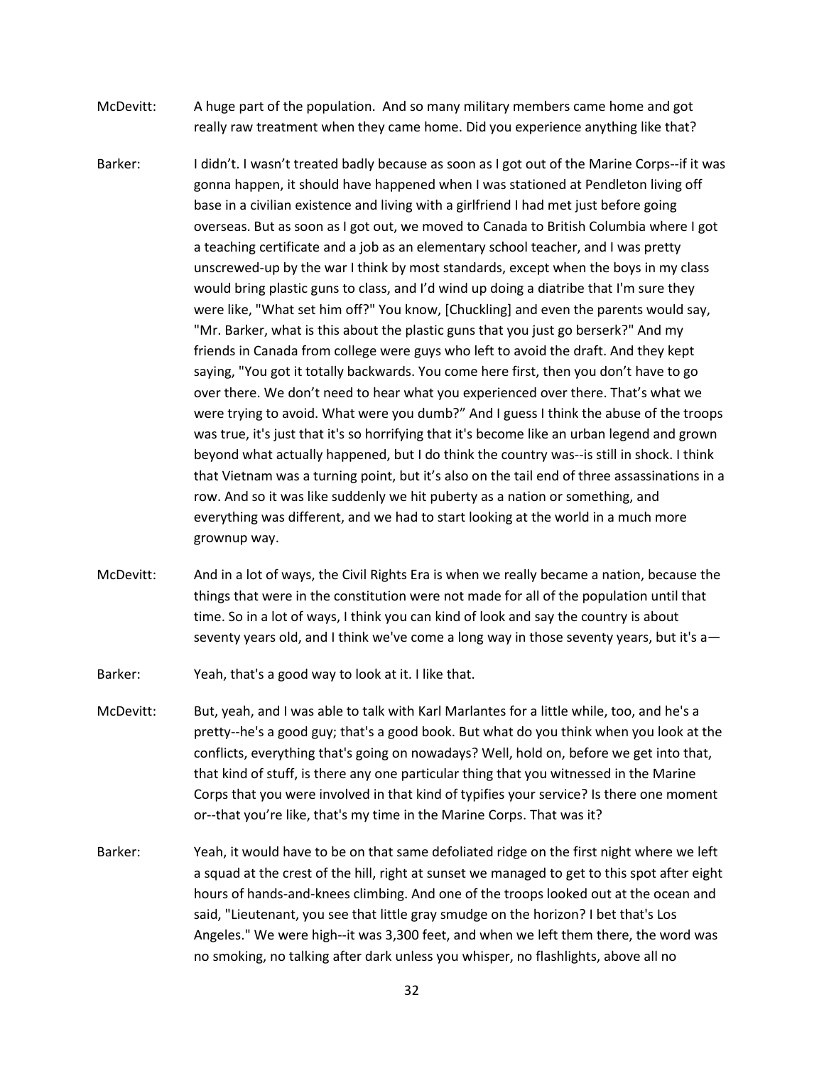McDevitt: A huge part of the population. And so many military members came home and got really raw treatment when they came home. Did you experience anything like that?

Barker: I didn't. I wasn't treated badly because as soon as I got out of the Marine Corps--if it was gonna happen, it should have happened when I was stationed at Pendleton living off base in a civilian existence and living with a girlfriend I had met just before going overseas. But as soon as I got out, we moved to Canada to British Columbia where I got a teaching certificate and a job as an elementary school teacher, and I was pretty unscrewed-up by the war I think by most standards, except when the boys in my class would bring plastic guns to class, and I'd wind up doing a diatribe that I'm sure they were like, "What set him off?" You know, [Chuckling] and even the parents would say, "Mr. Barker, what is this about the plastic guns that you just go berserk?" And my friends in Canada from college were guys who left to avoid the draft. And they kept saying, "You got it totally backwards. You come here first, then you don't have to go over there. We don't need to hear what you experienced over there. That's what we were trying to avoid. What were you dumb?" And I guess I think the abuse of the troops was true, it's just that it's so horrifying that it's become like an urban legend and grown beyond what actually happened, but I do think the country was--is still in shock. I think that Vietnam was a turning point, but it's also on the tail end of three assassinations in a row. And so it was like suddenly we hit puberty as a nation or something, and everything was different, and we had to start looking at the world in a much more grownup way.

McDevitt: And in a lot of ways, the Civil Rights Era is when we really became a nation, because the things that were in the constitution were not made for all of the population until that time. So in a lot of ways, I think you can kind of look and say the country is about seventy years old, and I think we've come a long way in those seventy years, but it's a—

Barker: Yeah, that's a good way to look at it. I like that.

McDevitt: But, yeah, and I was able to talk with Karl Marlantes for a little while, too, and he's a pretty--he's a good guy; that's a good book. But what do you think when you look at the conflicts, everything that's going on nowadays? Well, hold on, before we get into that, that kind of stuff, is there any one particular thing that you witnessed in the Marine Corps that you were involved in that kind of typifies your service? Is there one moment or--that you're like, that's my time in the Marine Corps. That was it?

Barker: Yeah, it would have to be on that same defoliated ridge on the first night where we left a squad at the crest of the hill, right at sunset we managed to get to this spot after eight hours of hands-and-knees climbing. And one of the troops looked out at the ocean and said, "Lieutenant, you see that little gray smudge on the horizon? I bet that's Los Angeles." We were high--it was 3,300 feet, and when we left them there, the word was no smoking, no talking after dark unless you whisper, no flashlights, above all no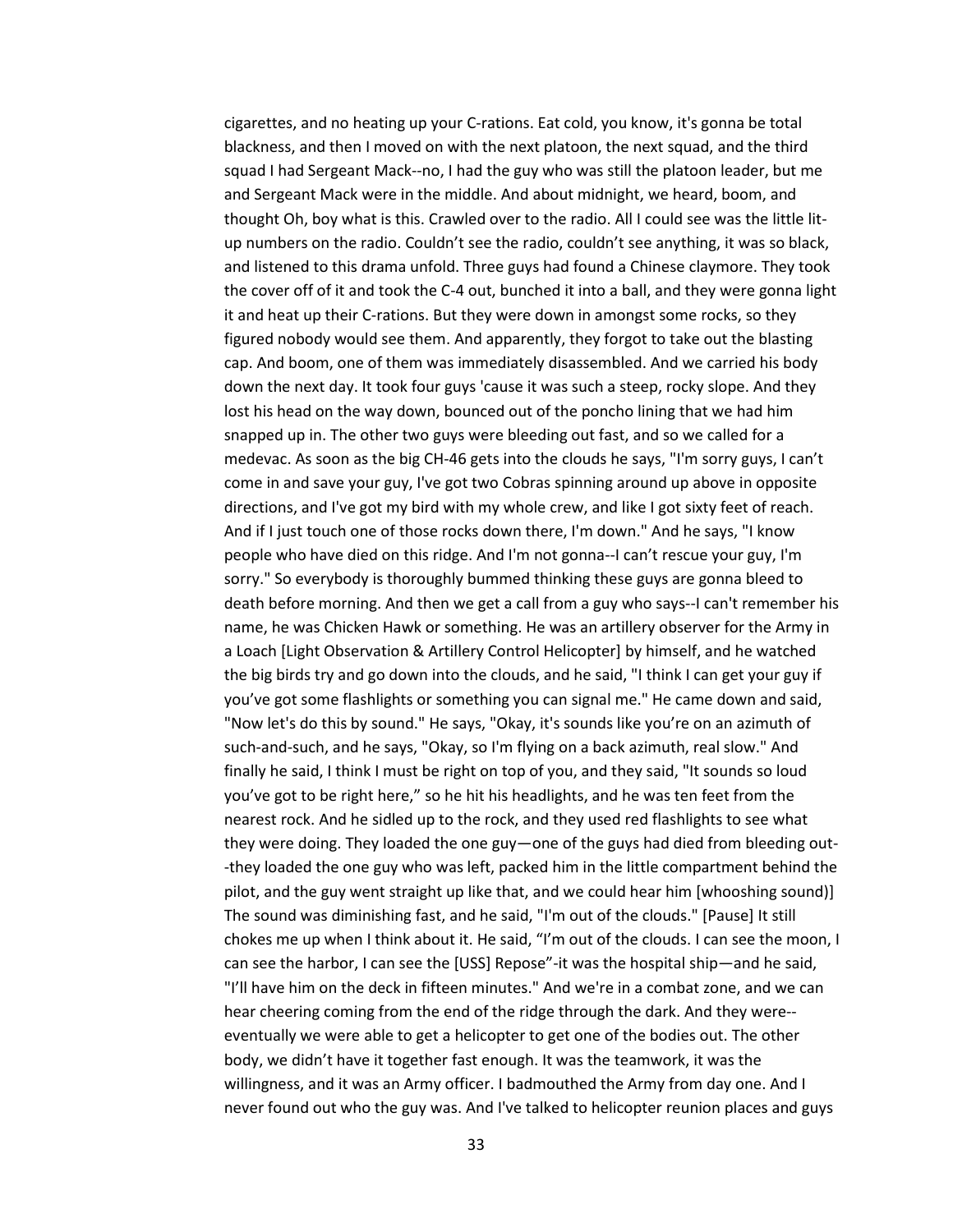cigarettes, and no heating up your C-rations. Eat cold, you know, it's gonna be total blackness, and then I moved on with the next platoon, the next squad, and the third squad I had Sergeant Mack--no, I had the guy who was still the platoon leader, but me and Sergeant Mack were in the middle. And about midnight, we heard, boom, and thought Oh, boy what is this. Crawled over to the radio. All I could see was the little lit-up numbers on the radio. Couldn't see the radio, couldn't see anything, it was so black, and listened to this drama unfold. Three guys had found a Chinese claymore. They took the cover off of it and took the C-4 out, bunched it into a ball, and they were gonna light it and heat up their C-rations. But they were down in amongst some rocks, so they figured nobody would see them. And apparently, they forgot to take out the blasting cap. And boom, one of them was immediately disassembled. And we carried his body down the next day. It took four guys 'cause it was such a steep, rocky slope. And they lost his head on the way down, bounced out of the poncho lining that we had him snapped up in. The other two guys were bleeding out fast, and so we called for a medevac. As soon as the big CH-46 gets into the clouds he says, "I'm sorry guys, I can't come in and save your guy, I've got two Cobras spinning around up above in opposite directions, and I've got my bird with my whole crew, and like I got sixty feet of reach. And if I just touch one of those rocks down there, I'm down." And he says, "I know people who have died on this ridge. And I'm not gonna--I can't rescue your guy, I'm sorry." So everybody is thoroughly bummed thinking these guys are gonna bleed to death before morning. And then we get a call from a guy who says--I can't remember his name, he was Chicken Hawk or something. He was an artillery observer for the Army in a Loach [Light Observation & Artillery Control Helicopter] by himself, and he watched the big birds try and go down into the clouds, and he said, "I think I can get your guy if you've got some flashlights or something you can signal me." He came down and said, "Now let's do this by sound." He says, "Okay, it's sounds like you're on an azimuth of such-and-such, and he says, "Okay, so I'm flying on a back azimuth, real slow." And finally he said, I think I must be right on top of you, and they said, "It sounds so loud you've got to be right here," so he hit his headlights, and he was ten feet from the nearest rock. And he sidled up to the rock, and they used red flashlights to see what they were doing. They loaded the one guy—one of the guys had died from bleeding out--they loaded the one guy who was left, packed him in the little compartment behind the pilot, and the guy went straight up like that, and we could hear him [whooshing sound)] The sound was diminishing fast, and he said, "I'm out of the clouds." [Pause] It still chokes me up when I think about it. He said, "I'm out of the clouds. I can see the moon, I can see the harbor, I can see the [USS] Repose"-it was the hospital ship—and he said, "I'll have him on the deck in fifteen minutes." And we're in a combat zone, and we can hear cheering coming from the end of the ridge through the dark. And they were--eventually we were able to get a helicopter to get one of the bodies out. The other body, we didn't have it together fast enough. It was the teamwork, it was the willingness, and it was an Army officer. I badmouthed the Army from day one. And I never found out who the guy was. And I've talked to helicopter reunion places and guys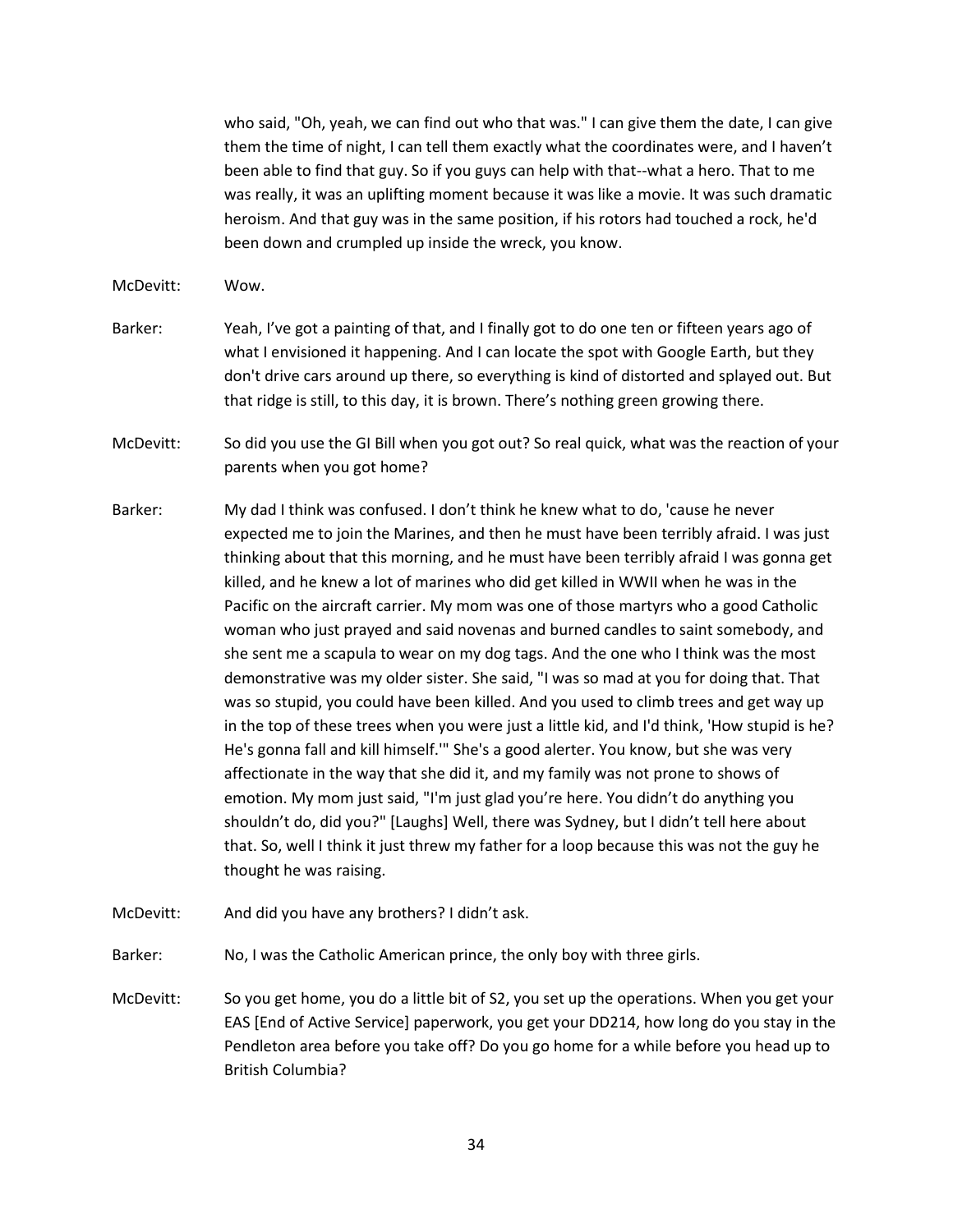who said, "Oh, yeah, we can find out who that was." I can give them the date, I can give them the time of night, I can tell them exactly what the coordinates were, and I haven't been able to find that guy. So if you guys can help with that--what a hero. That to me was really, it was an uplifting moment because it was like a movie. It was such dramatic heroism. And that guy was in the same position, if his rotors had touched a rock, he'd been down and crumpled up inside the wreck, you know.

McDevitt: Wow.

Barker: Yeah, I've got a painting of that, and I finally got to do one ten or fifteen years ago of what I envisioned it happening. And I can locate the spot with Google Earth, but they don't drive cars around up there, so everything is kind of distorted and splayed out. But that ridge is still, to this day, it is brown. There's nothing green growing there.

McDevitt: So did you use the GI Bill when you got out? So real quick, what was the reaction of your parents when you got home?

Barker: My dad I think was confused. I don't think he knew what to do, 'cause he never expected me to join the Marines, and then he must have been terribly afraid. I was just thinking about that this morning, and he must have been terribly afraid I was gonna get killed, and he knew a lot of marines who did get killed in WWII when he was in the Pacific on the aircraft carrier. My mom was one of those martyrs who a good Catholic woman who just prayed and said novenas and burned candles to saint somebody, and she sent me a scapula to wear on my dog tags. And the one who I think was the most demonstrative was my older sister. She said, "I was so mad at you for doing that. That was so stupid, you could have been killed. And you used to climb trees and get way up in the top of these trees when you were just a little kid, and I'd think, 'How stupid is he? He's gonna fall and kill himself.'" She's a good alerter. You know, but she was very affectionate in the way that she did it, and my family was not prone to shows of emotion. My mom just said, "I'm just glad you're here. You didn't do anything you shouldn't do, did you?" [Laughs] Well, there was Sydney, but I didn't tell here about that. So, well I think it just threw my father for a loop because this was not the guy he thought he was raising.

McDevitt: And did you have any brothers? I didn't ask.

Barker: No, I was the Catholic American prince, the only boy with three girls.

McDevitt: So you get home, you do a little bit of S2, you set up the operations. When you get your EAS [End of Active Service] paperwork, you get your DD214, how long do you stay in the Pendleton area before you take off? Do you go home for a while before you head up to British Columbia?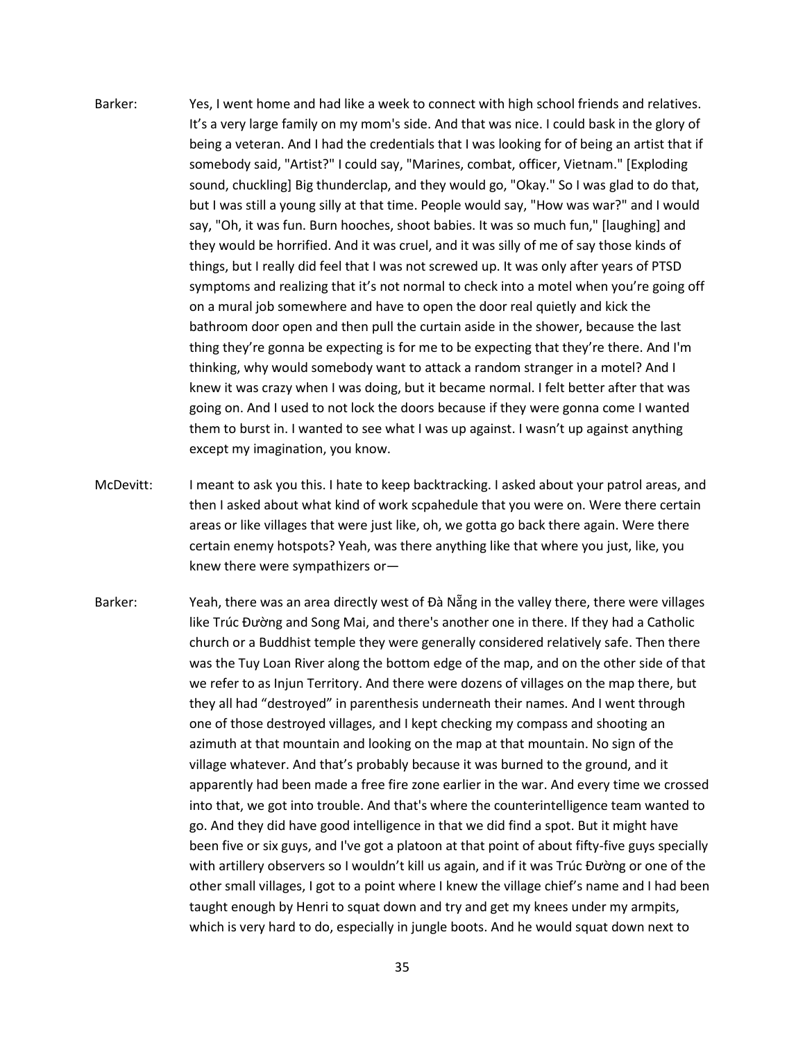Barker: Yes, I went home and had like a week to connect with high school friends and relatives. It's a very large family on my mom's side. And that was nice. I could bask in the glory of being a veteran. And I had the credentials that I was looking for of being an artist that if somebody said, "Artist?" I could say, "Marines, combat, officer, Vietnam." [Exploding sound, chuckling] Big thunderclap, and they would go, "Okay." So I was glad to do that, but I was still a young silly at that time. People would say, "How was war?" and I would say, "Oh, it was fun. Burn hooches, shoot babies. It was so much fun," [laughing] and they would be horrified. And it was cruel, and it was silly of me of say those kinds of things, but I really did feel that I was not screwed up. It was only after years of PTSD symptoms and realizing that it's not normal to check into a motel when you're going off on a mural job somewhere and have to open the door real quietly and kick the bathroom door open and then pull the curtain aside in the shower, because the last thing they're gonna be expecting is for me to be expecting that they're there. And I'm thinking, why would somebody want to attack a random stranger in a motel? And I knew it was crazy when I was doing, but it became normal. I felt better after that was going on. And I used to not lock the doors because if they were gonna come I wanted them to burst in. I wanted to see what I was up against. I wasn't up against anything except my imagination, you know.

McDevitt: I meant to ask you this. I hate to keep backtracking. I asked about your patrol areas, and then I asked about what kind of work scpahedule that you were on. Were there certain areas or like villages that were just like, oh, we gotta go back there again. Were there certain enemy hotspots? Yeah, was there anything like that where you just, like, you knew there were sympathizers or—

Barker: Yeah, there was an area directly west of Đà Nẵng in the valley there, there were villages like Trúc Đường and Song Mai, and there's another one in there. If they had a Catholic church or a Buddhist temple they were generally considered relatively safe. Then there was the Tuy Loan River along the bottom edge of the map, and on the other side of that we refer to as Injun Territory. And there were dozens of villages on the map there, but they all had "destroyed" in parenthesis underneath their names. And I went through one of those destroyed villages, and I kept checking my compass and shooting an azimuth at that mountain and looking on the map at that mountain. No sign of the village whatever. And that's probably because it was burned to the ground, and it apparently had been made a free fire zone earlier in the war. And every time we crossed into that, we got into trouble. And that's where the counterintelligence team wanted to go. And they did have good intelligence in that we did find a spot. But it might have been five or six guys, and I've got a platoon at that point of about fifty-five guys specially with artillery observers so I wouldn't kill us again, and if it was Trúc Đường or one of the other small villages, I got to a point where I knew the village chief's name and I had been taught enough by Henri to squat down and try and get my knees under my armpits, which is very hard to do, especially in jungle boots. And he would squat down next to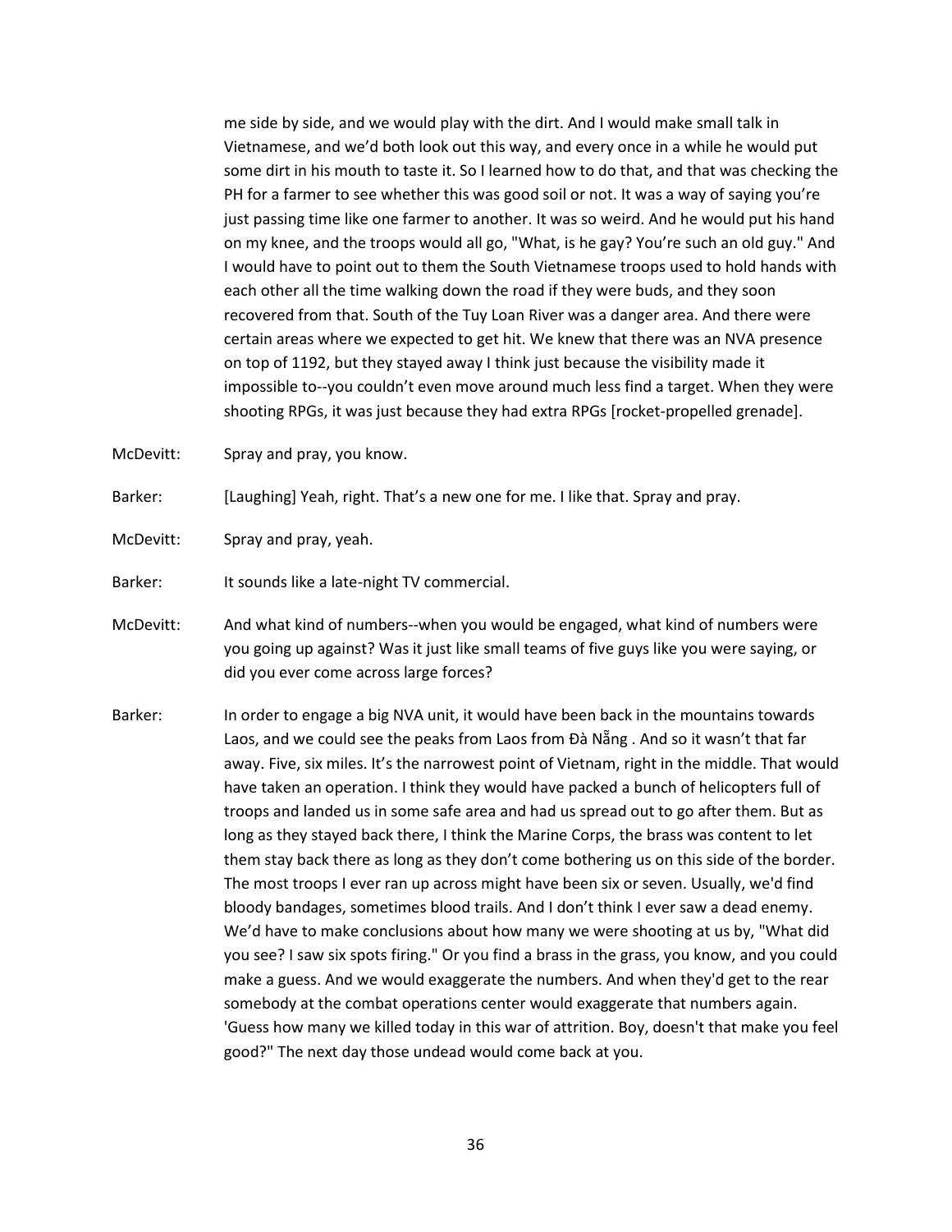me side by side, and we would play with the dirt. And I would make small talk in Vietnamese, and we'd both look out this way, and every once in a while he would put some dirt in his mouth to taste it. So I learned how to do that, and that was checking the PH for a farmer to see whether this was good soil or not. It was a way of saying you're just passing time like one farmer to another. It was so weird. And he would put his hand on my knee, and the troops would all go, "What, is he gay? You're such an old guy." And I would have to point out to them the South Vietnamese troops used to hold hands with each other all the time walking down the road if they were buds, and they soon recovered from that. South of the Tuy Loan River was a danger area. And there were certain areas where we expected to get hit. We knew that there was an NVA presence on top of 1192, but they stayed away I think just because the visibility made it impossible to--you couldn't even move around much less find a target. When they were shooting RPGs, it was just because they had extra RPGs [rocket-propelled grenade].

McDevitt: Spray and pray, you know.

Barker: [Laughing] Yeah, right. That's a new one for me. I like that. Spray and pray.

McDevitt: Spray and pray, yeah.

Barker: It sounds like a late-night TV commercial.

McDevitt: And what kind of numbers--when you would be engaged, what kind of numbers were you going up against? Was it just like small teams of five guys like you were saying, or did you ever come across large forces?

Barker: In order to engage a big NVA unit, it would have been back in the mountains towards Laos, and we could see the peaks from Laos from Đà Nẵng . And so it wasn't that far away. Five, six miles. It's the narrowest point of Vietnam, right in the middle. That would have taken an operation. I think they would have packed a bunch of helicopters full of troops and landed us in some safe area and had us spread out to go after them. But as long as they stayed back there, I think the Marine Corps, the brass was content to let them stay back there as long as they don't come bothering us on this side of the border. The most troops I ever ran up across might have been six or seven. Usually, we'd find bloody bandages, sometimes blood trails. And I don't think I ever saw a dead enemy. We'd have to make conclusions about how many we were shooting at us by, "What did you see? I saw six spots firing." Or you find a brass in the grass, you know, and you could make a guess. And we would exaggerate the numbers. And when they'd get to the rear somebody at the combat operations center would exaggerate that numbers again. 'Guess how many we killed today in this war of attrition. Boy, doesn't that make you feel good?" The next day those undead would come back at you.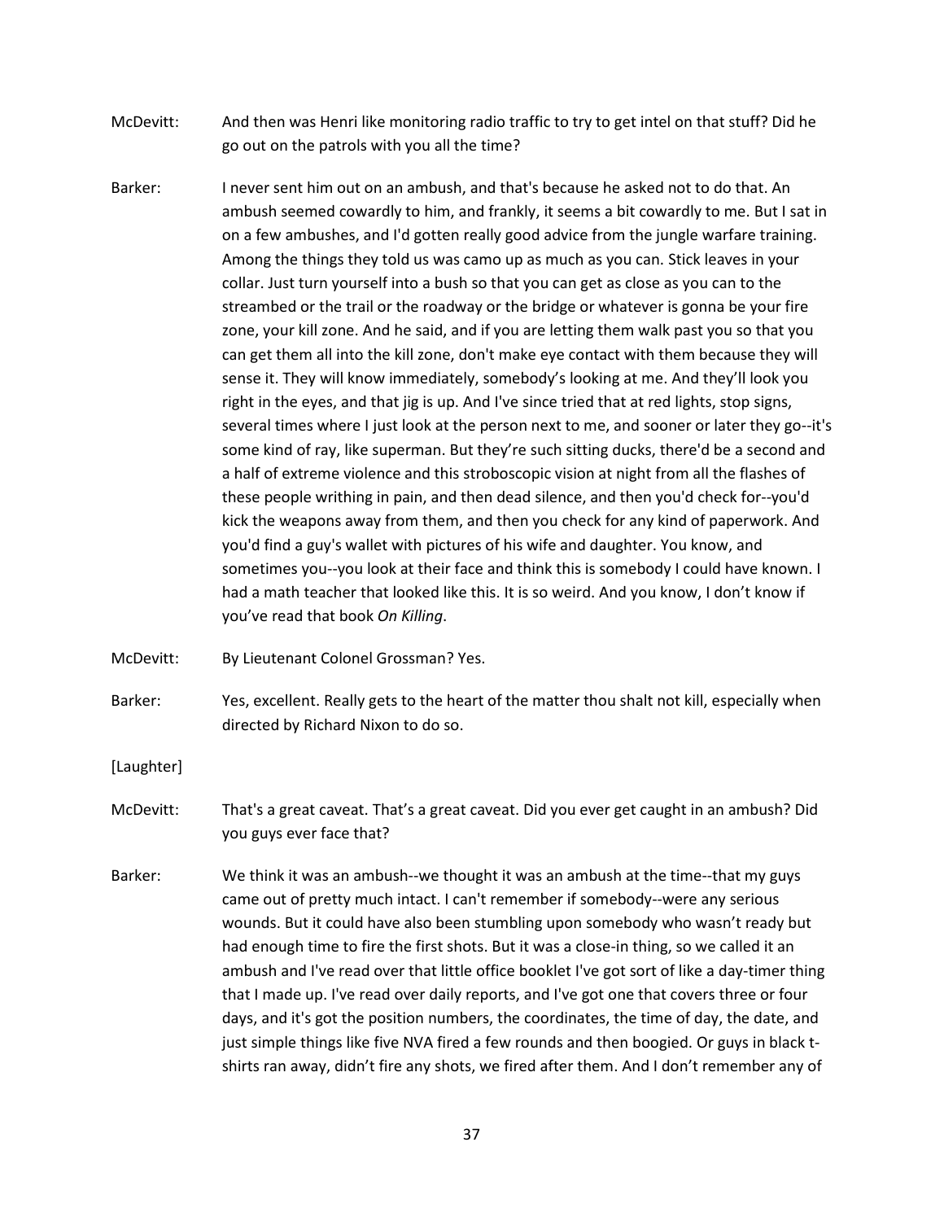McDevitt: And then was Henri like monitoring radio traffic to try to get intel on that stuff? Did he go out on the patrols with you all the time?

Barker: I never sent him out on an ambush, and that's because he asked not to do that. An ambush seemed cowardly to him, and frankly, it seems a bit cowardly to me. But I sat in on a few ambushes, and I'd gotten really good advice from the jungle warfare training. Among the things they told us was camo up as much as you can. Stick leaves in your collar. Just turn yourself into a bush so that you can get as close as you can to the streambed or the trail or the roadway or the bridge or whatever is gonna be your fire zone, your kill zone. And he said, and if you are letting them walk past you so that you can get them all into the kill zone, don't make eye contact with them because they will sense it. They will know immediately, somebody's looking at me. And they'll look you right in the eyes, and that jig is up. And I've since tried that at red lights, stop signs, several times where I just look at the person next to me, and sooner or later they go--it's some kind of ray, like superman. But they're such sitting ducks, there'd be a second and a half of extreme violence and this stroboscopic vision at night from all the flashes of these people writhing in pain, and then dead silence, and then you'd check for--you'd kick the weapons away from them, and then you check for any kind of paperwork. And you'd find a guy's wallet with pictures of his wife and daughter. You know, and sometimes you--you look at their face and think this is somebody I could have known. I had a math teacher that looked like this. It is so weird. And you know, I don't know if you've read that book *On Killing*.

McDevitt: By Lieutenant Colonel Grossman? Yes.

Barker: Yes, excellent. Really gets to the heart of the matter thou shalt not kill, especially when directed by Richard Nixon to do so.

[Laughter]

McDevitt: That's a great caveat. That's a great caveat. Did you ever get caught in an ambush? Did you guys ever face that?

Barker: We think it was an ambush--we thought it was an ambush at the time--that my guys came out of pretty much intact. I can't remember if somebody--were any serious wounds. But it could have also been stumbling upon somebody who wasn't ready but had enough time to fire the first shots. But it was a close-in thing, so we called it an ambush and I've read over that little office booklet I've got sort of like a day-timer thing that I made up. I've read over daily reports, and I've got one that covers three or four days, and it's got the position numbers, the coordinates, the time of day, the date, and just simple things like five NVA fired a few rounds and then boogied. Or guys in black t-shirts ran away, didn't fire any shots, we fired after them. And I don't remember any of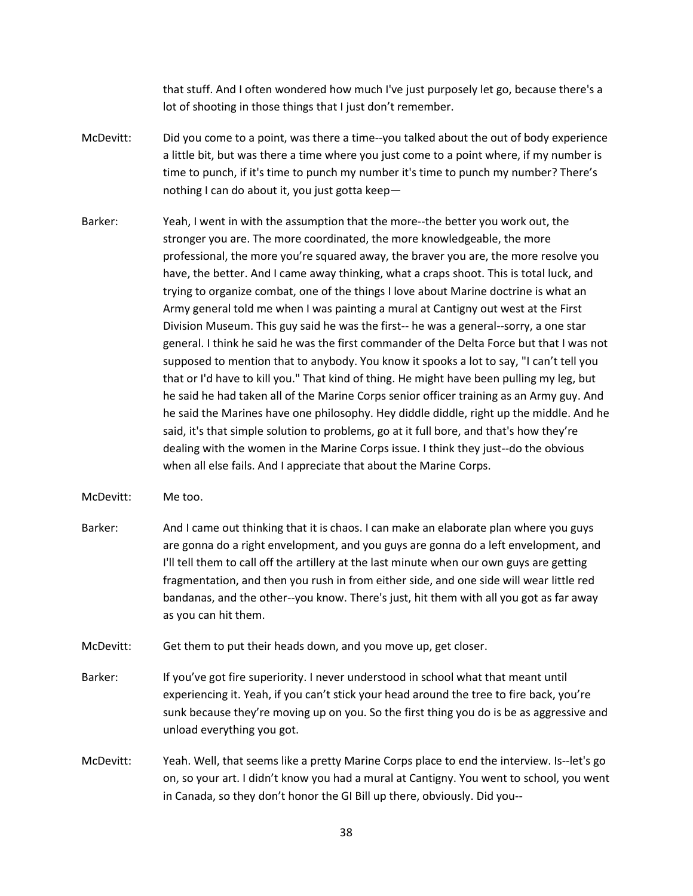that stuff. And I often wondered how much I've just purposely let go, because there's a lot of shooting in those things that I just don't remember.

McDevitt: Did you come to a point, was there a time--you talked about the out of body experience a little bit, but was there a time where you just come to a point where, if my number is time to punch, if it's time to punch my number it's time to punch my number? There's nothing I can do about it, you just gotta keep—

Barker: Yeah, I went in with the assumption that the more--the better you work out, the stronger you are. The more coordinated, the more knowledgeable, the more professional, the more you're squared away, the braver you are, the more resolve you have, the better. And I came away thinking, what a craps shoot. This is total luck, and trying to organize combat, one of the things I love about Marine doctrine is what an Army general told me when I was painting a mural at Cantigny out west at the First Division Museum. This guy said he was the first-- he was a general--sorry, a one star general. I think he said he was the first commander of the Delta Force but that I was not supposed to mention that to anybody. You know it spooks a lot to say, "I can't tell you that or I'd have to kill you." That kind of thing. He might have been pulling my leg, but he said he had taken all of the Marine Corps senior officer training as an Army guy. And he said the Marines have one philosophy. Hey diddle diddle, right up the middle. And he said, it's that simple solution to problems, go at it full bore, and that's how they're dealing with the women in the Marine Corps issue. I think they just--do the obvious when all else fails. And I appreciate that about the Marine Corps.

McDevitt: Me too.

Barker: And I came out thinking that it is chaos. I can make an elaborate plan where you guys are gonna do a right envelopment, and you guys are gonna do a left envelopment, and I'll tell them to call off the artillery at the last minute when our own guys are getting fragmentation, and then you rush in from either side, and one side will wear little red bandanas, and the other--you know. There's just, hit them with all you got as far away as you can hit them.

McDevitt: Get them to put their heads down, and you move up, get closer.

Barker: If you've got fire superiority. I never understood in school what that meant until experiencing it. Yeah, if you can't stick your head around the tree to fire back, you're sunk because they're moving up on you. So the first thing you do is be as aggressive and unload everything you got.

McDevitt: Yeah. Well, that seems like a pretty Marine Corps place to end the interview. Is--let's go on, so your art. I didn't know you had a mural at Cantigny. You went to school, you went in Canada, so they don't honor the GI Bill up there, obviously. Did you--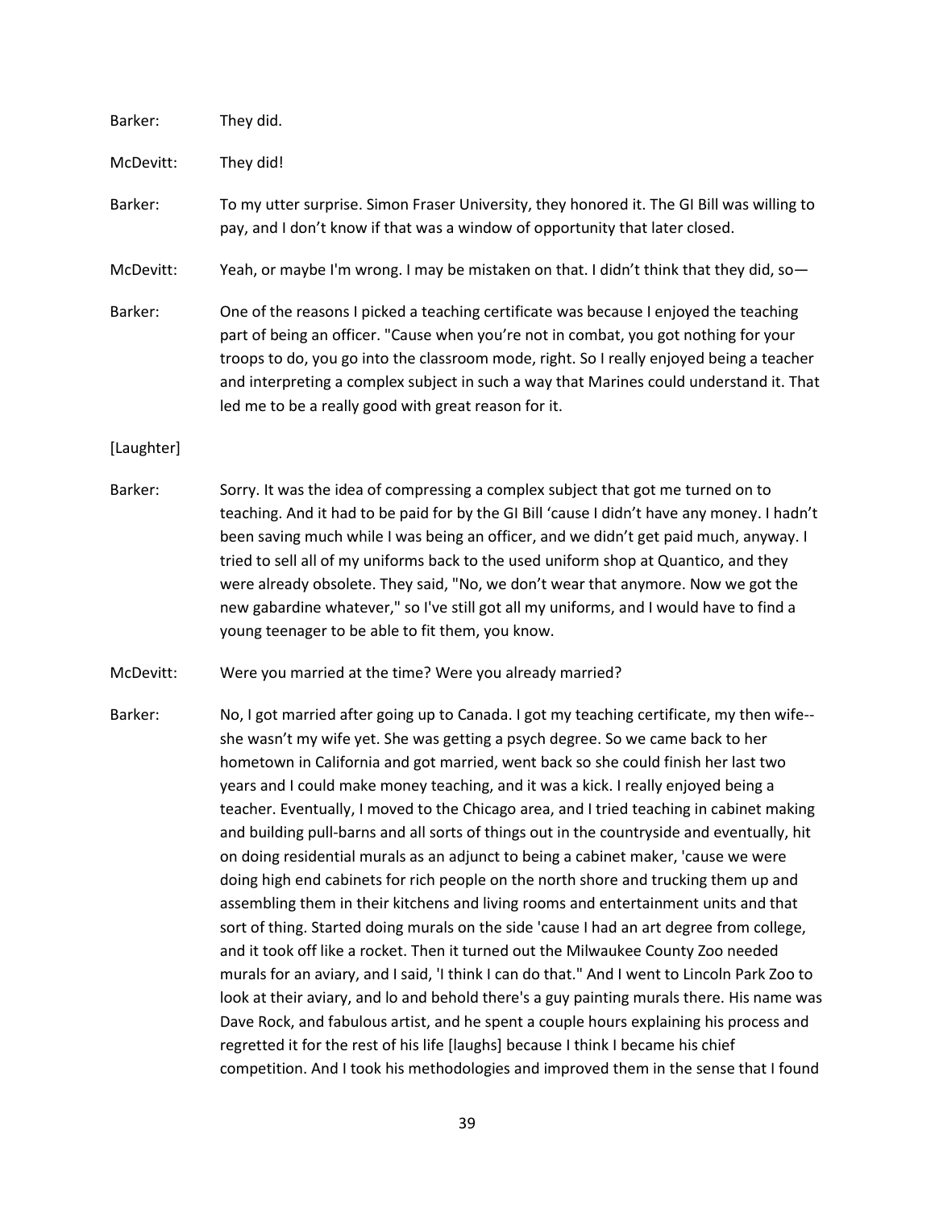Barker: They did.

McDevitt: They did!

Barker: To my utter surprise. Simon Fraser University, they honored it. The GI Bill was willing to pay, and I don't know if that was a window of opportunity that later closed.

McDevitt: Yeah, or maybe I'm wrong. I may be mistaken on that. I didn't think that they did, so—

Barker: One of the reasons I picked a teaching certificate was because I enjoyed the teaching part of being an officer. "Cause when you're not in combat, you got nothing for your troops to do, you go into the classroom mode, right. So I really enjoyed being a teacher and interpreting a complex subject in such a way that Marines could understand it. That led me to be a really good with great reason for it.

[Laughter]

Barker: Sorry. It was the idea of compressing a complex subject that got me turned on to teaching. And it had to be paid for by the GI Bill 'cause I didn't have any money. I hadn't been saving much while I was being an officer, and we didn't get paid much, anyway. I tried to sell all of my uniforms back to the used uniform shop at Quantico, and they were already obsolete. They said, "No, we don't wear that anymore. Now we got the new gabardine whatever," so I've still got all my uniforms, and I would have to find a young teenager to be able to fit them, you know.

McDevitt: Were you married at the time? Were you already married?

Barker: No, I got married after going up to Canada. I got my teaching certificate, my then wife--she wasn't my wife yet. She was getting a psych degree. So we came back to her hometown in California and got married, went back so she could finish her last two years and I could make money teaching, and it was a kick. I really enjoyed being a teacher. Eventually, I moved to the Chicago area, and I tried teaching in cabinet making and building pull-barns and all sorts of things out in the countryside and eventually, hit on doing residential murals as an adjunct to being a cabinet maker, 'cause we were doing high end cabinets for rich people on the north shore and trucking them up and assembling them in their kitchens and living rooms and entertainment units and that sort of thing. Started doing murals on the side 'cause I had an art degree from college, and it took off like a rocket. Then it turned out the Milwaukee County Zoo needed murals for an aviary, and I said, 'I think I can do that." And I went to Lincoln Park Zoo to look at their aviary, and lo and behold there's a guy painting murals there. His name was Dave Rock, and fabulous artist, and he spent a couple hours explaining his process and regretted it for the rest of his life [laughs] because I think I became his chief competition. And I took his methodologies and improved them in the sense that I found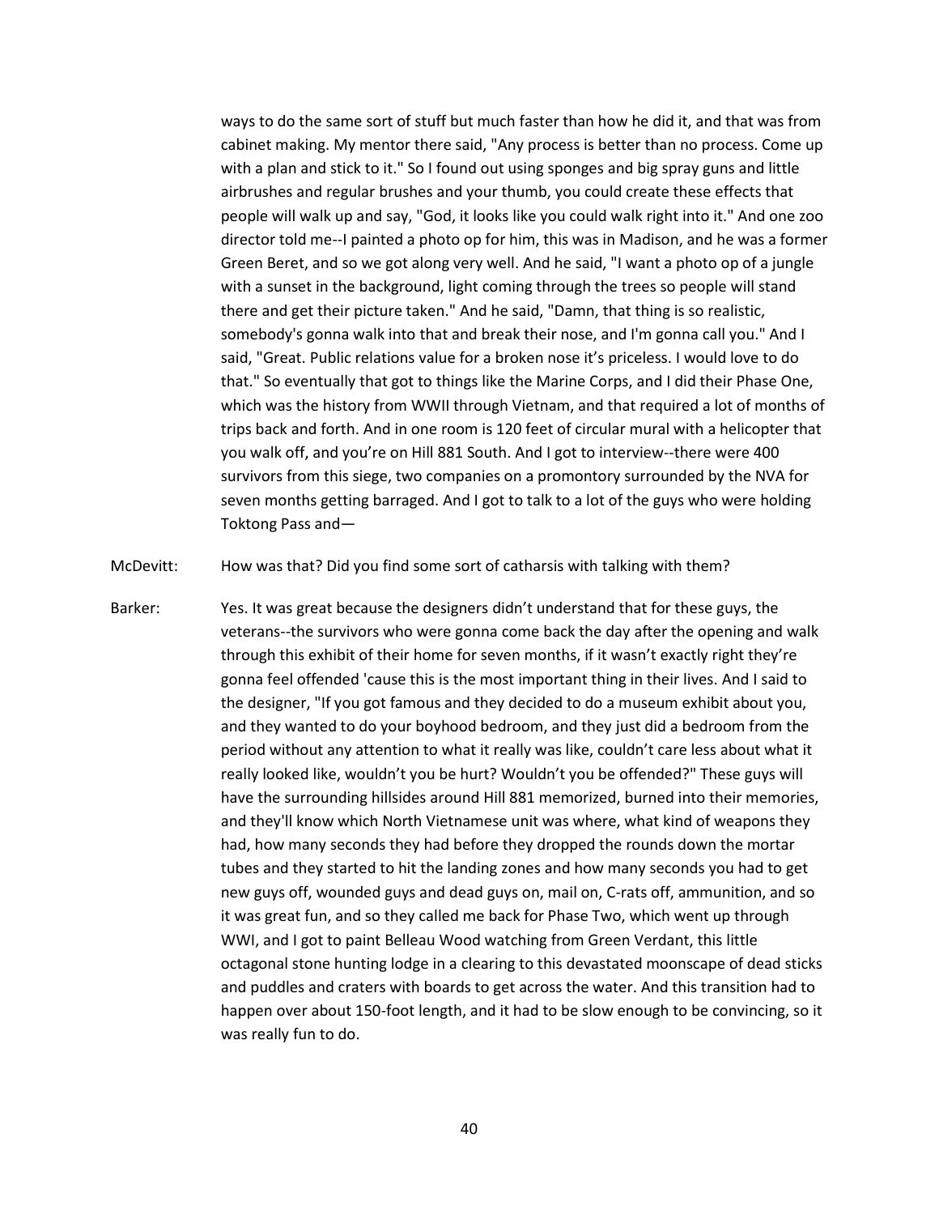ways to do the same sort of stuff but much faster than how he did it, and that was from cabinet making. My mentor there said, "Any process is better than no process. Come up with a plan and stick to it." So I found out using sponges and big spray guns and little airbrushes and regular brushes and your thumb, you could create these effects that people will walk up and say, "God, it looks like you could walk right into it." And one zoo director told me--I painted a photo op for him, this was in Madison, and he was a former Green Beret, and so we got along very well. And he said, "I want a photo op of a jungle with a sunset in the background, light coming through the trees so people will stand there and get their picture taken." And he said, "Damn, that thing is so realistic, somebody's gonna walk into that and break their nose, and I'm gonna call you." And I said, "Great. Public relations value for a broken nose it's priceless. I would love to do that." So eventually that got to things like the Marine Corps, and I did their Phase One, which was the history from WWII through Vietnam, and that required a lot of months of trips back and forth. And in one room is 120 feet of circular mural with a helicopter that you walk off, and you're on Hill 881 South. And I got to interview--there were 400 survivors from this siege, two companies on a promontory surrounded by the NVA for seven months getting barraged. And I got to talk to a lot of the guys who were holding Toktong Pass and—

McDevitt: How was that? Did you find some sort of catharsis with talking with them?

Barker: Yes. It was great because the designers didn't understand that for these guys, the veterans--the survivors who were gonna come back the day after the opening and walk through this exhibit of their home for seven months, if it wasn't exactly right they're gonna feel offended 'cause this is the most important thing in their lives. And I said to the designer, "If you got famous and they decided to do a museum exhibit about you, and they wanted to do your boyhood bedroom, and they just did a bedroom from the period without any attention to what it really was like, couldn't care less about what it really looked like, wouldn't you be hurt? Wouldn't you be offended?" These guys will have the surrounding hillsides around Hill 881 memorized, burned into their memories, and they'll know which North Vietnamese unit was where, what kind of weapons they had, how many seconds they had before they dropped the rounds down the mortar tubes and they started to hit the landing zones and how many seconds you had to get new guys off, wounded guys and dead guys on, mail on, C-rats off, ammunition, and so it was great fun, and so they called me back for Phase Two, which went up through WWI, and I got to paint Belleau Wood watching from Green Verdant, this little octagonal stone hunting lodge in a clearing to this devastated moonscape of dead sticks and puddles and craters with boards to get across the water. And this transition had to happen over about 150-foot length, and it had to be slow enough to be convincing, so it was really fun to do.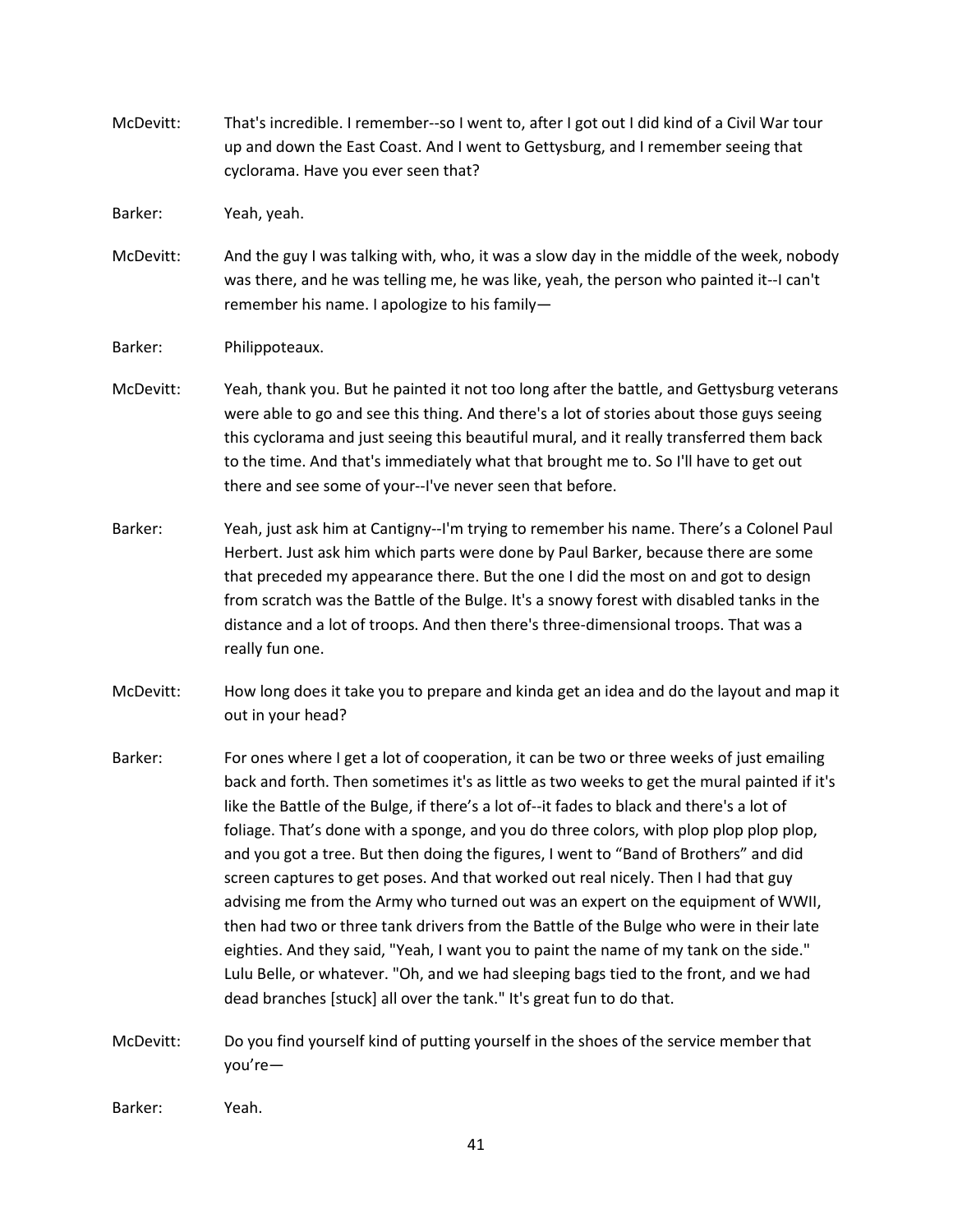McDevitt: That's incredible. I remember--so I went to, after I got out I did kind of a Civil War tour up and down the East Coast. And I went to Gettysburg, and I remember seeing that cyclorama. Have you ever seen that?

Barker: Yeah, yeah.

McDevitt: And the guy I was talking with, who, it was a slow day in the middle of the week, nobody was there, and he was telling me, he was like, yeah, the person who painted it--I can't remember his name. I apologize to his family—

Barker: Philippoteaux.

McDevitt: Yeah, thank you. But he painted it not too long after the battle, and Gettysburg veterans were able to go and see this thing. And there's a lot of stories about those guys seeing this cyclorama and just seeing this beautiful mural, and it really transferred them back to the time. And that's immediately what that brought me to. So I'll have to get out there and see some of your--I've never seen that before.

Barker: Yeah, just ask him at Cantigny--I'm trying to remember his name. There's a Colonel Paul Herbert. Just ask him which parts were done by Paul Barker, because there are some that preceded my appearance there. But the one I did the most on and got to design from scratch was the Battle of the Bulge. It's a snowy forest with disabled tanks in the distance and a lot of troops. And then there's three-dimensional troops. That was a really fun one.

McDevitt: How long does it take you to prepare and kinda get an idea and do the layout and map it out in your head?

Barker: For ones where I get a lot of cooperation, it can be two or three weeks of just emailing back and forth. Then sometimes it's as little as two weeks to get the mural painted if it's like the Battle of the Bulge, if there's a lot of--it fades to black and there's a lot of foliage. That's done with a sponge, and you do three colors, with plop plop plop plop, and you got a tree. But then doing the figures, I went to "Band of Brothers" and did screen captures to get poses. And that worked out real nicely. Then I had that guy advising me from the Army who turned out was an expert on the equipment of WWII, then had two or three tank drivers from the Battle of the Bulge who were in their late eighties. And they said, "Yeah, I want you to paint the name of my tank on the side." Lulu Belle, or whatever. "Oh, and we had sleeping bags tied to the front, and we had dead branches [stuck] all over the tank." It's great fun to do that.

McDevitt: Do you find yourself kind of putting yourself in the shoes of the service member that you're—

Barker: Yeah.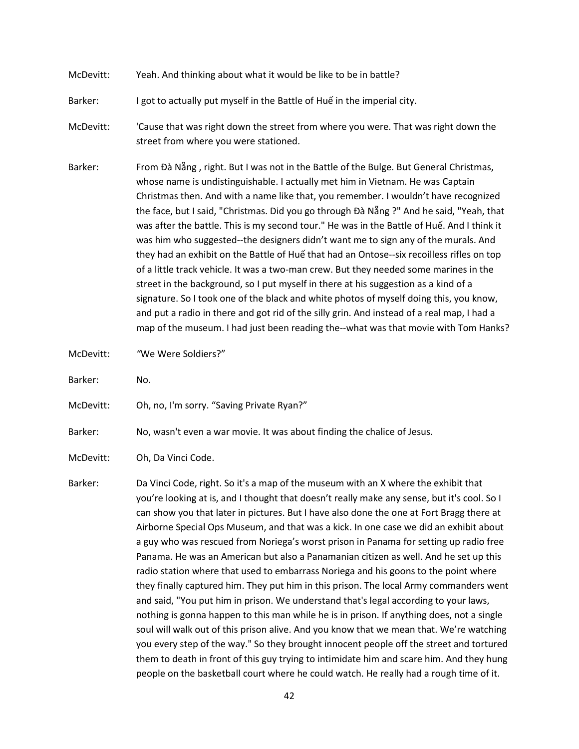McDevitt: Yeah. And thinking about what it would be like to be in battle?

Barker: I got to actually put myself in the Battle of Huế in the imperial city.

McDevitt: 'Cause that was right down the street from where you were. That was right down the street from where you were stationed.

Barker: From Đà Nẵng , right. But I was not in the Battle of the Bulge. But General Christmas, whose name is undistinguishable. I actually met him in Vietnam. He was Captain Christmas then. And with a name like that, you remember. I wouldn't have recognized the face, but I said, "Christmas. Did you go through Đà Nẵng ?" And he said, "Yeah, that was after the battle. This is my second tour." He was in the Battle of Huế. And I think it was him who suggested--the designers didn't want me to sign any of the murals. And they had an exhibit on the Battle of Huế that had an Ontose--six recoilless rifles on top of a little track vehicle. It was a two-man crew. But they needed some marines in the street in the background, so I put myself in there at his suggestion as a kind of a signature. So I took one of the black and white photos of myself doing this, you know, and put a radio in there and got rid of the silly grin. And instead of a real map, I had a map of the museum. I had just been reading the--what was that movie with Tom Hanks?

McDevitt: "We Were Soldiers?"

Barker: No.

McDevitt: Oh, no, I'm sorry. "Saving Private Ryan?"

Barker: No, wasn't even a war movie. It was about finding the chalice of Jesus.

McDevitt: Oh, Da Vinci Code.

Barker: Da Vinci Code, right. So it's a map of the museum with an X where the exhibit that you're looking at is, and I thought that doesn't really make any sense, but it's cool. So I can show you that later in pictures. But I have also done the one at Fort Bragg there at Airborne Special Ops Museum, and that was a kick. In one case we did an exhibit about a guy who was rescued from Noriega's worst prison in Panama for setting up radio free Panama. He was an American but also a Panamanian citizen as well. And he set up this radio station where that used to embarrass Noriega and his goons to the point where they finally captured him. They put him in this prison. The local Army commanders went and said, "You put him in prison. We understand that's legal according to your laws, nothing is gonna happen to this man while he is in prison. If anything does, not a single soul will walk out of this prison alive. And you know that we mean that. We're watching you every step of the way." So they brought innocent people off the street and tortured them to death in front of this guy trying to intimidate him and scare him. And they hung people on the basketball court where he could watch. He really had a rough time of it.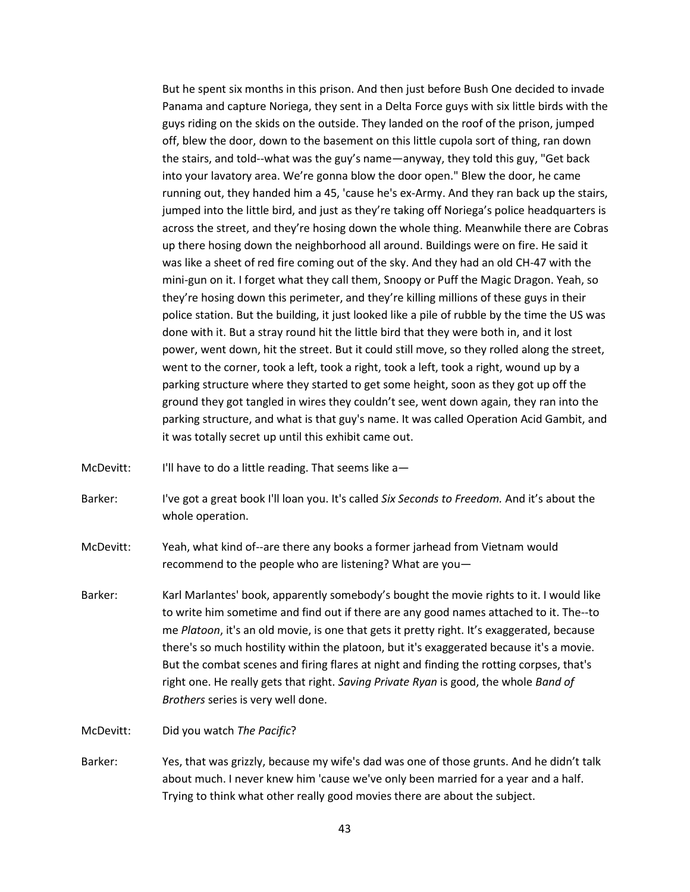But he spent six months in this prison. And then just before Bush One decided to invade Panama and capture Noriega, they sent in a Delta Force guys with six little birds with the guys riding on the skids on the outside. They landed on the roof of the prison, jumped off, blew the door, down to the basement on this little cupola sort of thing, ran down the stairs, and told--what was the guy's name—anyway, they told this guy, "Get back into your lavatory area. We're gonna blow the door open." Blew the door, he came running out, they handed him a 45, 'cause he's ex-Army. And they ran back up the stairs, jumped into the little bird, and just as they're taking off Noriega's police headquarters is across the street, and they're hosing down the whole thing. Meanwhile there are Cobras up there hosing down the neighborhood all around. Buildings were on fire. He said it was like a sheet of red fire coming out of the sky. And they had an old CH-47 with the mini-gun on it. I forget what they call them, Snoopy or Puff the Magic Dragon. Yeah, so they're hosing down this perimeter, and they're killing millions of these guys in their police station. But the building, it just looked like a pile of rubble by the time the US was done with it. But a stray round hit the little bird that they were both in, and it lost power, went down, hit the street. But it could still move, so they rolled along the street, went to the corner, took a left, took a right, took a left, took a right, wound up by a parking structure where they started to get some height, soon as they got up off the ground they got tangled in wires they couldn't see, went down again, they ran into the parking structure, and what is that guy's name. It was called Operation Acid Gambit, and it was totally secret up until this exhibit came out.

McDevitt: I'll have to do a little reading. That seems like a—

Barker: I've got a great book I'll loan you. It's called *Six Seconds to Freedom.* And it's about the whole operation.

McDevitt: Yeah, what kind of--are there any books a former jarhead from Vietnam would recommend to the people who are listening? What are you—

Barker: Karl Marlantes' book, apparently somebody's bought the movie rights to it. I would like to write him sometime and find out if there are any good names attached to it. The--to me *Platoon*, it's an old movie, is one that gets it pretty right. It's exaggerated, because there's so much hostility within the platoon, but it's exaggerated because it's a movie. But the combat scenes and firing flares at night and finding the rotting corpses, that's right one. He really gets that right. *Saving Private Ryan* is good, the whole *Band of Brothers* series is very well done.

McDevitt: Did you watch *The Pacific*?

Barker: Yes, that was grizzly, because my wife's dad was one of those grunts. And he didn't talk about much. I never knew him 'cause we've only been married for a year and a half. Trying to think what other really good movies there are about the subject.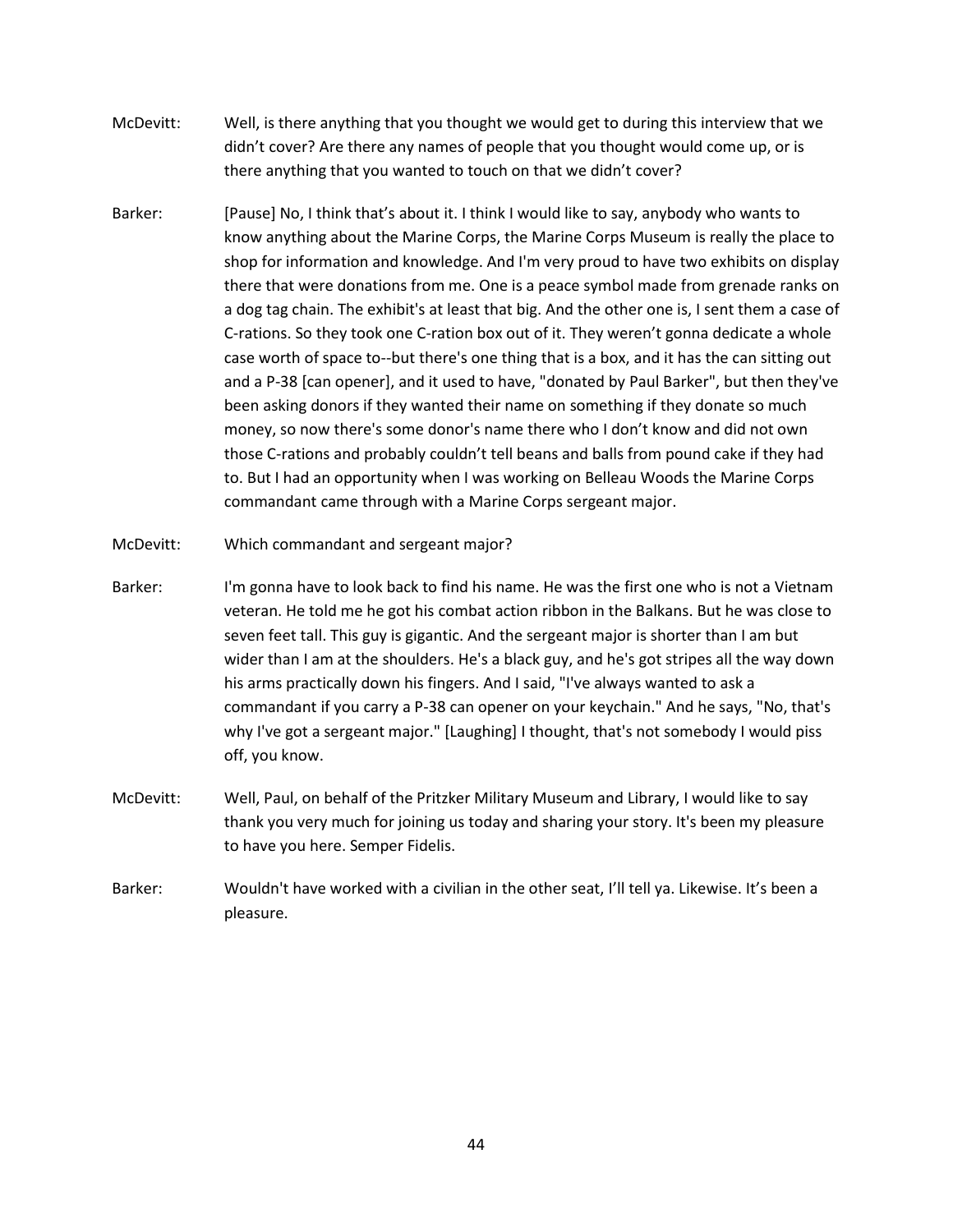McDevitt: Well, is there anything that you thought we would get to during this interview that we didn't cover? Are there any names of people that you thought would come up, or is there anything that you wanted to touch on that we didn't cover?

Barker: [Pause] No, I think that's about it. I think I would like to say, anybody who wants to know anything about the Marine Corps, the Marine Corps Museum is really the place to shop for information and knowledge. And I'm very proud to have two exhibits on display there that were donations from me. One is a peace symbol made from grenade ranks on a dog tag chain. The exhibit's at least that big. And the other one is, I sent them a case of C-rations. So they took one C-ration box out of it. They weren't gonna dedicate a whole case worth of space to--but there's one thing that is a box, and it has the can sitting out and a P-38 [can opener], and it used to have, "donated by Paul Barker", but then they've been asking donors if they wanted their name on something if they donate so much money, so now there's some donor's name there who I don't know and did not own those C-rations and probably couldn't tell beans and balls from pound cake if they had to. But I had an opportunity when I was working on Belleau Woods the Marine Corps commandant came through with a Marine Corps sergeant major.

McDevitt: Which commandant and sergeant major?

Barker: I'm gonna have to look back to find his name. He was the first one who is not a Vietnam veteran. He told me he got his combat action ribbon in the Balkans. But he was close to seven feet tall. This guy is gigantic. And the sergeant major is shorter than I am but wider than I am at the shoulders. He's a black guy, and he's got stripes all the way down his arms practically down his fingers. And I said, "I've always wanted to ask a commandant if you carry a P-38 can opener on your keychain." And he says, "No, that's why I've got a sergeant major." [Laughing] I thought, that's not somebody I would piss off, you know.

McDevitt: Well, Paul, on behalf of the Pritzker Military Museum and Library, I would like to say thank you very much for joining us today and sharing your story. It's been my pleasure to have you here. Semper Fidelis.

Barker: Wouldn't have worked with a civilian in the other seat, I'll tell ya. Likewise. It's been a pleasure.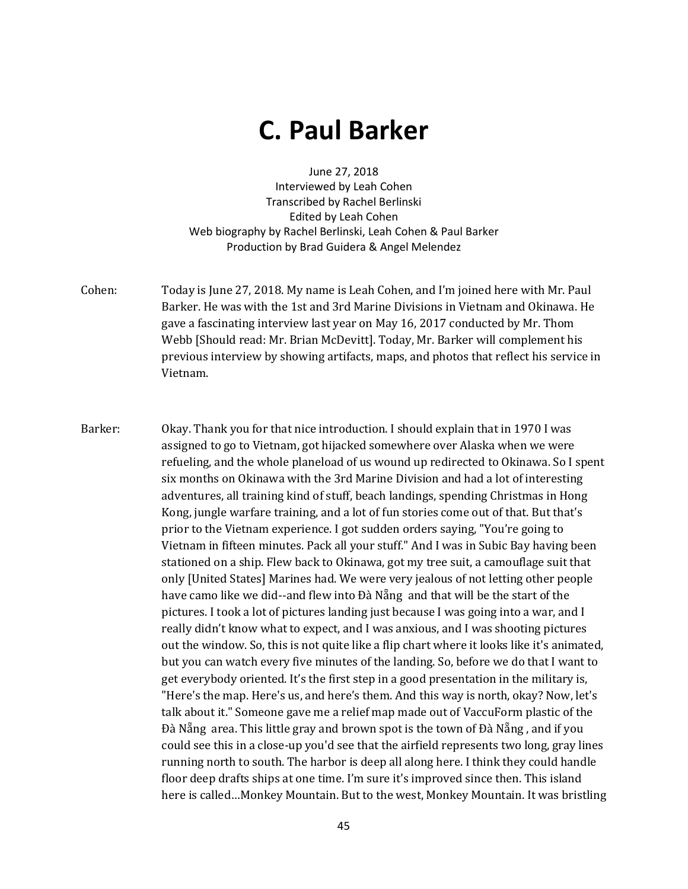# C. Paul Barker

June 27, 2018
Interviewed by Leah Cohen
Transcribed by Rachel Berlinski
Edited by Leah Cohen
Web biography by Rachel Berlinski, Leah Cohen & Paul Barker
Production by Brad Guidera & Angel Melendez

Cohen: Today is June 27, 2018. My name is Leah Cohen, and I'm joined here with Mr. Paul Barker. He was with the 1st and 3rd Marine Divisions in Vietnam and Okinawa. He gave a fascinating interview last year on May 16, 2017 conducted by Mr. Thom Webb [Should read: Mr. Brian McDevitt]. Today, Mr. Barker will complement his previous interview by showing artifacts, maps, and photos that reflect his service in Vietnam.

Barker: Okay. Thank you for that nice introduction. I should explain that in 1970 I was assigned to go to Vietnam, got hijacked somewhere over Alaska when we were refueling, and the whole planeload of us wound up redirected to Okinawa. So I spent six months on Okinawa with the 3rd Marine Division and had a lot of interesting adventures, all training kind of stuff, beach landings, spending Christmas in Hong Kong, jungle warfare training, and a lot of fun stories come out of that. But that's prior to the Vietnam experience. I got sudden orders saying, "You're going to Vietnam in fifteen minutes. Pack all your stuff." And I was in Subic Bay having been stationed on a ship. Flew back to Okinawa, got my tree suit, a camouflage suit that only [United States] Marines had. We were very jealous of not letting other people have camo like we did--and flew into Đà Nẵng and that will be the start of the pictures. I took a lot of pictures landing just because I was going into a war, and I really didn't know what to expect, and I was anxious, and I was shooting pictures out the window. So, this is not quite like a flip chart where it looks like it's animated, but you can watch every five minutes of the landing. So, before we do that I want to get everybody oriented. It's the first step in a good presentation in the military is, "Here's the map. Here's us, and here's them. And this way is north, okay? Now, let's talk about it." Someone gave me a relief map made out of VaccuForm plastic of the Đà Nẵng area. This little gray and brown spot is the town of Đà Nẵng , and if you could see this in a close-up you'd see that the airfield represents two long, gray lines running north to south. The harbor is deep all along here. I think they could handle floor deep drafts ships at one time. I'm sure it's improved since then. This island here is called…Monkey Mountain. But to the west, Monkey Mountain. It was bristling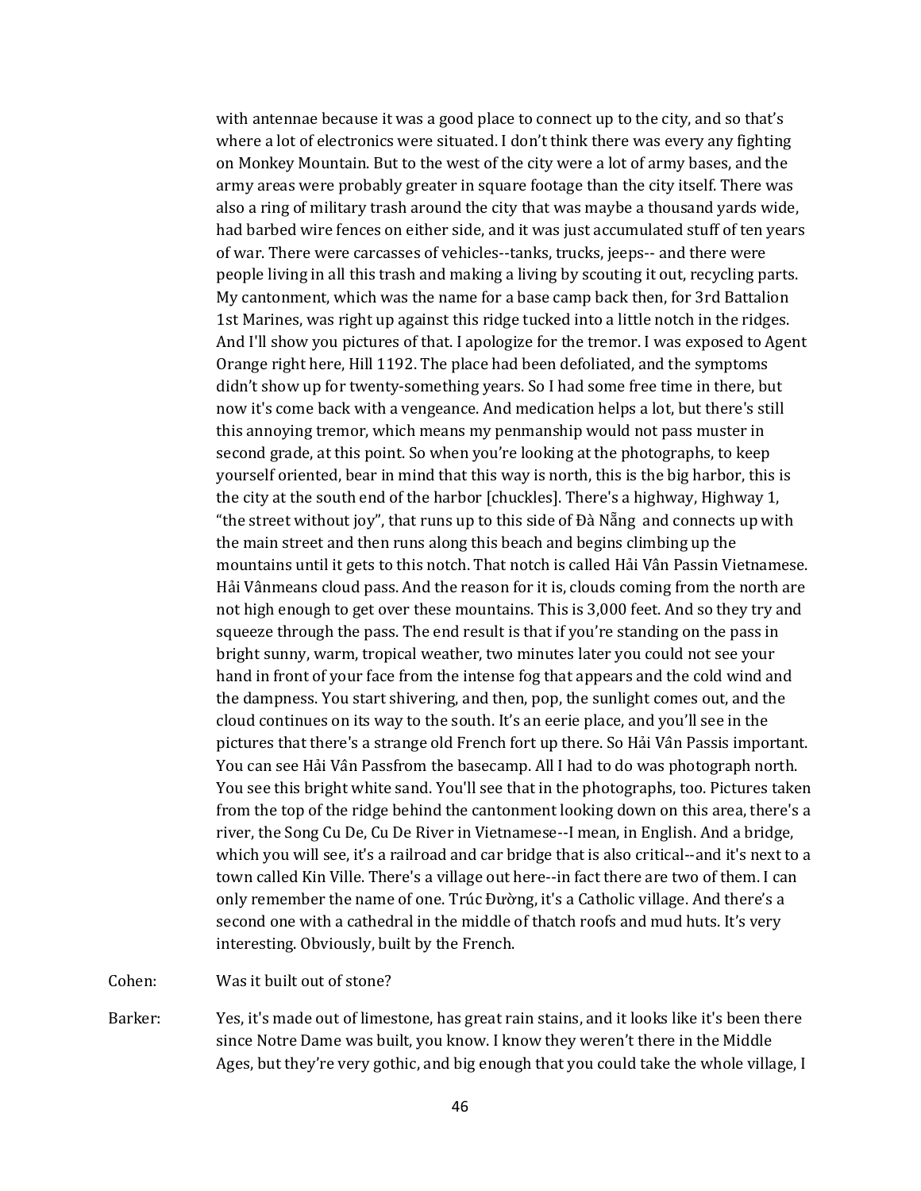with antennae because it was a good place to connect up to the city, and so that's where a lot of electronics were situated. I don't think there was every any fighting on Monkey Mountain. But to the west of the city were a lot of army bases, and the army areas were probably greater in square footage than the city itself. There was also a ring of military trash around the city that was maybe a thousand yards wide, had barbed wire fences on either side, and it was just accumulated stuff of ten years of war. There were carcasses of vehicles--tanks, trucks, jeeps-- and there were people living in all this trash and making a living by scouting it out, recycling parts. My cantonment, which was the name for a base camp back then, for 3rd Battalion 1st Marines, was right up against this ridge tucked into a little notch in the ridges. And I'll show you pictures of that. I apologize for the tremor. I was exposed to Agent Orange right here, Hill 1192. The place had been defoliated, and the symptoms didn't show up for twenty-something years. So I had some free time in there, but now it's come back with a vengeance. And medication helps a lot, but there's still this annoying tremor, which means my penmanship would not pass muster in second grade, at this point. So when you're looking at the photographs, to keep yourself oriented, bear in mind that this way is north, this is the big harbor, this is the city at the south end of the harbor [chuckles]. There's a highway, Highway 1, "the street without joy", that runs up to this side of Đà Nẵng and connects up with the main street and then runs along this beach and begins climbing up the mountains until it gets to this notch. That notch is called Hải Vân Passin Vietnamese. Hải Vânmeans cloud pass. And the reason for it is, clouds coming from the north are not high enough to get over these mountains. This is 3,000 feet. And so they try and squeeze through the pass. The end result is that if you're standing on the pass in bright sunny, warm, tropical weather, two minutes later you could not see your hand in front of your face from the intense fog that appears and the cold wind and the dampness. You start shivering, and then, pop, the sunlight comes out, and the cloud continues on its way to the south. It's an eerie place, and you'll see in the pictures that there's a strange old French fort up there. So Hải Vân Passis important. You can see Hải Vân Passfrom the basecamp. All I had to do was photograph north. You see this bright white sand. You'll see that in the photographs, too. Pictures taken from the top of the ridge behind the cantonment looking down on this area, there's a river, the Song Cu De, Cu De River in Vietnamese--I mean, in English. And a bridge, which you will see, it's a railroad and car bridge that is also critical--and it's next to a town called Kin Ville. There's a village out here--in fact there are two of them. I can only remember the name of one. Trúc Đường, it's a Catholic village. And there's a second one with a cathedral in the middle of thatch roofs and mud huts. It's very interesting. Obviously, built by the French.

Cohen: Was it built out of stone?

Barker: Yes, it's made out of limestone, has great rain stains, and it looks like it's been there since Notre Dame was built, you know. I know they weren't there in the Middle Ages, but they're very gothic, and big enough that you could take the whole village, I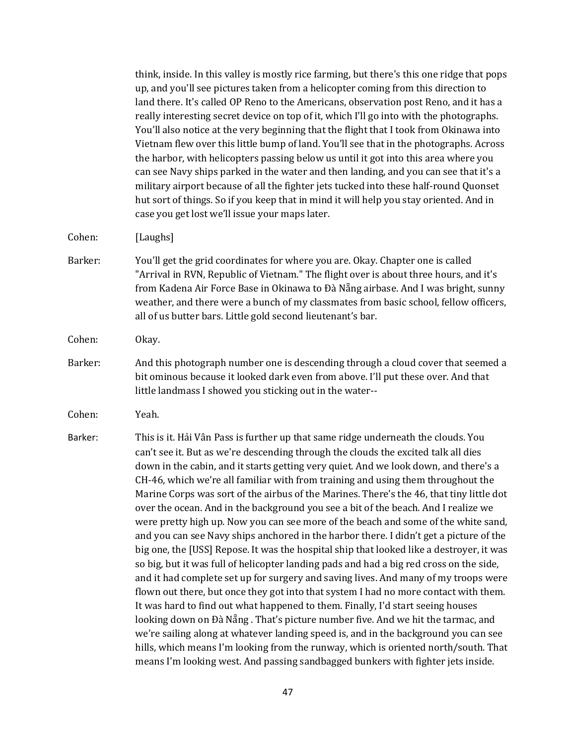think, inside. In this valley is mostly rice farming, but there's this one ridge that pops up, and you'll see pictures taken from a helicopter coming from this direction to land there. It's called OP Reno to the Americans, observation post Reno, and it has a really interesting secret device on top of it, which I'll go into with the photographs. You'll also notice at the very beginning that the flight that I took from Okinawa into Vietnam flew over this little bump of land. You'll see that in the photographs. Across the harbor, with helicopters passing below us until it got into this area where you can see Navy ships parked in the water and then landing, and you can see that it's a military airport because of all the fighter jets tucked into these half-round Quonset hut sort of things. So if you keep that in mind it will help you stay oriented. And in case you get lost we'll issue your maps later.

Cohen: [Laughs]

Barker: You'll get the grid coordinates for where you are. Okay. Chapter one is called "Arrival in RVN, Republic of Vietnam." The flight over is about three hours, and it's from Kadena Air Force Base in Okinawa to Đà Nẵng airbase. And I was bright, sunny weather, and there were a bunch of my classmates from basic school, fellow officers, all of us butter bars. Little gold second lieutenant's bar.

Cohen: Okay.

Barker: And this photograph number one is descending through a cloud cover that seemed a bit ominous because it looked dark even from above. I'll put these over. And that little landmass I showed you sticking out in the water--

Cohen: Yeah.

Barker: This is it. Hải Vân Pass is further up that same ridge underneath the clouds. You can't see it. But as we're descending through the clouds the excited talk all dies down in the cabin, and it starts getting very quiet. And we look down, and there's a CH-46, which we're all familiar with from training and using them throughout the Marine Corps was sort of the airbus of the Marines. There's the 46, that tiny little dot over the ocean. And in the background you see a bit of the beach. And I realize we were pretty high up. Now you can see more of the beach and some of the white sand, and you can see Navy ships anchored in the harbor there. I didn't get a picture of the big one, the [USS] Repose. It was the hospital ship that looked like a destroyer, it was so big, but it was full of helicopter landing pads and had a big red cross on the side, and it had complete set up for surgery and saving lives. And many of my troops were flown out there, but once they got into that system I had no more contact with them. It was hard to find out what happened to them. Finally, I'd start seeing houses looking down on Đà Nẵng . That's picture number five. And we hit the tarmac, and we're sailing along at whatever landing speed is, and in the background you can see hills, which means I'm looking from the runway, which is oriented north/south. That means I'm looking west. And passing sandbagged bunkers with fighter jets inside.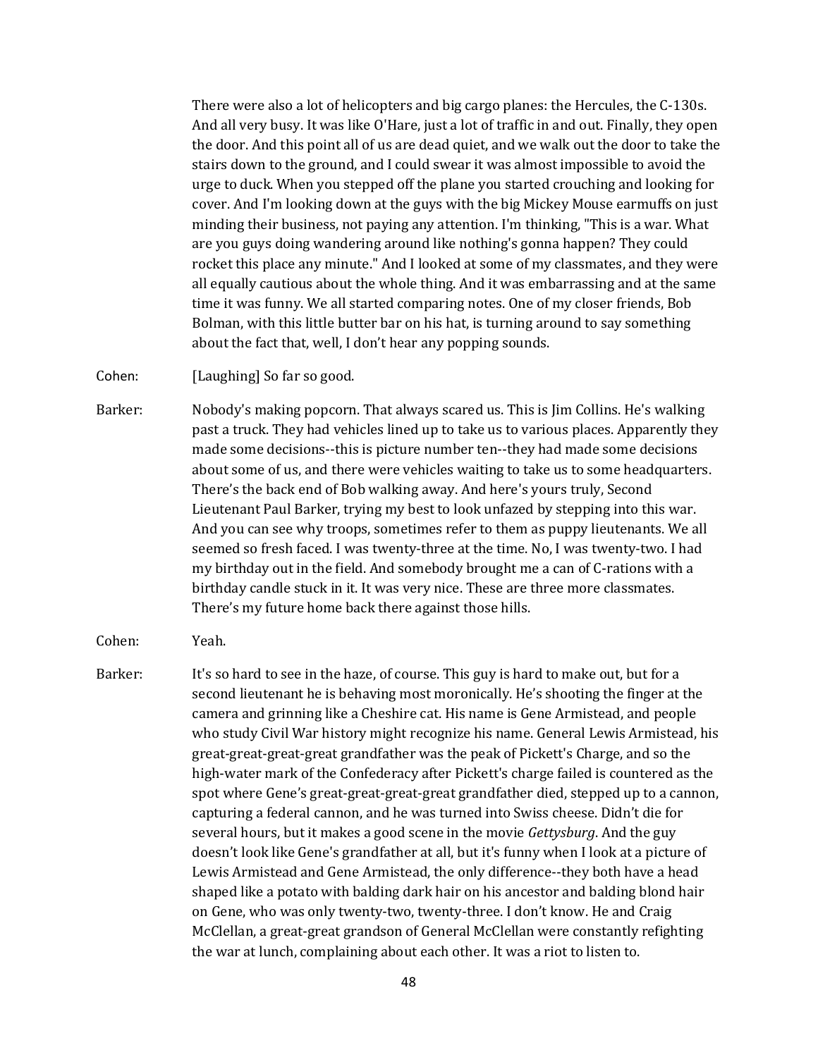There were also a lot of helicopters and big cargo planes: the Hercules, the C-130s. And all very busy. It was like O'Hare, just a lot of traffic in and out. Finally, they open the door. And this point all of us are dead quiet, and we walk out the door to take the stairs down to the ground, and I could swear it was almost impossible to avoid the urge to duck. When you stepped off the plane you started crouching and looking for cover. And I'm looking down at the guys with the big Mickey Mouse earmuffs on just minding their business, not paying any attention. I'm thinking, "This is a war. What are you guys doing wandering around like nothing's gonna happen? They could rocket this place any minute." And I looked at some of my classmates, and they were all equally cautious about the whole thing. And it was embarrassing and at the same time it was funny. We all started comparing notes. One of my closer friends, Bob Bolman, with this little butter bar on his hat, is turning around to say something about the fact that, well, I don't hear any popping sounds.

Cohen: [Laughing] So far so good.

Barker: Nobody's making popcorn. That always scared us. This is Jim Collins. He's walking past a truck. They had vehicles lined up to take us to various places. Apparently they made some decisions--this is picture number ten--they had made some decisions about some of us, and there were vehicles waiting to take us to some headquarters. There's the back end of Bob walking away. And here's yours truly, Second Lieutenant Paul Barker, trying my best to look unfazed by stepping into this war. And you can see why troops, sometimes refer to them as puppy lieutenants. We all seemed so fresh faced. I was twenty-three at the time. No, I was twenty-two. I had my birthday out in the field. And somebody brought me a can of C-rations with a birthday candle stuck in it. It was very nice. These are three more classmates. There's my future home back there against those hills.

Cohen: Yeah.

Barker: It's so hard to see in the haze, of course. This guy is hard to make out, but for a second lieutenant he is behaving most moronically. He's shooting the finger at the camera and grinning like a Cheshire cat. His name is Gene Armistead, and people who study Civil War history might recognize his name. General Lewis Armistead, his great-great-great-great grandfather was the peak of Pickett's Charge, and so the high-water mark of the Confederacy after Pickett's charge failed is countered as the spot where Gene's great-great-great-great grandfather died, stepped up to a cannon, capturing a federal cannon, and he was turned into Swiss cheese. Didn't die for several hours, but it makes a good scene in the movie *Gettysburg*. And the guy doesn't look like Gene's grandfather at all, but it's funny when I look at a picture of Lewis Armistead and Gene Armistead, the only difference--they both have a head shaped like a potato with balding dark hair on his ancestor and balding blond hair on Gene, who was only twenty-two, twenty-three. I don't know. He and Craig McClellan, a great-great grandson of General McClellan were constantly refighting the war at lunch, complaining about each other. It was a riot to listen to.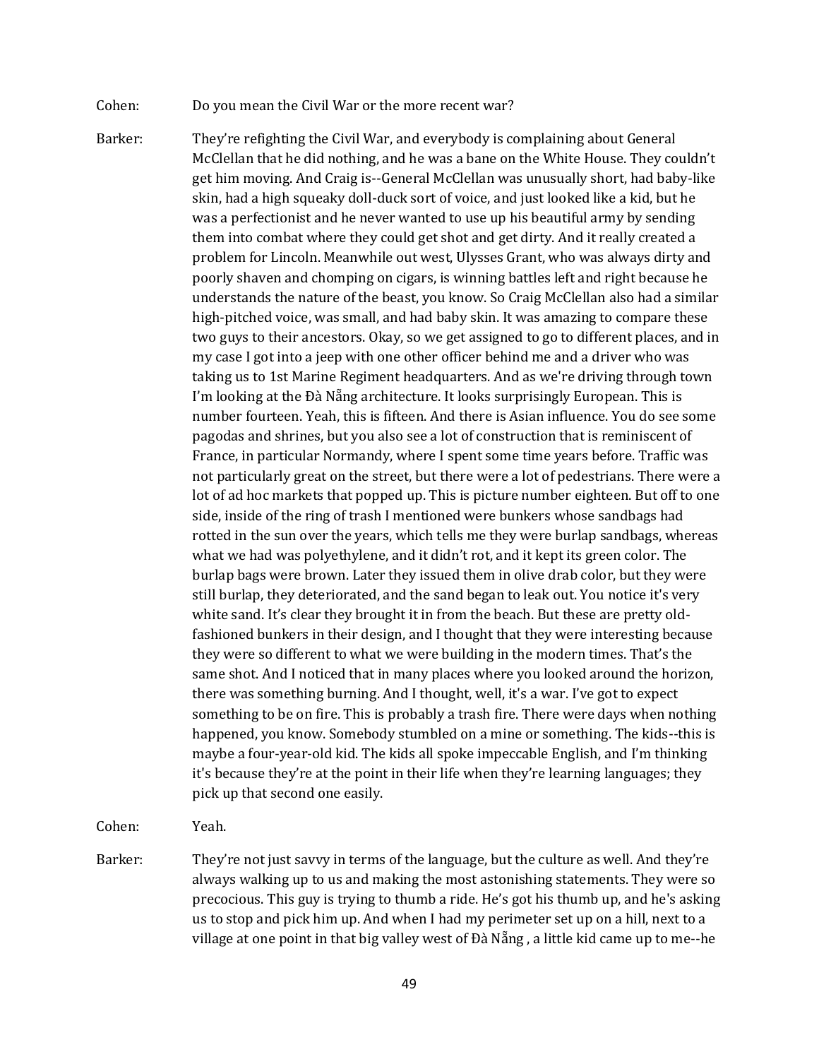Cohen: Do you mean the Civil War or the more recent war?

Barker: They're refighting the Civil War, and everybody is complaining about General McClellan that he did nothing, and he was a bane on the White House. They couldn't get him moving. And Craig is--General McClellan was unusually short, had baby-like skin, had a high squeaky doll-duck sort of voice, and just looked like a kid, but he was a perfectionist and he never wanted to use up his beautiful army by sending them into combat where they could get shot and get dirty. And it really created a problem for Lincoln. Meanwhile out west, Ulysses Grant, who was always dirty and poorly shaven and chomping on cigars, is winning battles left and right because he understands the nature of the beast, you know. So Craig McClellan also had a similar high-pitched voice, was small, and had baby skin. It was amazing to compare these two guys to their ancestors. Okay, so we get assigned to go to different places, and in my case I got into a jeep with one other officer behind me and a driver who was taking us to 1st Marine Regiment headquarters. And as we're driving through town I'm looking at the Đà Nẵng architecture. It looks surprisingly European. This is number fourteen. Yeah, this is fifteen. And there is Asian influence. You do see some pagodas and shrines, but you also see a lot of construction that is reminiscent of France, in particular Normandy, where I spent some time years before. Traffic was not particularly great on the street, but there were a lot of pedestrians. There were a lot of ad hoc markets that popped up. This is picture number eighteen. But off to one side, inside of the ring of trash I mentioned were bunkers whose sandbags had rotted in the sun over the years, which tells me they were burlap sandbags, whereas what we had was polyethylene, and it didn't rot, and it kept its green color. The burlap bags were brown. Later they issued them in olive drab color, but they were still burlap, they deteriorated, and the sand began to leak out. You notice it's very white sand. It's clear they brought it in from the beach. But these are pretty old-fashioned bunkers in their design, and I thought that they were interesting because they were so different to what we were building in the modern times. That's the same shot. And I noticed that in many places where you looked around the horizon, there was something burning. And I thought, well, it's a war. I've got to expect something to be on fire. This is probably a trash fire. There were days when nothing happened, you know. Somebody stumbled on a mine or something. The kids--this is maybe a four-year-old kid. The kids all spoke impeccable English, and I'm thinking it's because they're at the point in their life when they're learning languages; they pick up that second one easily.

Cohen: Yeah.

Barker: They're not just savvy in terms of the language, but the culture as well. And they're always walking up to us and making the most astonishing statements. They were so precocious. This guy is trying to thumb a ride. He's got his thumb up, and he's asking us to stop and pick him up. And when I had my perimeter set up on a hill, next to a village at one point in that big valley west of Đà Nẵng , a little kid came up to me--he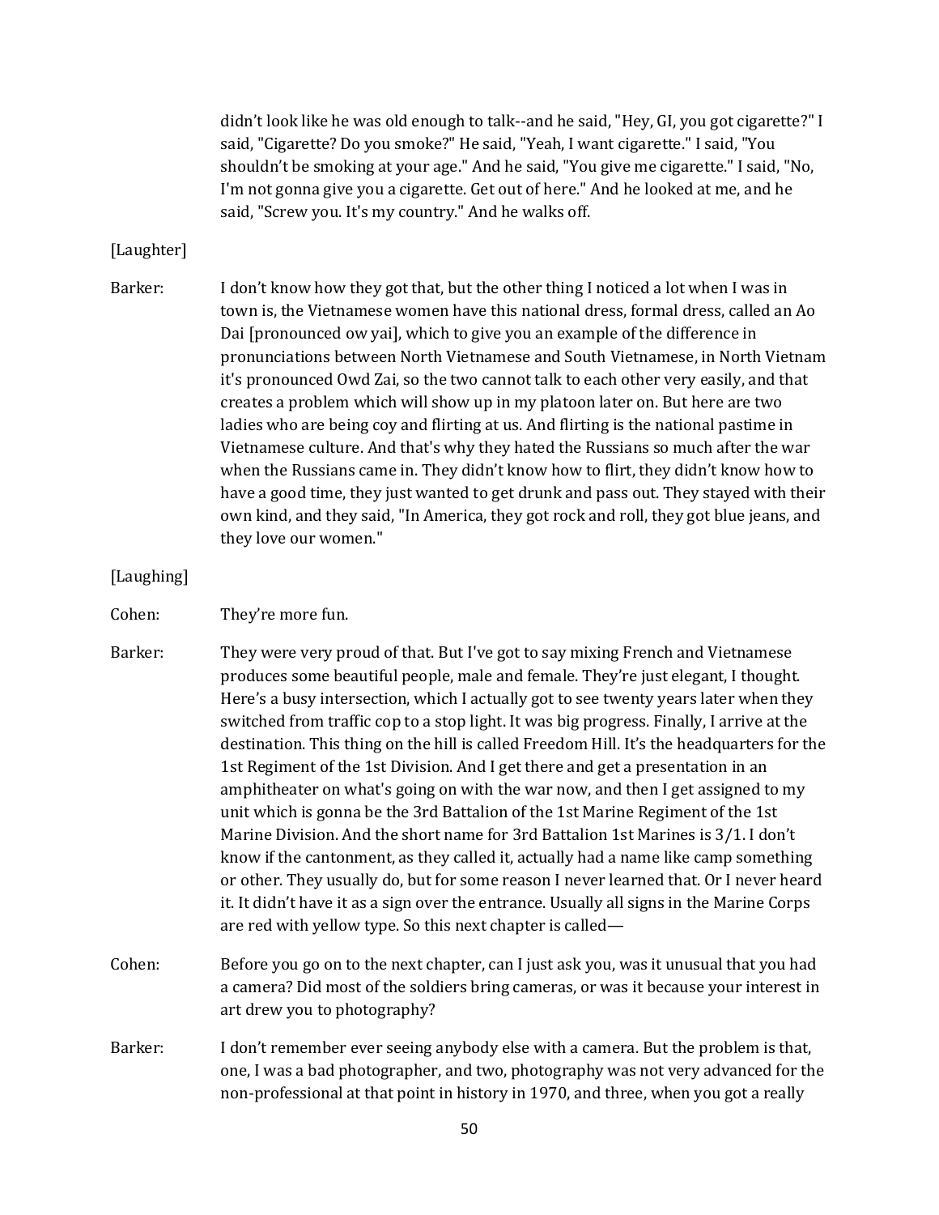didn't look like he was old enough to talk--and he said, "Hey, GI, you got cigarette?" I said, "Cigarette? Do you smoke?" He said, "Yeah, I want cigarette." I said, "You shouldn't be smoking at your age." And he said, "You give me cigarette." I said, "No, I'm not gonna give you a cigarette. Get out of here." And he looked at me, and he said, "Screw you. It's my country." And he walks off.

[Laughter]

Barker: I don't know how they got that, but the other thing I noticed a lot when I was in town is, the Vietnamese women have this national dress, formal dress, called an Ao Dai [pronounced ow yai], which to give you an example of the difference in pronunciations between North Vietnamese and South Vietnamese, in North Vietnam it's pronounced Owd Zai, so the two cannot talk to each other very easily, and that creates a problem which will show up in my platoon later on. But here are two ladies who are being coy and flirting at us. And flirting is the national pastime in Vietnamese culture. And that's why they hated the Russians so much after the war when the Russians came in. They didn't know how to flirt, they didn't know how to have a good time, they just wanted to get drunk and pass out. They stayed with their own kind, and they said, "In America, they got rock and roll, they got blue jeans, and they love our women."

[Laughing]

Cohen: They're more fun.

Barker: They were very proud of that. But I've got to say mixing French and Vietnamese produces some beautiful people, male and female. They're just elegant, I thought. Here's a busy intersection, which I actually got to see twenty years later when they switched from traffic cop to a stop light. It was big progress. Finally, I arrive at the destination. This thing on the hill is called Freedom Hill. It's the headquarters for the 1st Regiment of the 1st Division. And I get there and get a presentation in an amphitheater on what's going on with the war now, and then I get assigned to my unit which is gonna be the 3rd Battalion of the 1st Marine Regiment of the 1st Marine Division. And the short name for 3rd Battalion 1st Marines is 3/1. I don't know if the cantonment, as they called it, actually had a name like camp something or other. They usually do, but for some reason I never learned that. Or I never heard it. It didn't have it as a sign over the entrance. Usually all signs in the Marine Corps are red with yellow type. So this next chapter is called—

Cohen: Before you go on to the next chapter, can I just ask you, was it unusual that you had a camera? Did most of the soldiers bring cameras, or was it because your interest in art drew you to photography?

Barker: I don't remember ever seeing anybody else with a camera. But the problem is that, one, I was a bad photographer, and two, photography was not very advanced for the non-professional at that point in history in 1970, and three, when you got a really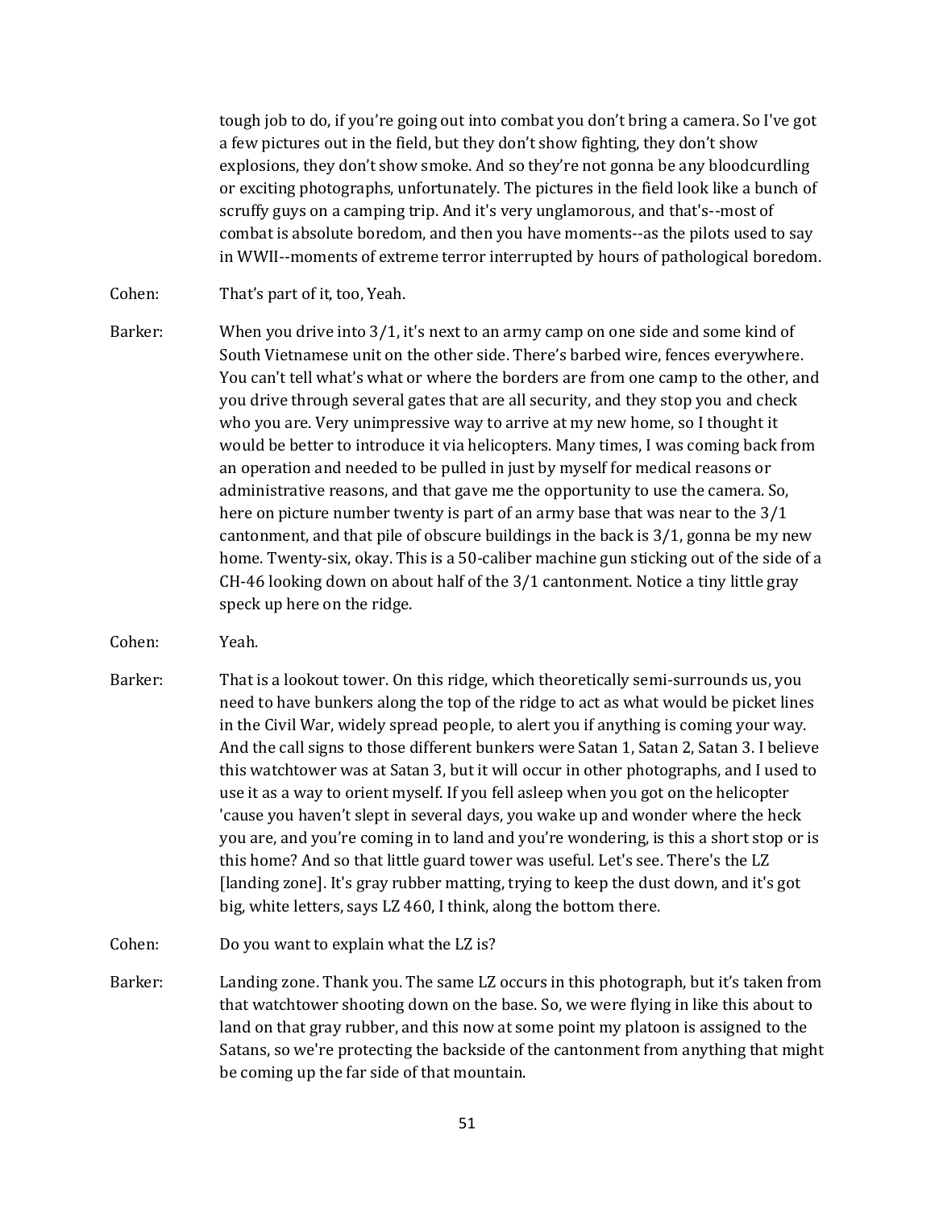tough job to do, if you're going out into combat you don't bring a camera. So I've got a few pictures out in the field, but they don't show fighting, they don't show explosions, they don't show smoke. And so they're not gonna be any bloodcurdling or exciting photographs, unfortunately. The pictures in the field look like a bunch of scruffy guys on a camping trip. And it's very unglamorous, and that's--most of combat is absolute boredom, and then you have moments--as the pilots used to say in WWII--moments of extreme terror interrupted by hours of pathological boredom.

Cohen: That's part of it, too, Yeah.

Barker: When you drive into 3/1, it's next to an army camp on one side and some kind of South Vietnamese unit on the other side. There's barbed wire, fences everywhere. You can't tell what's what or where the borders are from one camp to the other, and you drive through several gates that are all security, and they stop you and check who you are. Very unimpressive way to arrive at my new home, so I thought it would be better to introduce it via helicopters. Many times, I was coming back from an operation and needed to be pulled in just by myself for medical reasons or administrative reasons, and that gave me the opportunity to use the camera. So, here on picture number twenty is part of an army base that was near to the 3/1 cantonment, and that pile of obscure buildings in the back is 3/1, gonna be my new home. Twenty-six, okay. This is a 50-caliber machine gun sticking out of the side of a CH-46 looking down on about half of the 3/1 cantonment. Notice a tiny little gray speck up here on the ridge.

Cohen: Yeah.

Barker: That is a lookout tower. On this ridge, which theoretically semi-surrounds us, you need to have bunkers along the top of the ridge to act as what would be picket lines in the Civil War, widely spread people, to alert you if anything is coming your way. And the call signs to those different bunkers were Satan 1, Satan 2, Satan 3. I believe this watchtower was at Satan 3, but it will occur in other photographs, and I used to use it as a way to orient myself. If you fell asleep when you got on the helicopter 'cause you haven't slept in several days, you wake up and wonder where the heck you are, and you're coming in to land and you're wondering, is this a short stop or is this home? And so that little guard tower was useful. Let's see. There's the LZ [landing zone]. It's gray rubber matting, trying to keep the dust down, and it's got big, white letters, says LZ 460, I think, along the bottom there.

Cohen: Do you want to explain what the LZ is?

Barker: Landing zone. Thank you. The same LZ occurs in this photograph, but it's taken from that watchtower shooting down on the base. So, we were flying in like this about to land on that gray rubber, and this now at some point my platoon is assigned to the Satans, so we're protecting the backside of the cantonment from anything that might be coming up the far side of that mountain.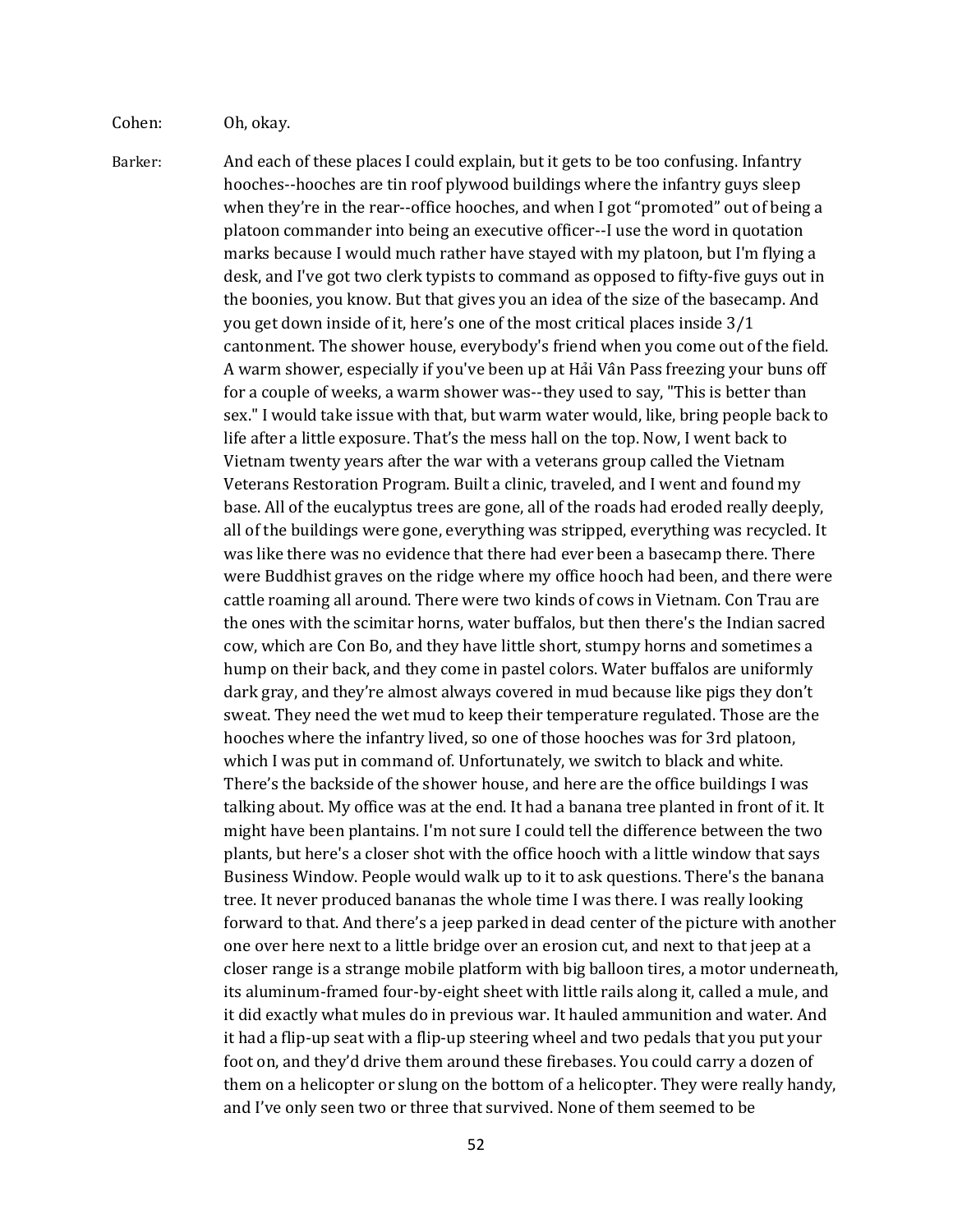Cohen: Oh, okay.

Barker: And each of these places I could explain, but it gets to be too confusing. Infantry hooches--hooches are tin roof plywood buildings where the infantry guys sleep when they're in the rear--office hooches, and when I got "promoted" out of being a platoon commander into being an executive officer--I use the word in quotation marks because I would much rather have stayed with my platoon, but I'm flying a desk, and I've got two clerk typists to command as opposed to fifty-five guys out in the boonies, you know. But that gives you an idea of the size of the basecamp. And you get down inside of it, here's one of the most critical places inside 3/1 cantonment. The shower house, everybody's friend when you come out of the field. A warm shower, especially if you've been up at Hải Vân Pass freezing your buns off for a couple of weeks, a warm shower was--they used to say, "This is better than sex." I would take issue with that, but warm water would, like, bring people back to life after a little exposure. That's the mess hall on the top. Now, I went back to Vietnam twenty years after the war with a veterans group called the Vietnam Veterans Restoration Program. Built a clinic, traveled, and I went and found my base. All of the eucalyptus trees are gone, all of the roads had eroded really deeply, all of the buildings were gone, everything was stripped, everything was recycled. It was like there was no evidence that there had ever been a basecamp there. There were Buddhist graves on the ridge where my office hooch had been, and there were cattle roaming all around. There were two kinds of cows in Vietnam. Con Trau are the ones with the scimitar horns, water buffalos, but then there's the Indian sacred cow, which are Con Bo, and they have little short, stumpy horns and sometimes a hump on their back, and they come in pastel colors. Water buffalos are uniformly dark gray, and they're almost always covered in mud because like pigs they don't sweat. They need the wet mud to keep their temperature regulated. Those are the hooches where the infantry lived, so one of those hooches was for 3rd platoon, which I was put in command of. Unfortunately, we switch to black and white. There's the backside of the shower house, and here are the office buildings I was talking about. My office was at the end. It had a banana tree planted in front of it. It might have been plantains. I'm not sure I could tell the difference between the two plants, but here's a closer shot with the office hooch with a little window that says Business Window. People would walk up to it to ask questions. There's the banana tree. It never produced bananas the whole time I was there. I was really looking forward to that. And there's a jeep parked in dead center of the picture with another one over here next to a little bridge over an erosion cut, and next to that jeep at a closer range is a strange mobile platform with big balloon tires, a motor underneath, its aluminum-framed four-by-eight sheet with little rails along it, called a mule, and it did exactly what mules do in previous war. It hauled ammunition and water. And it had a flip-up seat with a flip-up steering wheel and two pedals that you put your foot on, and they'd drive them around these firebases. You could carry a dozen of them on a helicopter or slung on the bottom of a helicopter. They were really handy, and I've only seen two or three that survived. None of them seemed to be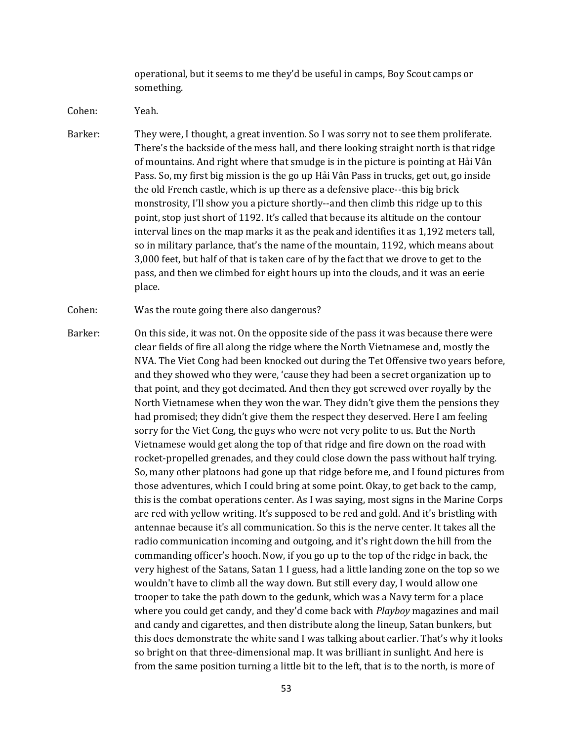operational, but it seems to me they'd be useful in camps, Boy Scout camps or something.

Cohen: Yeah.

Barker: They were, I thought, a great invention. So I was sorry not to see them proliferate. There's the backside of the mess hall, and there looking straight north is that ridge of mountains. And right where that smudge is in the picture is pointing at Hải Vân Pass. So, my first big mission is the go up Hải Vân Pass in trucks, get out, go inside the old French castle, which is up there as a defensive place--this big brick monstrosity, I'll show you a picture shortly--and then climb this ridge up to this point, stop just short of 1192. It's called that because its altitude on the contour interval lines on the map marks it as the peak and identifies it as 1,192 meters tall, so in military parlance, that's the name of the mountain, 1192, which means about 3,000 feet, but half of that is taken care of by the fact that we drove to get to the pass, and then we climbed for eight hours up into the clouds, and it was an eerie place.

Cohen: Was the route going there also dangerous?

Barker: On this side, it was not. On the opposite side of the pass it was because there were clear fields of fire all along the ridge where the North Vietnamese and, mostly the NVA. The Viet Cong had been knocked out during the Tet Offensive two years before, and they showed who they were, 'cause they had been a secret organization up to that point, and they got decimated. And then they got screwed over royally by the North Vietnamese when they won the war. They didn't give them the pensions they had promised; they didn't give them the respect they deserved. Here I am feeling sorry for the Viet Cong, the guys who were not very polite to us. But the North Vietnamese would get along the top of that ridge and fire down on the road with rocket-propelled grenades, and they could close down the pass without half trying. So, many other platoons had gone up that ridge before me, and I found pictures from those adventures, which I could bring at some point. Okay, to get back to the camp, this is the combat operations center. As I was saying, most signs in the Marine Corps are red with yellow writing. It's supposed to be red and gold. And it's bristling with antennae because it's all communication. So this is the nerve center. It takes all the radio communication incoming and outgoing, and it's right down the hill from the commanding officer's hooch. Now, if you go up to the top of the ridge in back, the very highest of the Satans, Satan 1 I guess, had a little landing zone on the top so we wouldn't have to climb all the way down. But still every day, I would allow one trooper to take the path down to the gedunk, which was a Navy term for a place where you could get candy, and they'd come back with *Playboy* magazines and mail and candy and cigarettes, and then distribute along the lineup, Satan bunkers, but this does demonstrate the white sand I was talking about earlier. That's why it looks so bright on that three-dimensional map. It was brilliant in sunlight. And here is from the same position turning a little bit to the left, that is to the north, is more of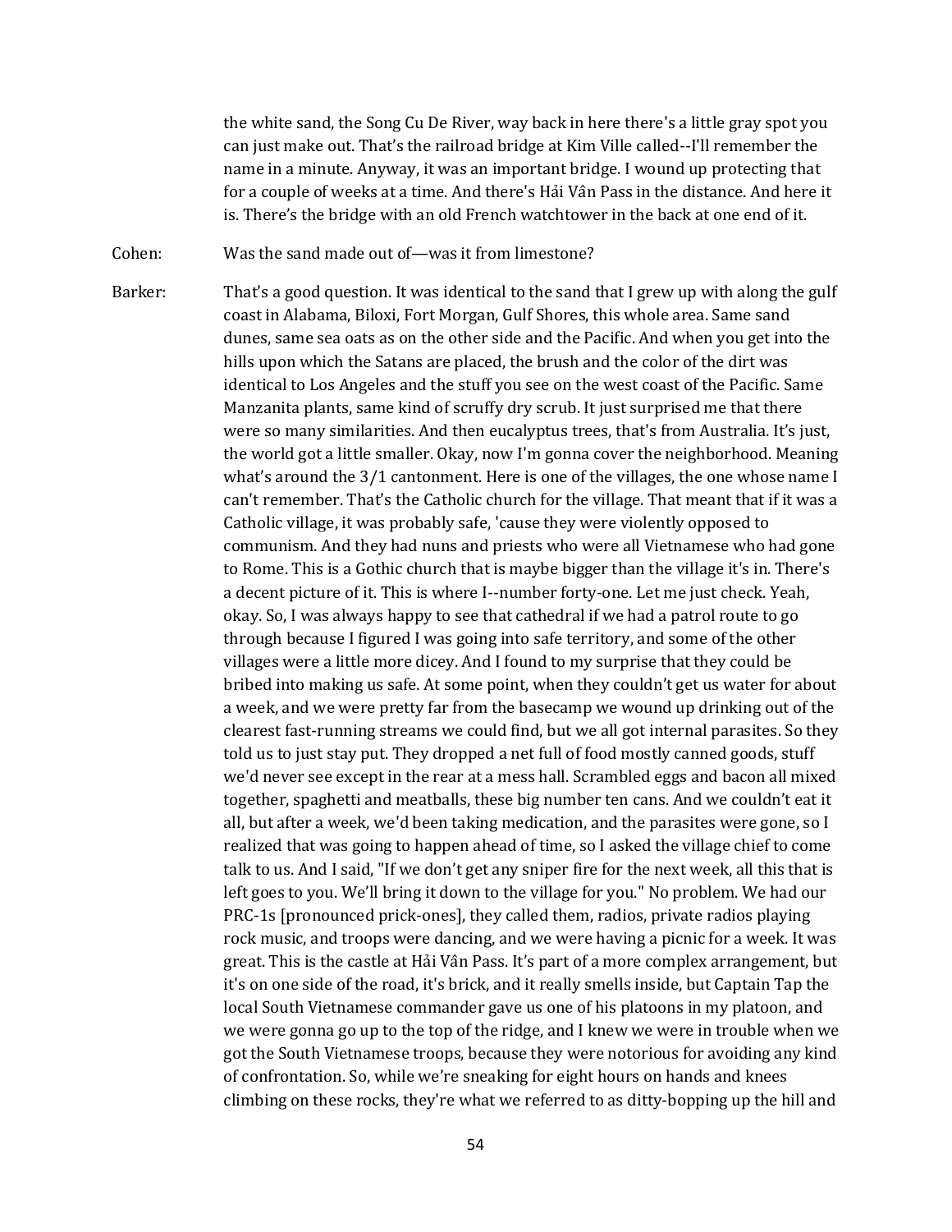the white sand, the Song Cu De River, way back in here there's a little gray spot you can just make out. That's the railroad bridge at Kim Ville called--I'll remember the name in a minute. Anyway, it was an important bridge. I wound up protecting that for a couple of weeks at a time. And there's Hải Vân Pass in the distance. And here it is. There's the bridge with an old French watchtower in the back at one end of it.

Cohen: Was the sand made out of—was it from limestone?

Barker: That's a good question. It was identical to the sand that I grew up with along the gulf coast in Alabama, Biloxi, Fort Morgan, Gulf Shores, this whole area. Same sand dunes, same sea oats as on the other side and the Pacific. And when you get into the hills upon which the Satans are placed, the brush and the color of the dirt was identical to Los Angeles and the stuff you see on the west coast of the Pacific. Same Manzanita plants, same kind of scruffy dry scrub. It just surprised me that there were so many similarities. And then eucalyptus trees, that's from Australia. It's just, the world got a little smaller. Okay, now I'm gonna cover the neighborhood. Meaning what's around the 3/1 cantonment. Here is one of the villages, the one whose name I can't remember. That's the Catholic church for the village. That meant that if it was a Catholic village, it was probably safe, 'cause they were violently opposed to communism. And they had nuns and priests who were all Vietnamese who had gone to Rome. This is a Gothic church that is maybe bigger than the village it's in. There's a decent picture of it. This is where I--number forty-one. Let me just check. Yeah, okay. So, I was always happy to see that cathedral if we had a patrol route to go through because I figured I was going into safe territory, and some of the other villages were a little more dicey. And I found to my surprise that they could be bribed into making us safe. At some point, when they couldn't get us water for about a week, and we were pretty far from the basecamp we wound up drinking out of the clearest fast-running streams we could find, but we all got internal parasites. So they told us to just stay put. They dropped a net full of food mostly canned goods, stuff we'd never see except in the rear at a mess hall. Scrambled eggs and bacon all mixed together, spaghetti and meatballs, these big number ten cans. And we couldn't eat it all, but after a week, we'd been taking medication, and the parasites were gone, so I realized that was going to happen ahead of time, so I asked the village chief to come talk to us. And I said, "If we don't get any sniper fire for the next week, all this that is left goes to you. We'll bring it down to the village for you." No problem. We had our PRC-1s [pronounced prick-ones], they called them, radios, private radios playing rock music, and troops were dancing, and we were having a picnic for a week. It was great. This is the castle at Hải Vân Pass. It's part of a more complex arrangement, but it's on one side of the road, it's brick, and it really smells inside, but Captain Tap the local South Vietnamese commander gave us one of his platoons in my platoon, and we were gonna go up to the top of the ridge, and I knew we were in trouble when we got the South Vietnamese troops, because they were notorious for avoiding any kind of confrontation. So, while we're sneaking for eight hours on hands and knees climbing on these rocks, they're what we referred to as ditty-bopping up the hill and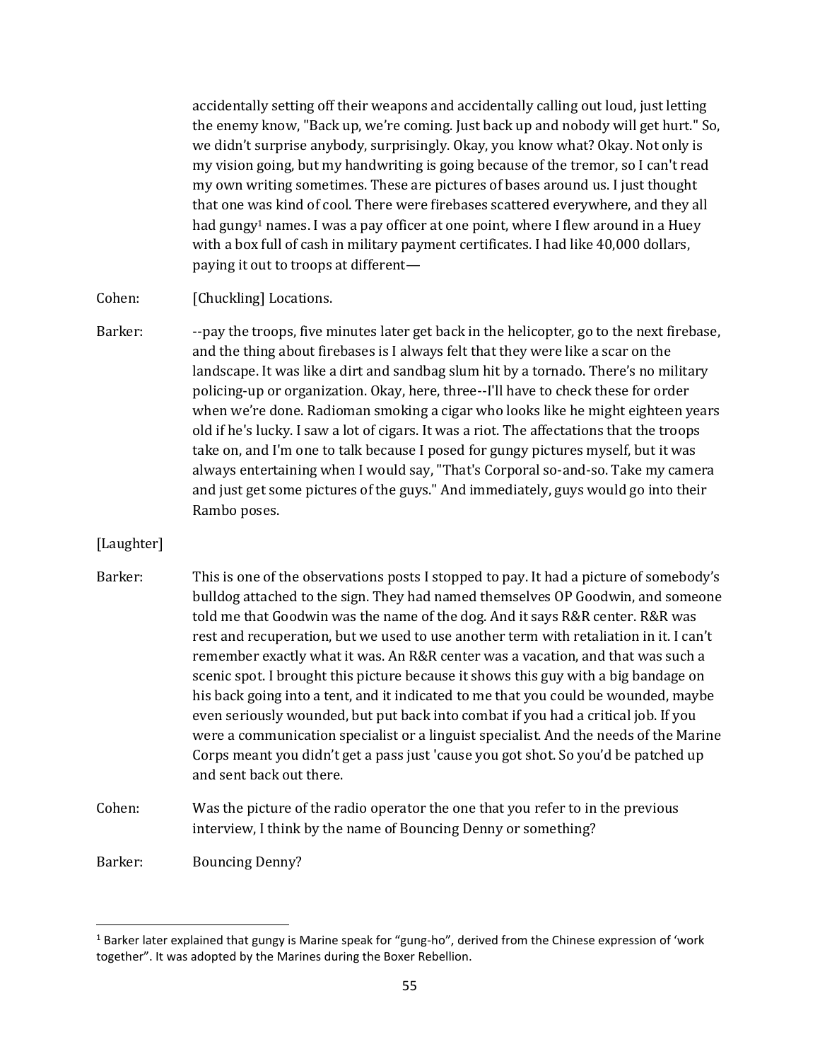accidentally setting off their weapons and accidentally calling out loud, just letting the enemy know, "Back up, we're coming. Just back up and nobody will get hurt." So, we didn't surprise anybody, surprisingly. Okay, you know what? Okay. Not only is my vision going, but my handwriting is going because of the tremor, so I can't read my own writing sometimes. These are pictures of bases around us. I just thought that one was kind of cool. There were firebases scattered everywhere, and they all had gungy[1] names. I was a pay officer at one point, where I flew around in a Huey with a box full of cash in military payment certificates. I had like 40,000 dollars, paying it out to troops at different—

Cohen: [Chuckling] Locations.

Barker: --pay the troops, five minutes later get back in the helicopter, go to the next firebase, and the thing about firebases is I always felt that they were like a scar on the landscape. It was like a dirt and sandbag slum hit by a tornado. There's no military policing-up or organization. Okay, here, three--I'll have to check these for order when we're done. Radioman smoking a cigar who looks like he might eighteen years old if he's lucky. I saw a lot of cigars. It was a riot. The affectations that the troops take on, and I'm one to talk because I posed for gungy pictures myself, but it was always entertaining when I would say, "That's Corporal so-and-so. Take my camera and just get some pictures of the guys." And immediately, guys would go into their Rambo poses.

[Laughter]

Barker: This is one of the observations posts I stopped to pay. It had a picture of somebody's bulldog attached to the sign. They had named themselves OP Goodwin, and someone told me that Goodwin was the name of the dog. And it says R&R center. R&R was rest and recuperation, but we used to use another term with retaliation in it. I can't remember exactly what it was. An R&R center was a vacation, and that was such a scenic spot. I brought this picture because it shows this guy with a big bandage on his back going into a tent, and it indicated to me that you could be wounded, maybe even seriously wounded, but put back into combat if you had a critical job. If you were a communication specialist or a linguist specialist. And the needs of the Marine Corps meant you didn't get a pass just 'cause you got shot. So you'd be patched up and sent back out there.

Cohen: Was the picture of the radio operator the one that you refer to in the previous interview, I think by the name of Bouncing Denny or something?

Barker: Bouncing Denny?

---

[1] Barker later explained that gungy is Marine speak for "gung-ho", derived from the Chinese expression of 'work together". It was adopted by the Marines during the Boxer Rebellion.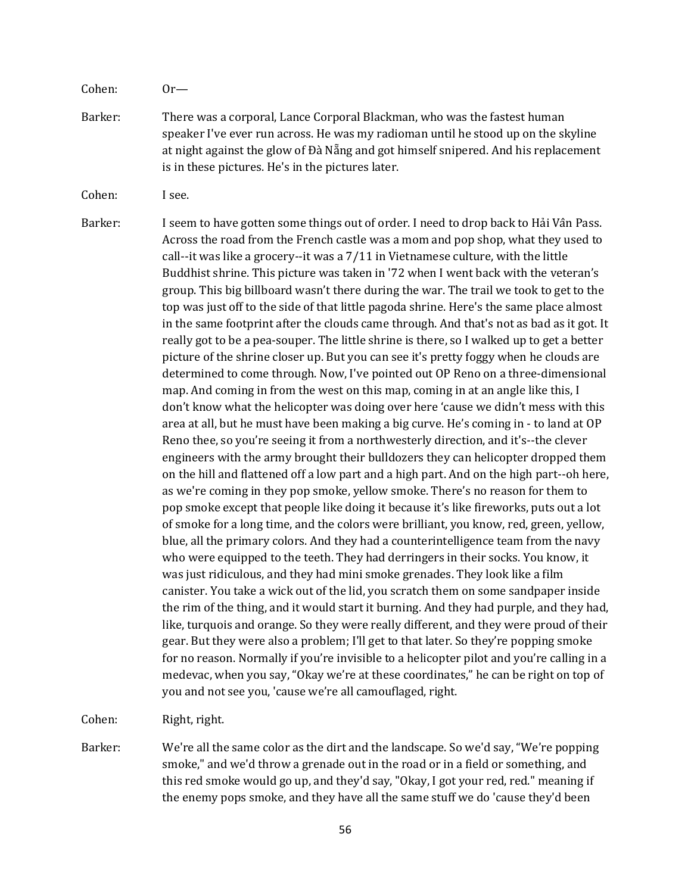Cohen: Or—

Barker: There was a corporal, Lance Corporal Blackman, who was the fastest human speaker I've ever run across. He was my radioman until he stood up on the skyline at night against the glow of Đà Nẵng and got himself snipered. And his replacement is in these pictures. He's in the pictures later.

Cohen: I see.

Barker: I seem to have gotten some things out of order. I need to drop back to Hải Vân Pass. Across the road from the French castle was a mom and pop shop, what they used to call--it was like a grocery--it was a 7/11 in Vietnamese culture, with the little Buddhist shrine. This picture was taken in '72 when I went back with the veteran's group. This big billboard wasn't there during the war. The trail we took to get to the top was just off to the side of that little pagoda shrine. Here's the same place almost in the same footprint after the clouds came through. And that's not as bad as it got. It really got to be a pea-souper. The little shrine is there, so I walked up to get a better picture of the shrine closer up. But you can see it's pretty foggy when he clouds are determined to come through. Now, I've pointed out OP Reno on a three-dimensional map. And coming in from the west on this map, coming in at an angle like this, I don't know what the helicopter was doing over here 'cause we didn't mess with this area at all, but he must have been making a big curve. He's coming in - to land at OP Reno thee, so you're seeing it from a northwesterly direction, and it's--the clever engineers with the army brought their bulldozers they can helicopter dropped them on the hill and flattened off a low part and a high part. And on the high part--oh here, as we're coming in they pop smoke, yellow smoke. There's no reason for them to pop smoke except that people like doing it because it's like fireworks, puts out a lot of smoke for a long time, and the colors were brilliant, you know, red, green, yellow, blue, all the primary colors. And they had a counterintelligence team from the navy who were equipped to the teeth. They had derringers in their socks. You know, it was just ridiculous, and they had mini smoke grenades. They look like a film canister. You take a wick out of the lid, you scratch them on some sandpaper inside the rim of the thing, and it would start it burning. And they had purple, and they had, like, turquois and orange. So they were really different, and they were proud of their gear. But they were also a problem; I'll get to that later. So they're popping smoke for no reason. Normally if you're invisible to a helicopter pilot and you're calling in a medevac, when you say, "Okay we're at these coordinates," he can be right on top of you and not see you, 'cause we're all camouflaged, right.

Cohen: Right, right.

Barker: We're all the same color as the dirt and the landscape. So we'd say, "We're popping smoke," and we'd throw a grenade out in the road or in a field or something, and this red smoke would go up, and they'd say, "Okay, I got your red, red." meaning if the enemy pops smoke, and they have all the same stuff we do 'cause they'd been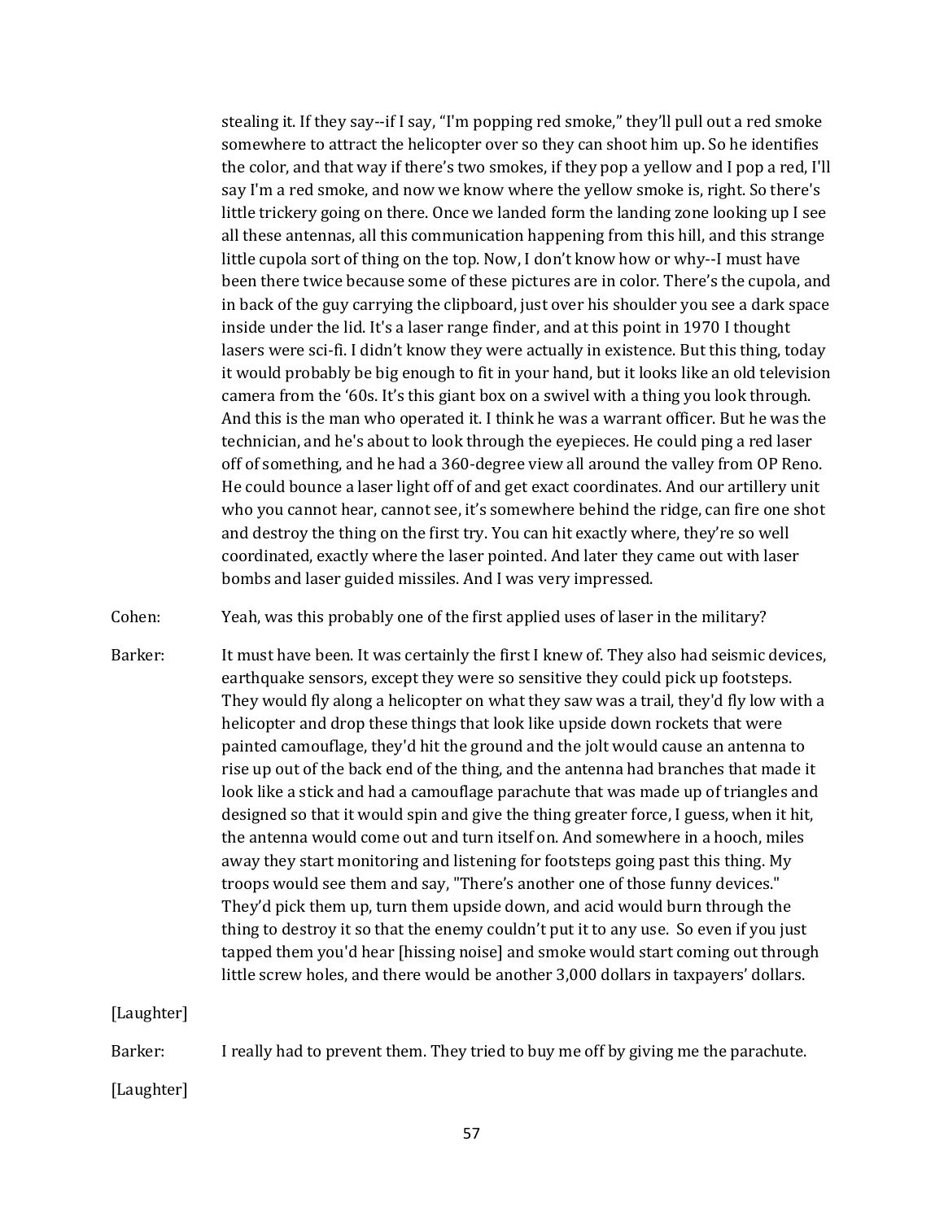stealing it. If they say--if I say, "I'm popping red smoke," they'll pull out a red smoke somewhere to attract the helicopter over so they can shoot him up. So he identifies the color, and that way if there's two smokes, if they pop a yellow and I pop a red, I'll say I'm a red smoke, and now we know where the yellow smoke is, right. So there's little trickery going on there. Once we landed form the landing zone looking up I see all these antennas, all this communication happening from this hill, and this strange little cupola sort of thing on the top. Now, I don't know how or why--I must have been there twice because some of these pictures are in color. There's the cupola, and in back of the guy carrying the clipboard, just over his shoulder you see a dark space inside under the lid. It's a laser range finder, and at this point in 1970 I thought lasers were sci-fi. I didn't know they were actually in existence. But this thing, today it would probably be big enough to fit in your hand, but it looks like an old television camera from the '60s. It's this giant box on a swivel with a thing you look through. And this is the man who operated it. I think he was a warrant officer. But he was the technician, and he's about to look through the eyepieces. He could ping a red laser off of something, and he had a 360-degree view all around the valley from OP Reno. He could bounce a laser light off of and get exact coordinates. And our artillery unit who you cannot hear, cannot see, it's somewhere behind the ridge, can fire one shot and destroy the thing on the first try. You can hit exactly where, they're so well coordinated, exactly where the laser pointed. And later they came out with laser bombs and laser guided missiles. And I was very impressed.

Cohen: Yeah, was this probably one of the first applied uses of laser in the military?

Barker: It must have been. It was certainly the first I knew of. They also had seismic devices, earthquake sensors, except they were so sensitive they could pick up footsteps. They would fly along a helicopter on what they saw was a trail, they'd fly low with a helicopter and drop these things that look like upside down rockets that were painted camouflage, they'd hit the ground and the jolt would cause an antenna to rise up out of the back end of the thing, and the antenna had branches that made it look like a stick and had a camouflage parachute that was made up of triangles and designed so that it would spin and give the thing greater force, I guess, when it hit, the antenna would come out and turn itself on. And somewhere in a hooch, miles away they start monitoring and listening for footsteps going past this thing. My troops would see them and say, "There's another one of those funny devices." They'd pick them up, turn them upside down, and acid would burn through the thing to destroy it so that the enemy couldn't put it to any use. So even if you just tapped them you'd hear [hissing noise] and smoke would start coming out through little screw holes, and there would be another 3,000 dollars in taxpayers' dollars.

[Laughter]

Barker: I really had to prevent them. They tried to buy me off by giving me the parachute.

[Laughter]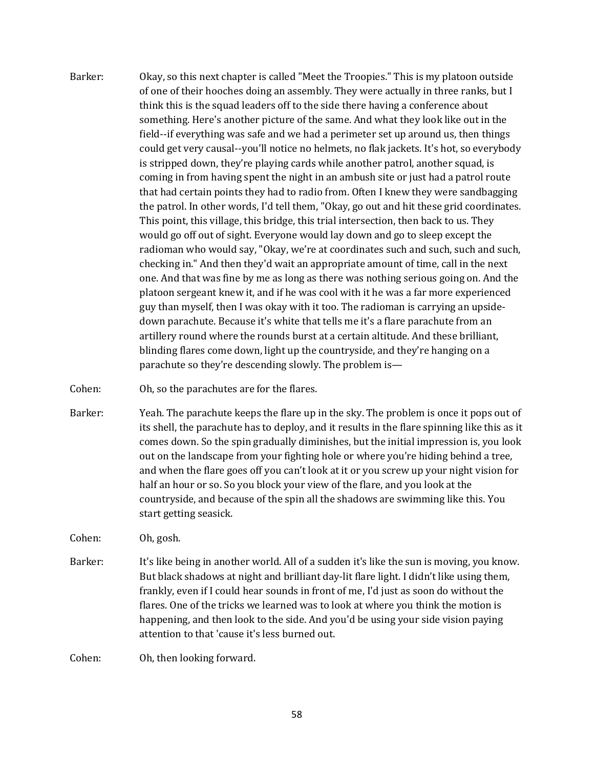Barker: Okay, so this next chapter is called "Meet the Troopies." This is my platoon outside of one of their hooches doing an assembly. They were actually in three ranks, but I think this is the squad leaders off to the side there having a conference about something. Here's another picture of the same. And what they look like out in the field--if everything was safe and we had a perimeter set up around us, then things could get very causal--you'll notice no helmets, no flak jackets. It's hot, so everybody is stripped down, they're playing cards while another patrol, another squad, is coming in from having spent the night in an ambush site or just had a patrol route that had certain points they had to radio from. Often I knew they were sandbagging the patrol. In other words, I'd tell them, "Okay, go out and hit these grid coordinates. This point, this village, this bridge, this trial intersection, then back to us. They would go off out of sight. Everyone would lay down and go to sleep except the radioman who would say, "Okay, we're at coordinates such and such, such and such, checking in." And then they'd wait an appropriate amount of time, call in the next one. And that was fine by me as long as there was nothing serious going on. And the platoon sergeant knew it, and if he was cool with it he was a far more experienced guy than myself, then I was okay with it too. The radioman is carrying an upside-down parachute. Because it's white that tells me it's a flare parachute from an artillery round where the rounds burst at a certain altitude. And these brilliant, blinding flares come down, light up the countryside, and they're hanging on a parachute so they're descending slowly. The problem is—

Cohen: Oh, so the parachutes are for the flares.

Barker: Yeah. The parachute keeps the flare up in the sky. The problem is once it pops out of its shell, the parachute has to deploy, and it results in the flare spinning like this as it comes down. So the spin gradually diminishes, but the initial impression is, you look out on the landscape from your fighting hole or where you're hiding behind a tree, and when the flare goes off you can't look at it or you screw up your night vision for half an hour or so. So you block your view of the flare, and you look at the countryside, and because of the spin all the shadows are swimming like this. You start getting seasick.

Cohen: Oh, gosh.

Barker: It's like being in another world. All of a sudden it's like the sun is moving, you know. But black shadows at night and brilliant day-lit flare light. I didn't like using them, frankly, even if I could hear sounds in front of me, I'd just as soon do without the flares. One of the tricks we learned was to look at where you think the motion is happening, and then look to the side. And you'd be using your side vision paying attention to that 'cause it's less burned out.

Cohen: Oh, then looking forward.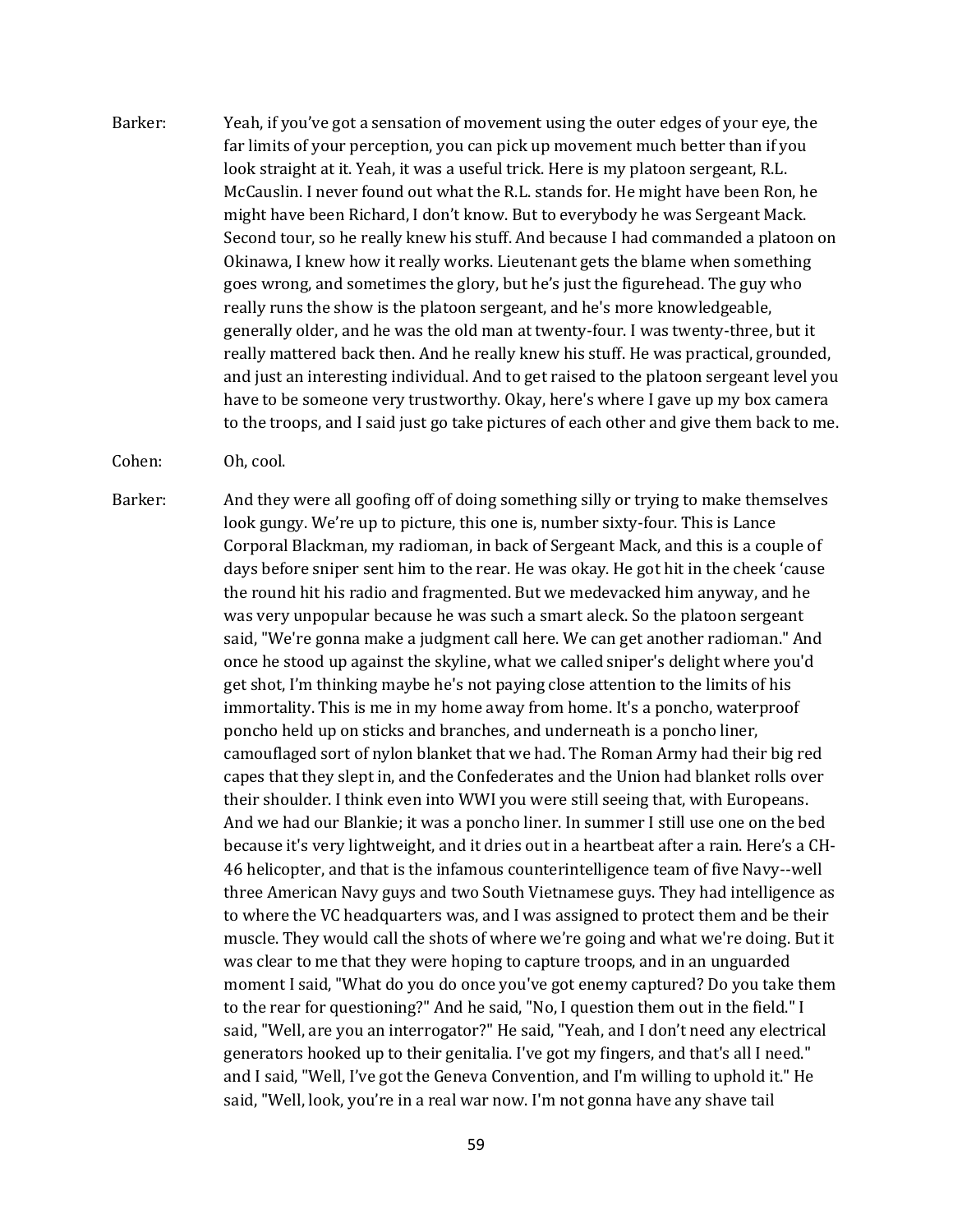Barker: Yeah, if you've got a sensation of movement using the outer edges of your eye, the far limits of your perception, you can pick up movement much better than if you look straight at it. Yeah, it was a useful trick. Here is my platoon sergeant, R.L. McCauslin. I never found out what the R.L. stands for. He might have been Ron, he might have been Richard, I don't know. But to everybody he was Sergeant Mack. Second tour, so he really knew his stuff. And because I had commanded a platoon on Okinawa, I knew how it really works. Lieutenant gets the blame when something goes wrong, and sometimes the glory, but he's just the figurehead. The guy who really runs the show is the platoon sergeant, and he's more knowledgeable, generally older, and he was the old man at twenty-four. I was twenty-three, but it really mattered back then. And he really knew his stuff. He was practical, grounded, and just an interesting individual. And to get raised to the platoon sergeant level you have to be someone very trustworthy. Okay, here's where I gave up my box camera to the troops, and I said just go take pictures of each other and give them back to me.

Cohen: Oh, cool.

Barker: And they were all goofing off of doing something silly or trying to make themselves look gungy. We're up to picture, this one is, number sixty-four. This is Lance Corporal Blackman, my radioman, in back of Sergeant Mack, and this is a couple of days before sniper sent him to the rear. He was okay. He got hit in the cheek 'cause the round hit his radio and fragmented. But we medevacked him anyway, and he was very unpopular because he was such a smart aleck. So the platoon sergeant said, "We're gonna make a judgment call here. We can get another radioman." And once he stood up against the skyline, what we called sniper's delight where you'd get shot, I'm thinking maybe he's not paying close attention to the limits of his immortality. This is me in my home away from home. It's a poncho, waterproof poncho held up on sticks and branches, and underneath is a poncho liner, camouflaged sort of nylon blanket that we had. The Roman Army had their big red capes that they slept in, and the Confederates and the Union had blanket rolls over their shoulder. I think even into WWI you were still seeing that, with Europeans. And we had our Blankie; it was a poncho liner. In summer I still use one on the bed because it's very lightweight, and it dries out in a heartbeat after a rain. Here's a CH-46 helicopter, and that is the infamous counterintelligence team of five Navy--well three American Navy guys and two South Vietnamese guys. They had intelligence as to where the VC headquarters was, and I was assigned to protect them and be their muscle. They would call the shots of where we're going and what we're doing. But it was clear to me that they were hoping to capture troops, and in an unguarded moment I said, "What do you do once you've got enemy captured? Do you take them to the rear for questioning?" And he said, "No, I question them out in the field." I said, "Well, are you an interrogator?" He said, "Yeah, and I don't need any electrical generators hooked up to their genitalia. I've got my fingers, and that's all I need." and I said, "Well, I've got the Geneva Convention, and I'm willing to uphold it." He said, "Well, look, you're in a real war now. I'm not gonna have any shave tail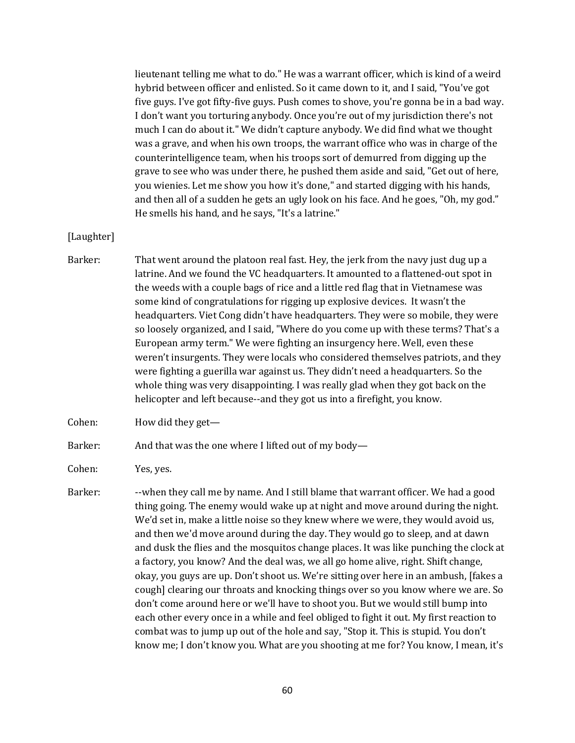lieutenant telling me what to do." He was a warrant officer, which is kind of a weird hybrid between officer and enlisted. So it came down to it, and I said, "You've got five guys. I've got fifty-five guys. Push comes to shove, you're gonna be in a bad way. I don't want you torturing anybody. Once you're out of my jurisdiction there's not much I can do about it." We didn't capture anybody. We did find what we thought was a grave, and when his own troops, the warrant office who was in charge of the counterintelligence team, when his troops sort of demurred from digging up the grave to see who was under there, he pushed them aside and said, "Get out of here, you wienies. Let me show you how it's done," and started digging with his hands, and then all of a sudden he gets an ugly look on his face. And he goes, "Oh, my god." He smells his hand, and he says, "It's a latrine."

[Laughter]

Barker: That went around the platoon real fast. Hey, the jerk from the navy just dug up a latrine. And we found the VC headquarters. It amounted to a flattened-out spot in the weeds with a couple bags of rice and a little red flag that in Vietnamese was some kind of congratulations for rigging up explosive devices. It wasn't the headquarters. Viet Cong didn't have headquarters. They were so mobile, they were so loosely organized, and I said, "Where do you come up with these terms? That's a European army term." We were fighting an insurgency here. Well, even these weren't insurgents. They were locals who considered themselves patriots, and they were fighting a guerilla war against us. They didn't need a headquarters. So the whole thing was very disappointing. I was really glad when they got back on the helicopter and left because--and they got us into a firefight, you know.

Cohen: How did they get—

Barker: And that was the one where I lifted out of my body—

Cohen: Yes, yes.

Barker: --when they call me by name. And I still blame that warrant officer. We had a good thing going. The enemy would wake up at night and move around during the night. We'd set in, make a little noise so they knew where we were, they would avoid us, and then we'd move around during the day. They would go to sleep, and at dawn and dusk the flies and the mosquitos change places. It was like punching the clock at a factory, you know? And the deal was, we all go home alive, right. Shift change, okay, you guys are up. Don't shoot us. We're sitting over here in an ambush, [fakes a cough] clearing our throats and knocking things over so you know where we are. So don't come around here or we'll have to shoot you. But we would still bump into each other every once in a while and feel obliged to fight it out. My first reaction to combat was to jump up out of the hole and say, "Stop it. This is stupid. You don't know me; I don't know you. What are you shooting at me for? You know, I mean, it's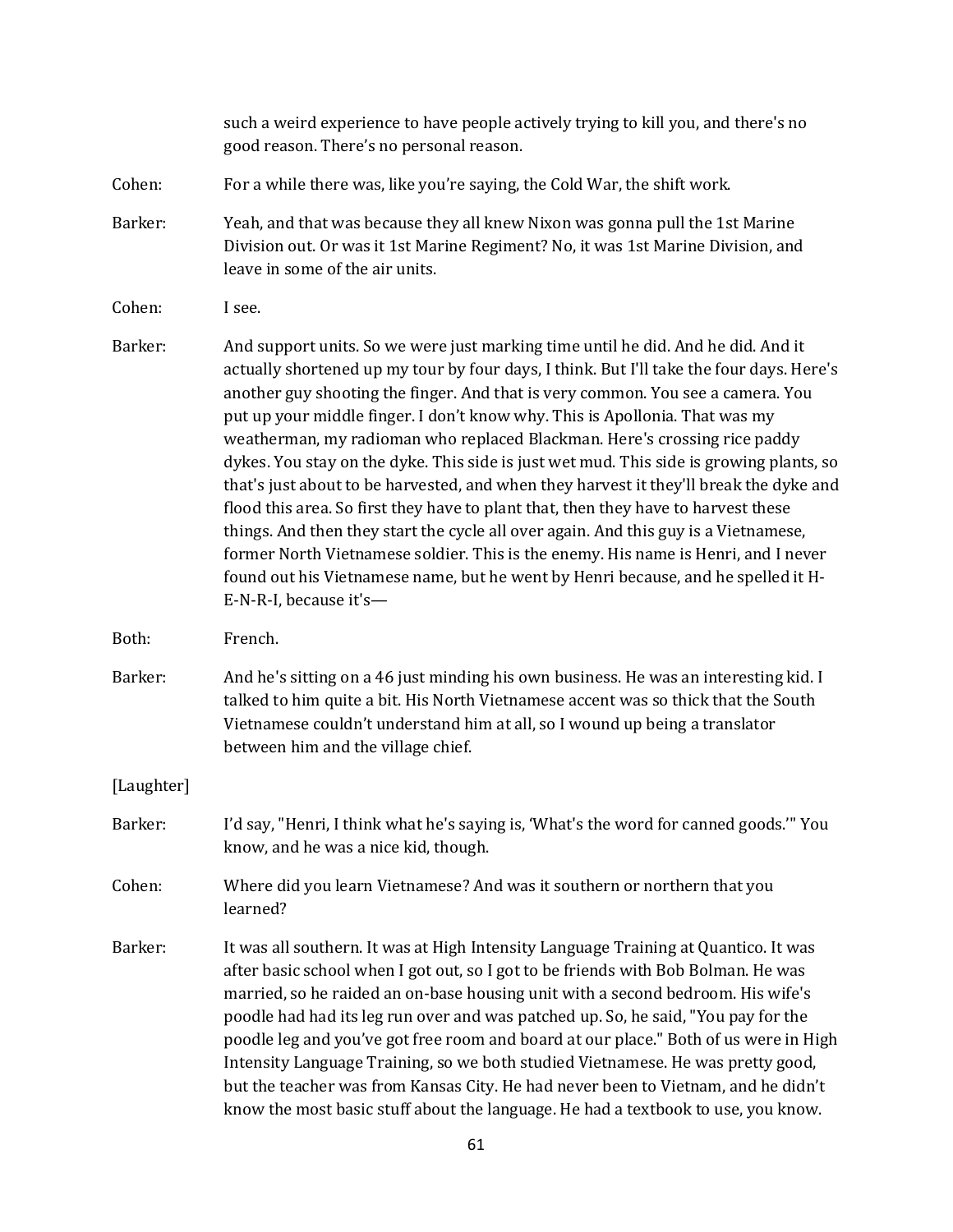such a weird experience to have people actively trying to kill you, and there's no good reason. There's no personal reason.

Cohen: For a while there was, like you're saying, the Cold War, the shift work.

Barker: Yeah, and that was because they all knew Nixon was gonna pull the 1st Marine Division out. Or was it 1st Marine Regiment? No, it was 1st Marine Division, and leave in some of the air units.

Cohen: I see.

Barker: And support units. So we were just marking time until he did. And he did. And it actually shortened up my tour by four days, I think. But I'll take the four days. Here's another guy shooting the finger. And that is very common. You see a camera. You put up your middle finger. I don't know why. This is Apollonia. That was my weatherman, my radioman who replaced Blackman. Here's crossing rice paddy dykes. You stay on the dyke. This side is just wet mud. This side is growing plants, so that's just about to be harvested, and when they harvest it they'll break the dyke and flood this area. So first they have to plant that, then they have to harvest these things. And then they start the cycle all over again. And this guy is a Vietnamese, former North Vietnamese soldier. This is the enemy. His name is Henri, and I never found out his Vietnamese name, but he went by Henri because, and he spelled it H-E-N-R-I, because it's—

Both: French.

Barker: And he's sitting on a 46 just minding his own business. He was an interesting kid. I talked to him quite a bit. His North Vietnamese accent was so thick that the South Vietnamese couldn't understand him at all, so I wound up being a translator between him and the village chief.

[Laughter]

Barker: I'd say, "Henri, I think what he's saying is, 'What's the word for canned goods.'" You know, and he was a nice kid, though.

Cohen: Where did you learn Vietnamese? And was it southern or northern that you learned?

Barker: It was all southern. It was at High Intensity Language Training at Quantico. It was after basic school when I got out, so I got to be friends with Bob Bolman. He was married, so he raided an on-base housing unit with a second bedroom. His wife's poodle had had its leg run over and was patched up. So, he said, "You pay for the poodle leg and you've got free room and board at our place." Both of us were in High Intensity Language Training, so we both studied Vietnamese. He was pretty good, but the teacher was from Kansas City. He had never been to Vietnam, and he didn't know the most basic stuff about the language. He had a textbook to use, you know.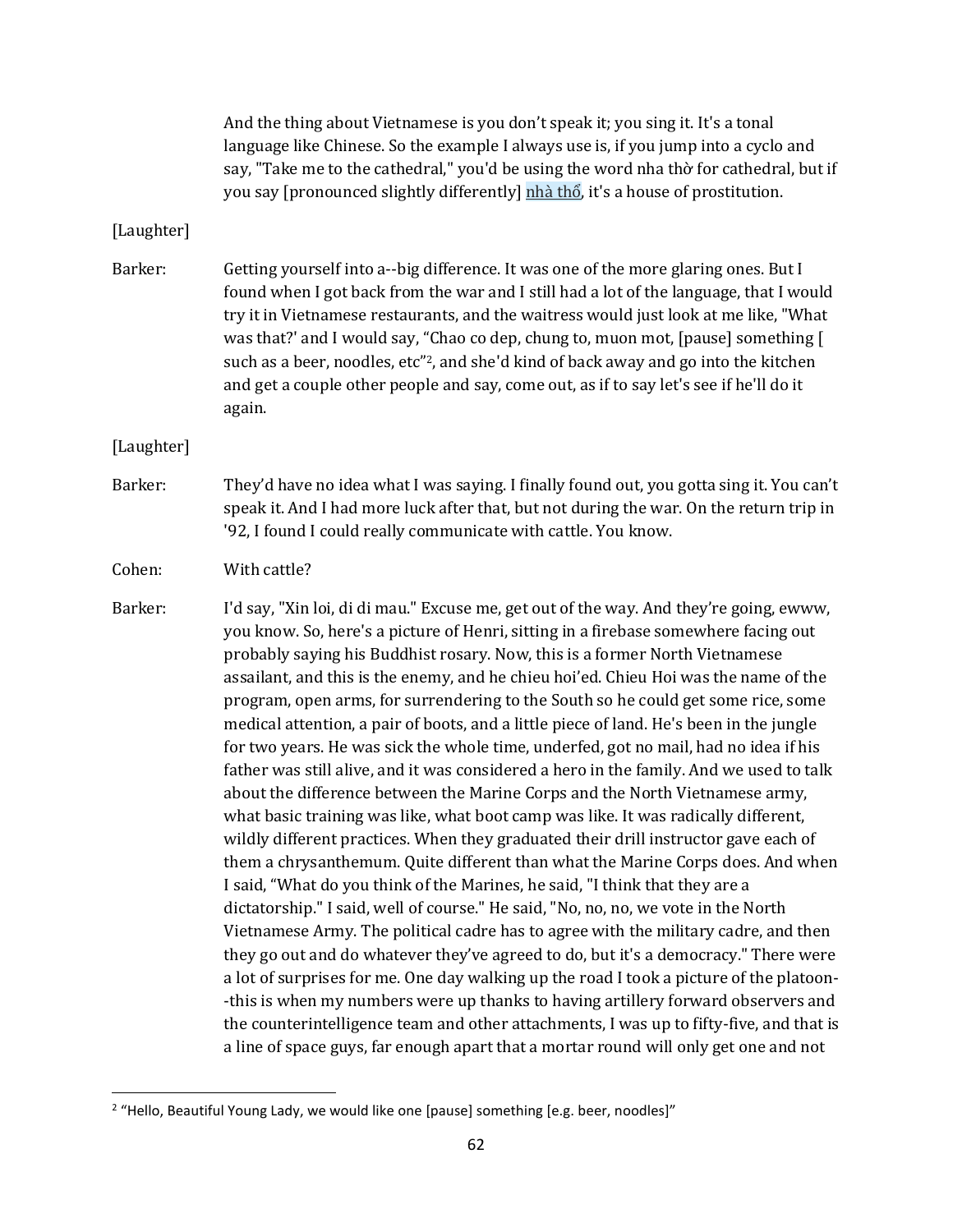And the thing about Vietnamese is you don't speak it; you sing it. It's a tonal language like Chinese. So the example I always use is, if you jump into a cyclo and say, "Take me to the cathedral," you'd be using the word nha thờ for cathedral, but if you say [pronounced slightly differently] nhà thổ, it's a house of prostitution.

[Laughter]

Barker: Getting yourself into a--big difference. It was one of the more glaring ones. But I found when I got back from the war and I still had a lot of the language, that I would try it in Vietnamese restaurants, and the waitress would just look at me like, "What was that?' and I would say, "Chao co dep, chung to, muon mot, [pause] something [ such as a beer, noodles, etc"[2], and she'd kind of back away and go into the kitchen and get a couple other people and say, come out, as if to say let's see if he'll do it again.

[Laughter]

Barker: They'd have no idea what I was saying. I finally found out, you gotta sing it. You can't speak it. And I had more luck after that, but not during the war. On the return trip in '92, I found I could really communicate with cattle. You know.

Cohen: With cattle?

Barker: I'd say, "Xin loi, di di mau." Excuse me, get out of the way. And they're going, ewww, you know. So, here's a picture of Henri, sitting in a firebase somewhere facing out probably saying his Buddhist rosary. Now, this is a former North Vietnamese assailant, and this is the enemy, and he chieu hoi'ed. Chieu Hoi was the name of the program, open arms, for surrendering to the South so he could get some rice, some medical attention, a pair of boots, and a little piece of land. He's been in the jungle for two years. He was sick the whole time, underfed, got no mail, had no idea if his father was still alive, and it was considered a hero in the family. And we used to talk about the difference between the Marine Corps and the North Vietnamese army, what basic training was like, what boot camp was like. It was radically different, wildly different practices. When they graduated their drill instructor gave each of them a chrysanthemum. Quite different than what the Marine Corps does. And when I said, "What do you think of the Marines, he said, "I think that they are a dictatorship." I said, well of course." He said, "No, no, no, we vote in the North Vietnamese Army. The political cadre has to agree with the military cadre, and then they go out and do whatever they've agreed to do, but it's a democracy." There were a lot of surprises for me. One day walking up the road I took a picture of the platoon--this is when my numbers were up thanks to having artillery forward observers and the counterintelligence team and other attachments, I was up to fifty-five, and that is a line of space guys, far enough apart that a mortar round will only get one and not

[2] "Hello, Beautiful Young Lady, we would like one [pause] something [e.g. beer, noodles]"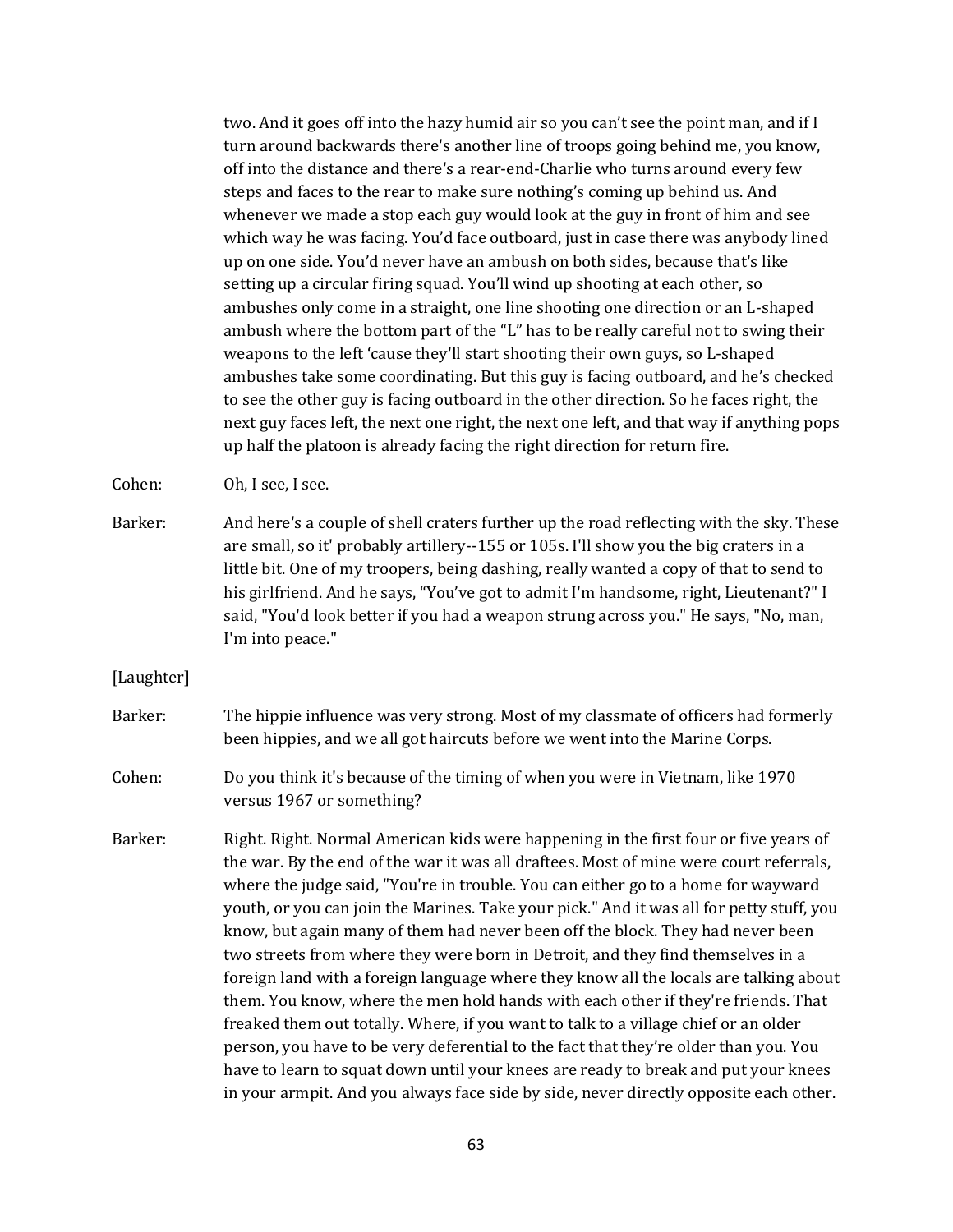two. And it goes off into the hazy humid air so you can't see the point man, and if I turn around backwards there's another line of troops going behind me, you know, off into the distance and there's a rear-end-Charlie who turns around every few steps and faces to the rear to make sure nothing's coming up behind us. And whenever we made a stop each guy would look at the guy in front of him and see which way he was facing. You'd face outboard, just in case there was anybody lined up on one side. You'd never have an ambush on both sides, because that's like setting up a circular firing squad. You'll wind up shooting at each other, so ambushes only come in a straight, one line shooting one direction or an L-shaped ambush where the bottom part of the "L" has to be really careful not to swing their weapons to the left 'cause they'll start shooting their own guys, so L-shaped ambushes take some coordinating. But this guy is facing outboard, and he's checked to see the other guy is facing outboard in the other direction. So he faces right, the next guy faces left, the next one right, the next one left, and that way if anything pops up half the platoon is already facing the right direction for return fire.

Cohen: Oh, I see, I see.

Barker: And here's a couple of shell craters further up the road reflecting with the sky. These are small, so it' probably artillery--155 or 105s. I'll show you the big craters in a little bit. One of my troopers, being dashing, really wanted a copy of that to send to his girlfriend. And he says, "You've got to admit I'm handsome, right, Lieutenant?" I said, "You'd look better if you had a weapon strung across you." He says, "No, man, I'm into peace."

[Laughter]

Barker: The hippie influence was very strong. Most of my classmate of officers had formerly been hippies, and we all got haircuts before we went into the Marine Corps.

Cohen: Do you think it's because of the timing of when you were in Vietnam, like 1970 versus 1967 or something?

Barker: Right. Right. Normal American kids were happening in the first four or five years of the war. By the end of the war it was all draftees. Most of mine were court referrals, where the judge said, "You're in trouble. You can either go to a home for wayward youth, or you can join the Marines. Take your pick." And it was all for petty stuff, you know, but again many of them had never been off the block. They had never been two streets from where they were born in Detroit, and they find themselves in a foreign land with a foreign language where they know all the locals are talking about them. You know, where the men hold hands with each other if they're friends. That freaked them out totally. Where, if you want to talk to a village chief or an older person, you have to be very deferential to the fact that they're older than you. You have to learn to squat down until your knees are ready to break and put your knees in your armpit. And you always face side by side, never directly opposite each other.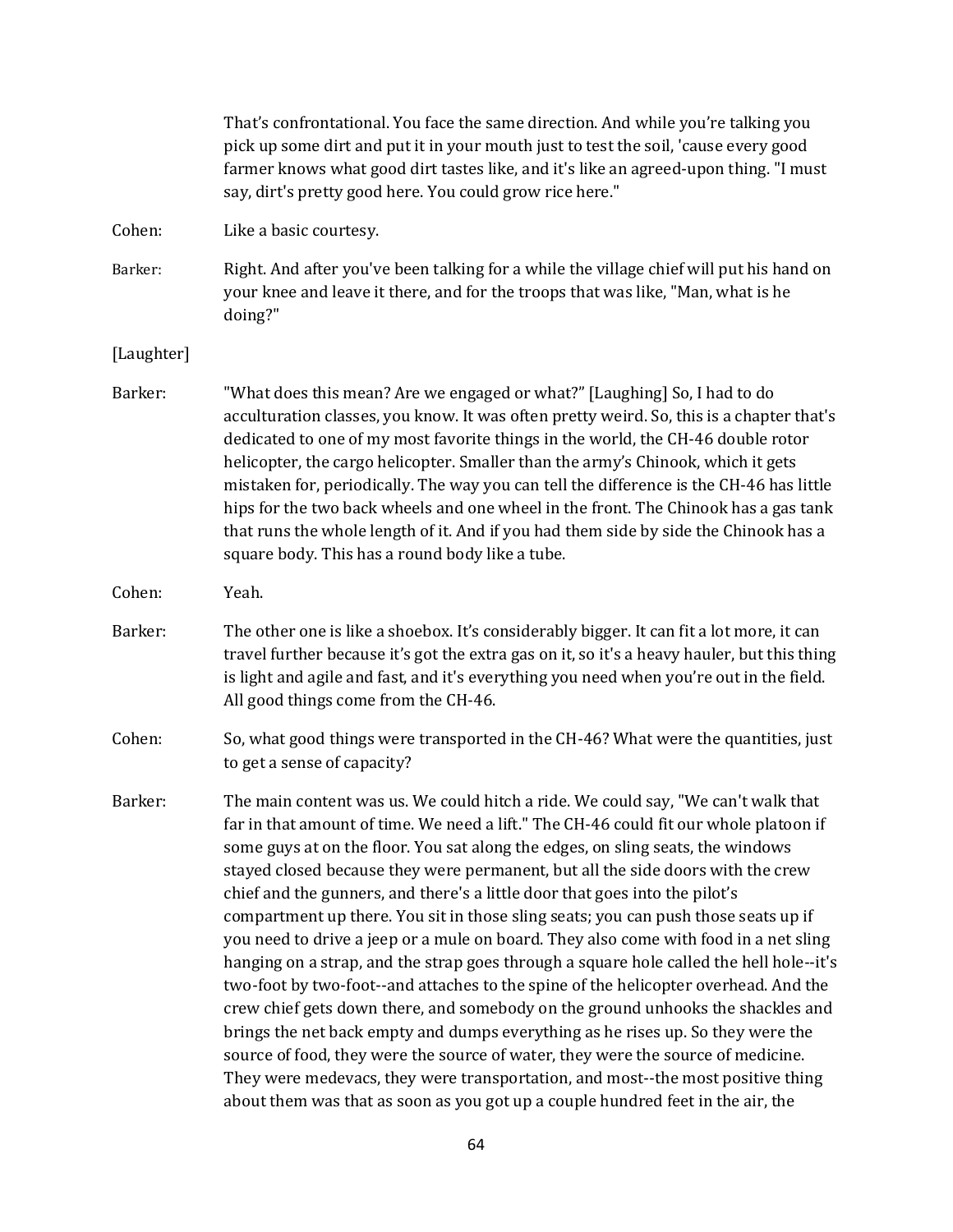That's confrontational. You face the same direction. And while you're talking you pick up some dirt and put it in your mouth just to test the soil, 'cause every good farmer knows what good dirt tastes like, and it's like an agreed-upon thing. "I must say, dirt's pretty good here. You could grow rice here."

Cohen: Like a basic courtesy.

Barker: Right. And after you've been talking for a while the village chief will put his hand on your knee and leave it there, and for the troops that was like, "Man, what is he doing?"

[Laughter]

Barker: "What does this mean? Are we engaged or what?" [Laughing] So, I had to do acculturation classes, you know. It was often pretty weird. So, this is a chapter that's dedicated to one of my most favorite things in the world, the CH-46 double rotor helicopter, the cargo helicopter. Smaller than the army's Chinook, which it gets mistaken for, periodically. The way you can tell the difference is the CH-46 has little hips for the two back wheels and one wheel in the front. The Chinook has a gas tank that runs the whole length of it. And if you had them side by side the Chinook has a square body. This has a round body like a tube.

Cohen: Yeah.

Barker: The other one is like a shoebox. It's considerably bigger. It can fit a lot more, it can travel further because it's got the extra gas on it, so it's a heavy hauler, but this thing is light and agile and fast, and it's everything you need when you're out in the field. All good things come from the CH-46.

Cohen: So, what good things were transported in the CH-46? What were the quantities, just to get a sense of capacity?

Barker: The main content was us. We could hitch a ride. We could say, "We can't walk that far in that amount of time. We need a lift." The CH-46 could fit our whole platoon if some guys at on the floor. You sat along the edges, on sling seats, the windows stayed closed because they were permanent, but all the side doors with the crew chief and the gunners, and there's a little door that goes into the pilot's compartment up there. You sit in those sling seats; you can push those seats up if you need to drive a jeep or a mule on board. They also come with food in a net sling hanging on a strap, and the strap goes through a square hole called the hell hole--it's two-foot by two-foot--and attaches to the spine of the helicopter overhead. And the crew chief gets down there, and somebody on the ground unhooks the shackles and brings the net back empty and dumps everything as he rises up. So they were the source of food, they were the source of water, they were the source of medicine. They were medevacs, they were transportation, and most--the most positive thing about them was that as soon as you got up a couple hundred feet in the air, the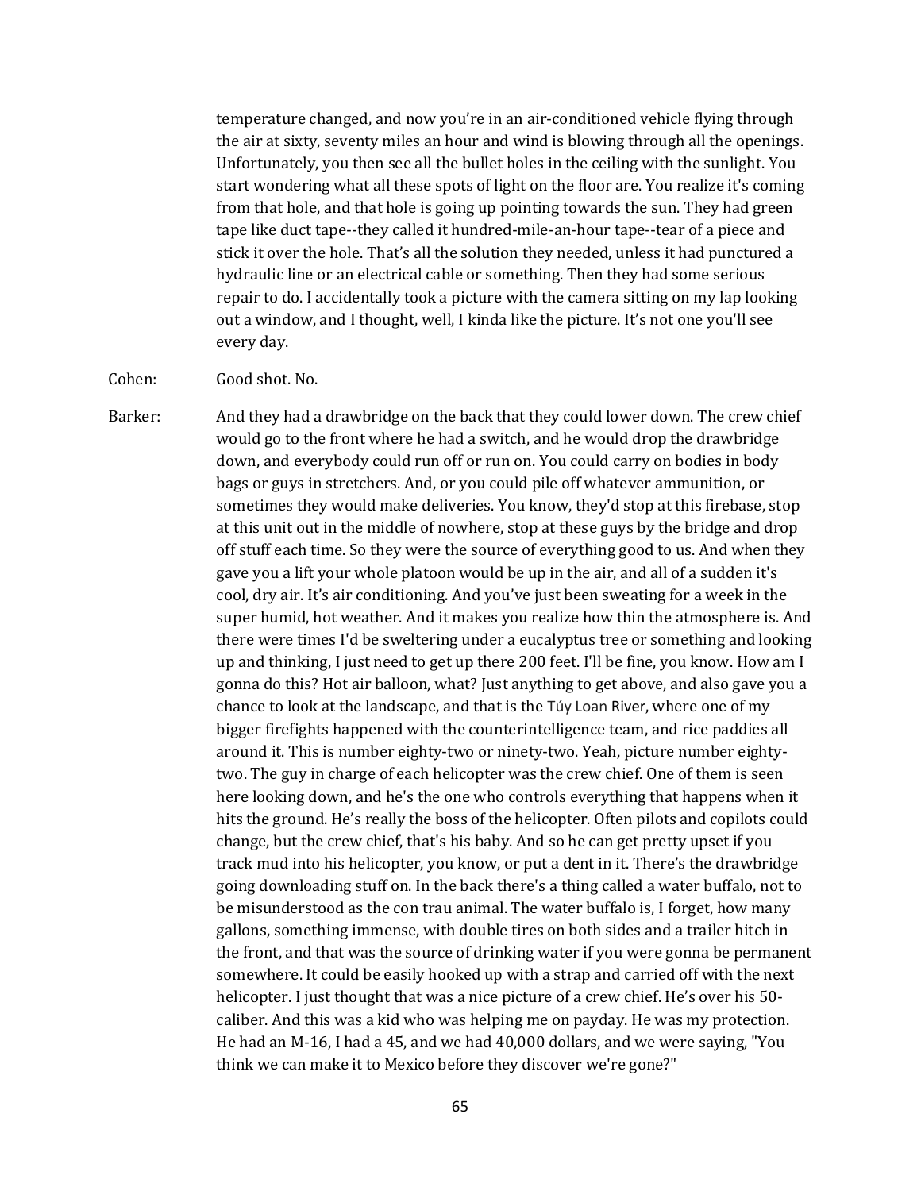temperature changed, and now you're in an air-conditioned vehicle flying through the air at sixty, seventy miles an hour and wind is blowing through all the openings. Unfortunately, you then see all the bullet holes in the ceiling with the sunlight. You start wondering what all these spots of light on the floor are. You realize it's coming from that hole, and that hole is going up pointing towards the sun. They had green tape like duct tape--they called it hundred-mile-an-hour tape--tear of a piece and stick it over the hole. That's all the solution they needed, unless it had punctured a hydraulic line or an electrical cable or something. Then they had some serious repair to do. I accidentally took a picture with the camera sitting on my lap looking out a window, and I thought, well, I kinda like the picture. It's not one you'll see every day.

Cohen: Good shot. No.

Barker: And they had a drawbridge on the back that they could lower down. The crew chief would go to the front where he had a switch, and he would drop the drawbridge down, and everybody could run off or run on. You could carry on bodies in body bags or guys in stretchers. And, or you could pile off whatever ammunition, or sometimes they would make deliveries. You know, they'd stop at this firebase, stop at this unit out in the middle of nowhere, stop at these guys by the bridge and drop off stuff each time. So they were the source of everything good to us. And when they gave you a lift your whole platoon would be up in the air, and all of a sudden it's cool, dry air. It's air conditioning. And you've just been sweating for a week in the super humid, hot weather. And it makes you realize how thin the atmosphere is. And there were times I'd be sweltering under a eucalyptus tree or something and looking up and thinking, I just need to get up there 200 feet. I'll be fine, you know. How am I gonna do this? Hot air balloon, what? Just anything to get above, and also gave you a chance to look at the landscape, and that is the Túy Loan River, where one of my bigger firefights happened with the counterintelligence team, and rice paddies all around it. This is number eighty-two or ninety-two. Yeah, picture number eighty-two. The guy in charge of each helicopter was the crew chief. One of them is seen here looking down, and he's the one who controls everything that happens when it hits the ground. He's really the boss of the helicopter. Often pilots and copilots could change, but the crew chief, that's his baby. And so he can get pretty upset if you track mud into his helicopter, you know, or put a dent in it. There's the drawbridge going downloading stuff on. In the back there's a thing called a water buffalo, not to be misunderstood as the con trau animal. The water buffalo is, I forget, how many gallons, something immense, with double tires on both sides and a trailer hitch in the front, and that was the source of drinking water if you were gonna be permanent somewhere. It could be easily hooked up with a strap and carried off with the next helicopter. I just thought that was a nice picture of a crew chief. He's over his 50-caliber. And this was a kid who was helping me on payday. He was my protection. He had an M-16, I had a 45, and we had 40,000 dollars, and we were saying, "You think we can make it to Mexico before they discover we're gone?"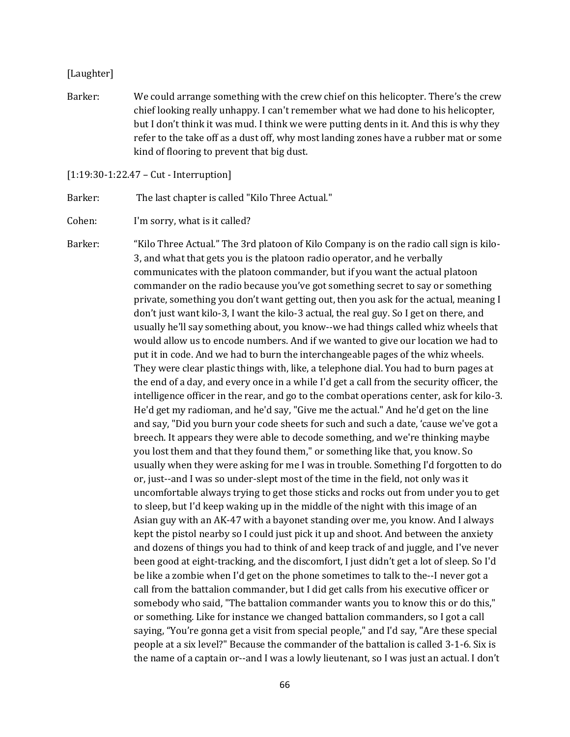[Laughter]

Barker: We could arrange something with the crew chief on this helicopter. There's the crew chief looking really unhappy. I can't remember what we had done to his helicopter, but I don't think it was mud. I think we were putting dents in it. And this is why they refer to the take off as a dust off, why most landing zones have a rubber mat or some kind of flooring to prevent that big dust.

[1:19:30-1:22.47 – Cut - Interruption]

Barker: The last chapter is called "Kilo Three Actual."

Cohen: I'm sorry, what is it called?

Barker: "Kilo Three Actual." The 3rd platoon of Kilo Company is on the radio call sign is kilo-3, and what that gets you is the platoon radio operator, and he verbally communicates with the platoon commander, but if you want the actual platoon commander on the radio because you've got something secret to say or something private, something you don't want getting out, then you ask for the actual, meaning I don't just want kilo-3, I want the kilo-3 actual, the real guy. So I get on there, and usually he'll say something about, you know--we had things called whiz wheels that would allow us to encode numbers. And if we wanted to give our location we had to put it in code. And we had to burn the interchangeable pages of the whiz wheels. They were clear plastic things with, like, a telephone dial. You had to burn pages at the end of a day, and every once in a while I'd get a call from the security officer, the intelligence officer in the rear, and go to the combat operations center, ask for kilo-3. He'd get my radioman, and he'd say, "Give me the actual." And he'd get on the line and say, "Did you burn your code sheets for such and such a date, 'cause we've got a breech. It appears they were able to decode something, and we're thinking maybe you lost them and that they found them," or something like that, you know. So usually when they were asking for me I was in trouble. Something I'd forgotten to do or, just--and I was so under-slept most of the time in the field, not only was it uncomfortable always trying to get those sticks and rocks out from under you to get to sleep, but I'd keep waking up in the middle of the night with this image of an Asian guy with an AK-47 with a bayonet standing over me, you know. And I always kept the pistol nearby so I could just pick it up and shoot. And between the anxiety and dozens of things you had to think of and keep track of and juggle, and I've never been good at eight-tracking, and the discomfort, I just didn't get a lot of sleep. So I'd be like a zombie when I'd get on the phone sometimes to talk to the--I never got a call from the battalion commander, but I did get calls from his executive officer or somebody who said, "The battalion commander wants you to know this or do this," or something. Like for instance we changed battalion commanders, so I got a call saying, "You're gonna get a visit from special people," and I'd say, "Are these special people at a six level?" Because the commander of the battalion is called 3-1-6. Six is the name of a captain or--and I was a lowly lieutenant, so I was just an actual. I don't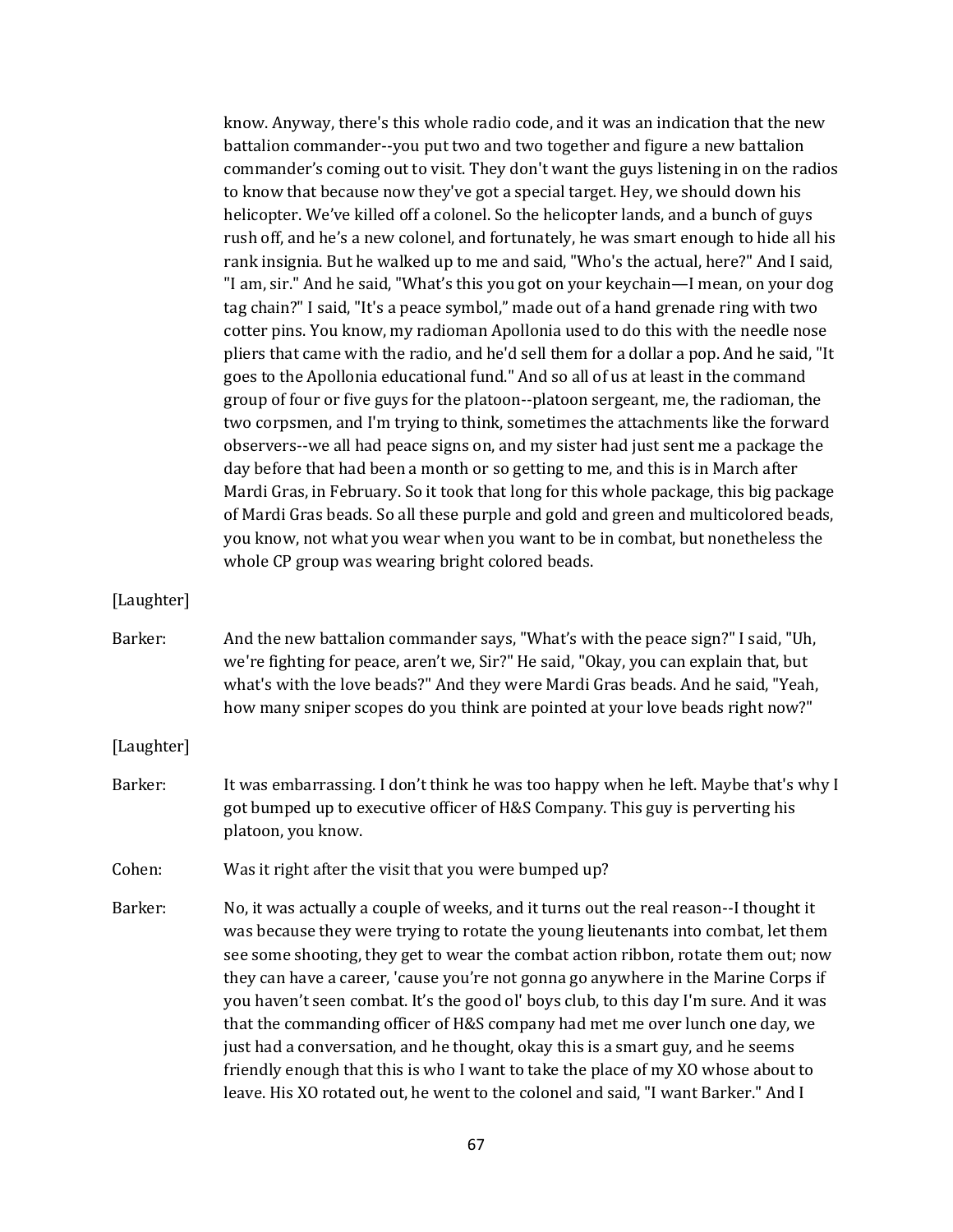know. Anyway, there's this whole radio code, and it was an indication that the new battalion commander--you put two and two together and figure a new battalion commander's coming out to visit. They don't want the guys listening in on the radios to know that because now they've got a special target. Hey, we should down his helicopter. We've killed off a colonel. So the helicopter lands, and a bunch of guys rush off, and he's a new colonel, and fortunately, he was smart enough to hide all his rank insignia. But he walked up to me and said, "Who's the actual, here?" And I said, "I am, sir." And he said, "What's this you got on your keychain—I mean, on your dog tag chain?" I said, "It's a peace symbol," made out of a hand grenade ring with two cotter pins. You know, my radioman Apollonia used to do this with the needle nose pliers that came with the radio, and he'd sell them for a dollar a pop. And he said, "It goes to the Apollonia educational fund." And so all of us at least in the command group of four or five guys for the platoon--platoon sergeant, me, the radioman, the two corpsmen, and I'm trying to think, sometimes the attachments like the forward observers--we all had peace signs on, and my sister had just sent me a package the day before that had been a month or so getting to me, and this is in March after Mardi Gras, in February. So it took that long for this whole package, this big package of Mardi Gras beads. So all these purple and gold and green and multicolored beads, you know, not what you wear when you want to be in combat, but nonetheless the whole CP group was wearing bright colored beads.

[Laughter]

Barker: And the new battalion commander says, "What's with the peace sign?" I said, "Uh, we're fighting for peace, aren't we, Sir?" He said, "Okay, you can explain that, but what's with the love beads?" And they were Mardi Gras beads. And he said, "Yeah, how many sniper scopes do you think are pointed at your love beads right now?"

[Laughter]

Barker: It was embarrassing. I don't think he was too happy when he left. Maybe that's why I got bumped up to executive officer of H&S Company. This guy is perverting his platoon, you know.

Cohen: Was it right after the visit that you were bumped up?

Barker: No, it was actually a couple of weeks, and it turns out the real reason--I thought it was because they were trying to rotate the young lieutenants into combat, let them see some shooting, they get to wear the combat action ribbon, rotate them out; now they can have a career, 'cause you're not gonna go anywhere in the Marine Corps if you haven't seen combat. It's the good ol' boys club, to this day I'm sure. And it was that the commanding officer of H&S company had met me over lunch one day, we just had a conversation, and he thought, okay this is a smart guy, and he seems friendly enough that this is who I want to take the place of my XO whose about to leave. His XO rotated out, he went to the colonel and said, "I want Barker." And I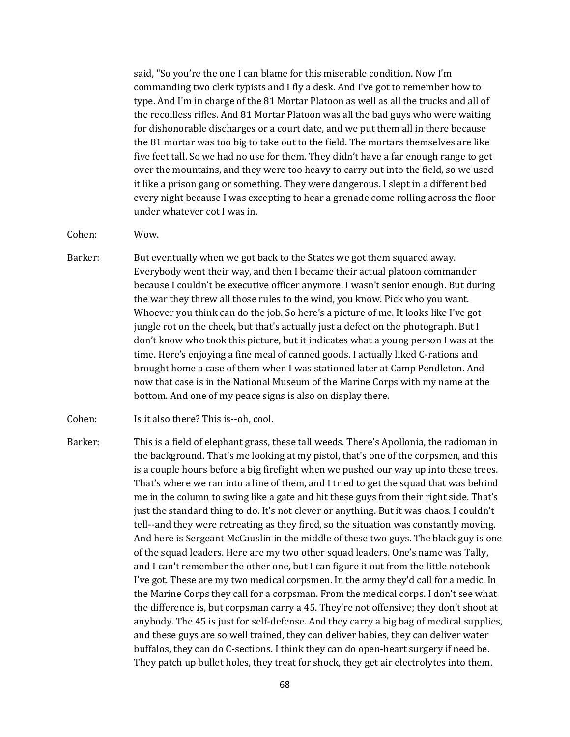said, "So you're the one I can blame for this miserable condition. Now I'm commanding two clerk typists and I fly a desk. And I've got to remember how to type. And I'm in charge of the 81 Mortar Platoon as well as all the trucks and all of the recoilless rifles. And 81 Mortar Platoon was all the bad guys who were waiting for dishonorable discharges or a court date, and we put them all in there because the 81 mortar was too big to take out to the field. The mortars themselves are like five feet tall. So we had no use for them. They didn't have a far enough range to get over the mountains, and they were too heavy to carry out into the field, so we used it like a prison gang or something. They were dangerous. I slept in a different bed every night because I was excepting to hear a grenade come rolling across the floor under whatever cot I was in.

Cohen: Wow.

Barker: But eventually when we got back to the States we got them squared away. Everybody went their way, and then I became their actual platoon commander because I couldn't be executive officer anymore. I wasn't senior enough. But during the war they threw all those rules to the wind, you know. Pick who you want. Whoever you think can do the job. So here's a picture of me. It looks like I've got jungle rot on the cheek, but that's actually just a defect on the photograph. But I don't know who took this picture, but it indicates what a young person I was at the time. Here's enjoying a fine meal of canned goods. I actually liked C-rations and brought home a case of them when I was stationed later at Camp Pendleton. And now that case is in the National Museum of the Marine Corps with my name at the bottom. And one of my peace signs is also on display there.

Cohen: Is it also there? This is--oh, cool.

Barker: This is a field of elephant grass, these tall weeds. There's Apollonia, the radioman in the background. That's me looking at my pistol, that's one of the corpsmen, and this is a couple hours before a big firefight when we pushed our way up into these trees. That's where we ran into a line of them, and I tried to get the squad that was behind me in the column to swing like a gate and hit these guys from their right side. That's just the standard thing to do. It's not clever or anything. But it was chaos. I couldn't tell--and they were retreating as they fired, so the situation was constantly moving. And here is Sergeant McCauslin in the middle of these two guys. The black guy is one of the squad leaders. Here are my two other squad leaders. One's name was Tally, and I can't remember the other one, but I can figure it out from the little notebook I've got. These are my two medical corpsmen. In the army they'd call for a medic. In the Marine Corps they call for a corpsman. From the medical corps. I don't see what the difference is, but corpsman carry a 45. They're not offensive; they don't shoot at anybody. The 45 is just for self-defense. And they carry a big bag of medical supplies, and these guys are so well trained, they can deliver babies, they can deliver water buffalos, they can do C-sections. I think they can do open-heart surgery if need be. They patch up bullet holes, they treat for shock, they get air electrolytes into them.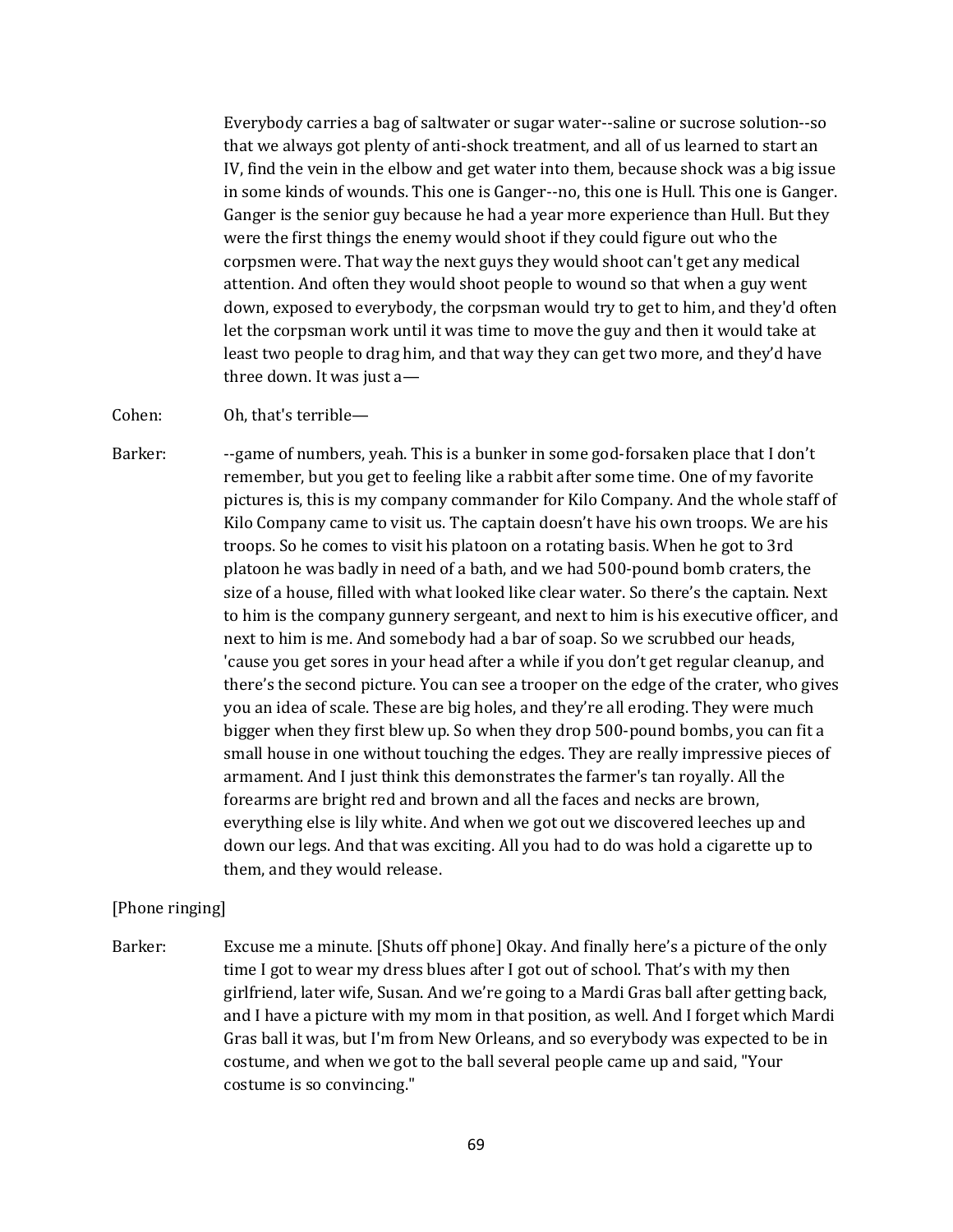Everybody carries a bag of saltwater or sugar water--saline or sucrose solution--so that we always got plenty of anti-shock treatment, and all of us learned to start an IV, find the vein in the elbow and get water into them, because shock was a big issue in some kinds of wounds. This one is Ganger--no, this one is Hull. This one is Ganger. Ganger is the senior guy because he had a year more experience than Hull. But they were the first things the enemy would shoot if they could figure out who the corpsmen were. That way the next guys they would shoot can't get any medical attention. And often they would shoot people to wound so that when a guy went down, exposed to everybody, the corpsman would try to get to him, and they'd often let the corpsman work until it was time to move the guy and then it would take at least two people to drag him, and that way they can get two more, and they'd have three down. It was just a—

Cohen: Oh, that's terrible—

Barker: --game of numbers, yeah. This is a bunker in some god-forsaken place that I don't remember, but you get to feeling like a rabbit after some time. One of my favorite pictures is, this is my company commander for Kilo Company. And the whole staff of Kilo Company came to visit us. The captain doesn't have his own troops. We are his troops. So he comes to visit his platoon on a rotating basis. When he got to 3rd platoon he was badly in need of a bath, and we had 500-pound bomb craters, the size of a house, filled with what looked like clear water. So there's the captain. Next to him is the company gunnery sergeant, and next to him is his executive officer, and next to him is me. And somebody had a bar of soap. So we scrubbed our heads, 'cause you get sores in your head after a while if you don't get regular cleanup, and there's the second picture. You can see a trooper on the edge of the crater, who gives you an idea of scale. These are big holes, and they're all eroding. They were much bigger when they first blew up. So when they drop 500-pound bombs, you can fit a small house in one without touching the edges. They are really impressive pieces of armament. And I just think this demonstrates the farmer's tan royally. All the forearms are bright red and brown and all the faces and necks are brown, everything else is lily white. And when we got out we discovered leeches up and down our legs. And that was exciting. All you had to do was hold a cigarette up to them, and they would release.

[Phone ringing]

Barker: Excuse me a minute. [Shuts off phone] Okay. And finally here's a picture of the only time I got to wear my dress blues after I got out of school. That's with my then girlfriend, later wife, Susan. And we're going to a Mardi Gras ball after getting back, and I have a picture with my mom in that position, as well. And I forget which Mardi Gras ball it was, but I'm from New Orleans, and so everybody was expected to be in costume, and when we got to the ball several people came up and said, "Your costume is so convincing."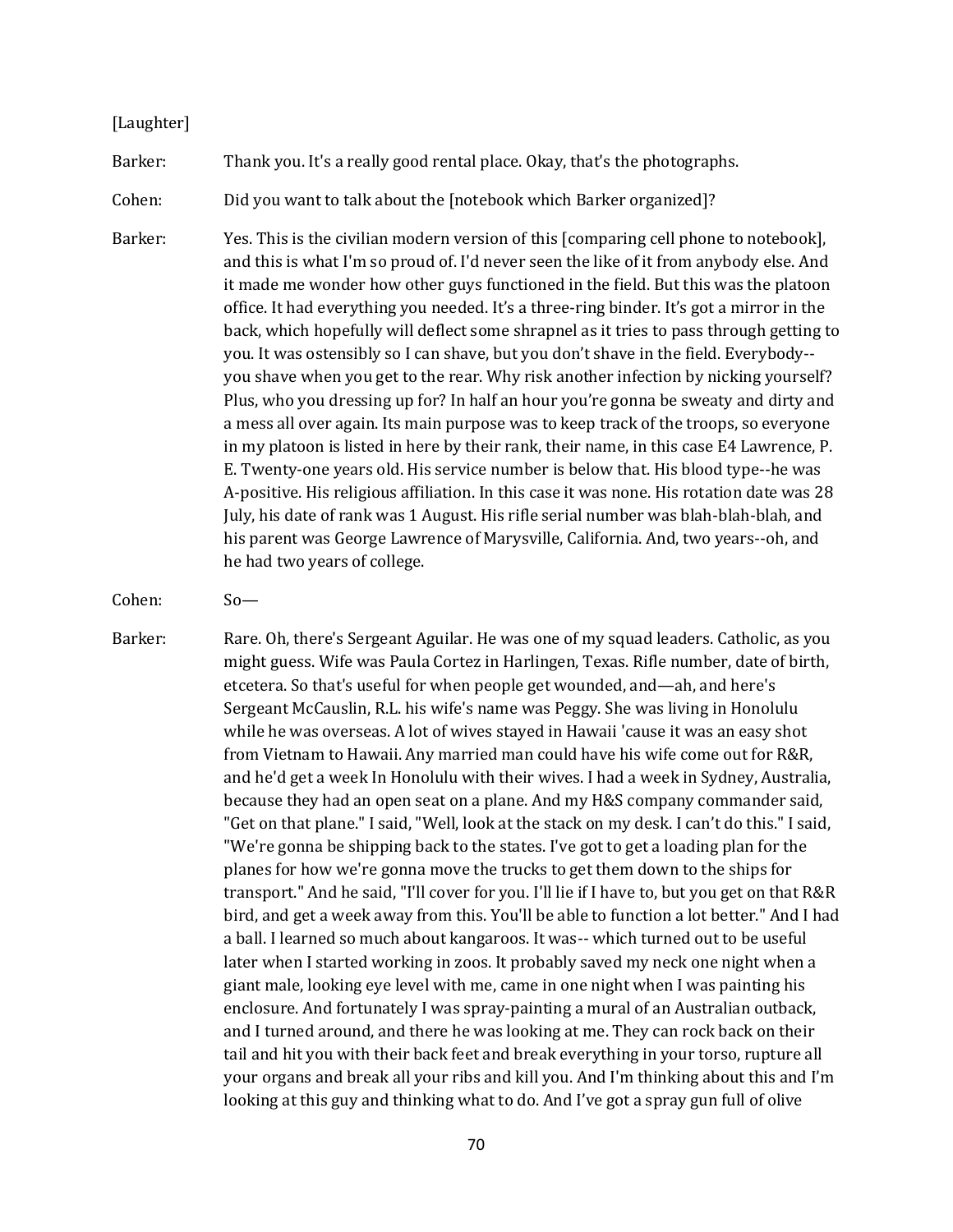[Laughter]

Barker: Thank you. It's a really good rental place. Okay, that's the photographs.

Cohen: Did you want to talk about the [notebook which Barker organized]?

Barker: Yes. This is the civilian modern version of this [comparing cell phone to notebook], and this is what I'm so proud of. I'd never seen the like of it from anybody else. And it made me wonder how other guys functioned in the field. But this was the platoon office. It had everything you needed. It's a three-ring binder. It's got a mirror in the back, which hopefully will deflect some shrapnel as it tries to pass through getting to you. It was ostensibly so I can shave, but you don't shave in the field. Everybody-- you shave when you get to the rear. Why risk another infection by nicking yourself? Plus, who you dressing up for? In half an hour you're gonna be sweaty and dirty and a mess all over again. Its main purpose was to keep track of the troops, so everyone in my platoon is listed in here by their rank, their name, in this case E4 Lawrence, P. E. Twenty-one years old. His service number is below that. His blood type--he was A-positive. His religious affiliation. In this case it was none. His rotation date was 28 July, his date of rank was 1 August. His rifle serial number was blah-blah-blah, and his parent was George Lawrence of Marysville, California. And, two years--oh, and he had two years of college.

Cohen: So—

Barker: Rare. Oh, there's Sergeant Aguilar. He was one of my squad leaders. Catholic, as you might guess. Wife was Paula Cortez in Harlingen, Texas. Rifle number, date of birth, etcetera. So that's useful for when people get wounded, and—ah, and here's Sergeant McCauslin, R.L. his wife's name was Peggy. She was living in Honolulu while he was overseas. A lot of wives stayed in Hawaii 'cause it was an easy shot from Vietnam to Hawaii. Any married man could have his wife come out for R&R, and he'd get a week In Honolulu with their wives. I had a week in Sydney, Australia, because they had an open seat on a plane. And my H&S company commander said, "Get on that plane." I said, "Well, look at the stack on my desk. I can't do this." I said, "We're gonna be shipping back to the states. I've got to get a loading plan for the planes for how we're gonna move the trucks to get them down to the ships for transport." And he said, "I'll cover for you. I'll lie if I have to, but you get on that R&R bird, and get a week away from this. You'll be able to function a lot better." And I had a ball. I learned so much about kangaroos. It was-- which turned out to be useful later when I started working in zoos. It probably saved my neck one night when a giant male, looking eye level with me, came in one night when I was painting his enclosure. And fortunately I was spray-painting a mural of an Australian outback, and I turned around, and there he was looking at me. They can rock back on their tail and hit you with their back feet and break everything in your torso, rupture all your organs and break all your ribs and kill you. And I'm thinking about this and I'm looking at this guy and thinking what to do. And I've got a spray gun full of olive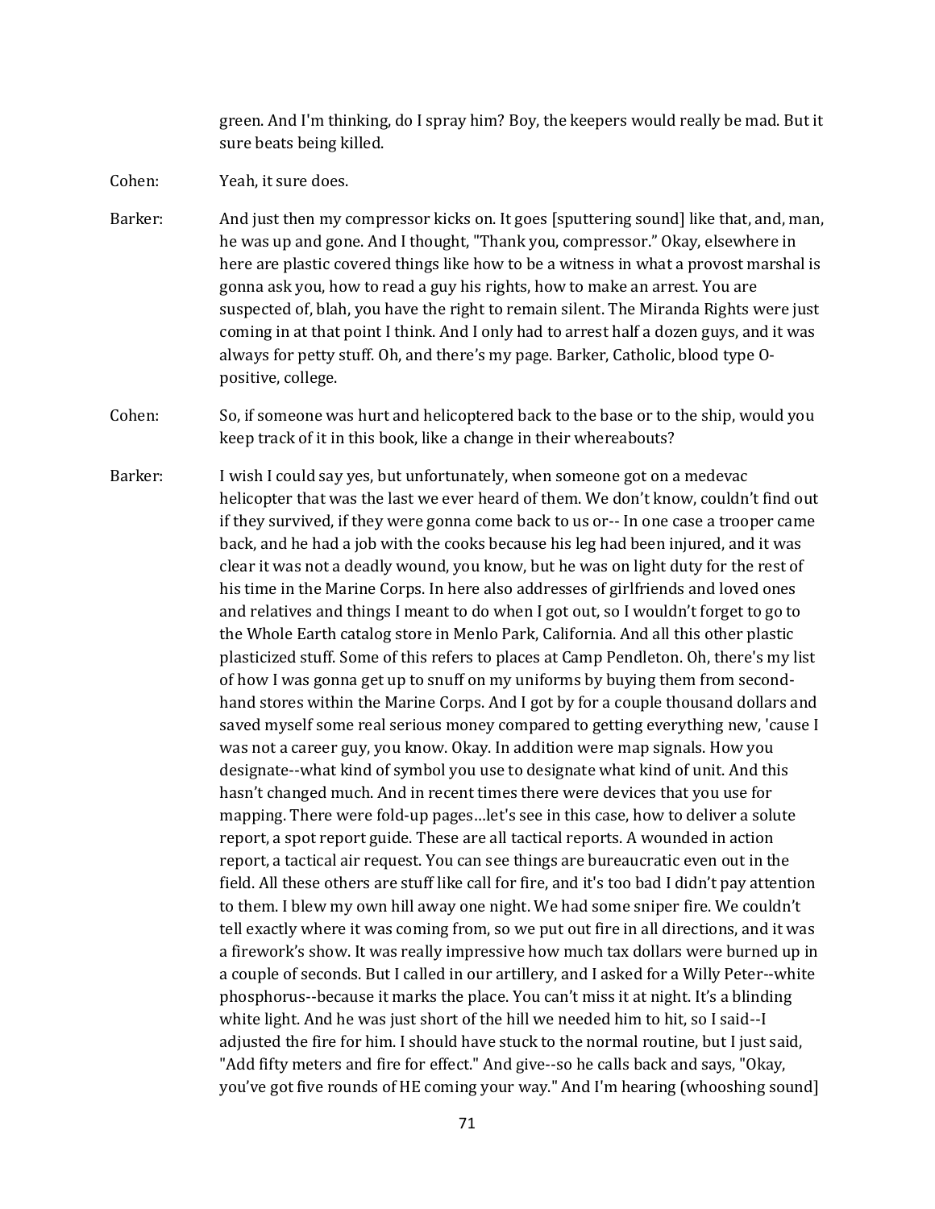green. And I'm thinking, do I spray him? Boy, the keepers would really be mad. But it sure beats being killed.

Cohen: Yeah, it sure does.

Barker: And just then my compressor kicks on. It goes [sputtering sound] like that, and, man, he was up and gone. And I thought, "Thank you, compressor." Okay, elsewhere in here are plastic covered things like how to be a witness in what a provost marshal is gonna ask you, how to read a guy his rights, how to make an arrest. You are suspected of, blah, you have the right to remain silent. The Miranda Rights were just coming in at that point I think. And I only had to arrest half a dozen guys, and it was always for petty stuff. Oh, and there's my page. Barker, Catholic, blood type O-positive, college.

Cohen: So, if someone was hurt and helicoptered back to the base or to the ship, would you keep track of it in this book, like a change in their whereabouts?

Barker: I wish I could say yes, but unfortunately, when someone got on a medevac helicopter that was the last we ever heard of them. We don't know, couldn't find out if they survived, if they were gonna come back to us or-- In one case a trooper came back, and he had a job with the cooks because his leg had been injured, and it was clear it was not a deadly wound, you know, but he was on light duty for the rest of his time in the Marine Corps. In here also addresses of girlfriends and loved ones and relatives and things I meant to do when I got out, so I wouldn't forget to go to the Whole Earth catalog store in Menlo Park, California. And all this other plastic plasticized stuff. Some of this refers to places at Camp Pendleton. Oh, there's my list of how I was gonna get up to snuff on my uniforms by buying them from second-hand stores within the Marine Corps. And I got by for a couple thousand dollars and saved myself some real serious money compared to getting everything new, 'cause I was not a career guy, you know. Okay. In addition were map signals. How you designate--what kind of symbol you use to designate what kind of unit. And this hasn't changed much. And in recent times there were devices that you use for mapping. There were fold-up pages…let's see in this case, how to deliver a solute report, a spot report guide. These are all tactical reports. A wounded in action report, a tactical air request. You can see things are bureaucratic even out in the field. All these others are stuff like call for fire, and it's too bad I didn't pay attention to them. I blew my own hill away one night. We had some sniper fire. We couldn't tell exactly where it was coming from, so we put out fire in all directions, and it was a firework's show. It was really impressive how much tax dollars were burned up in a couple of seconds. But I called in our artillery, and I asked for a Willy Peter--white phosphorus--because it marks the place. You can't miss it at night. It's a blinding white light. And he was just short of the hill we needed him to hit, so I said--I adjusted the fire for him. I should have stuck to the normal routine, but I just said, "Add fifty meters and fire for effect." And give--so he calls back and says, "Okay, you've got five rounds of HE coming your way." And I'm hearing [whooshing sound]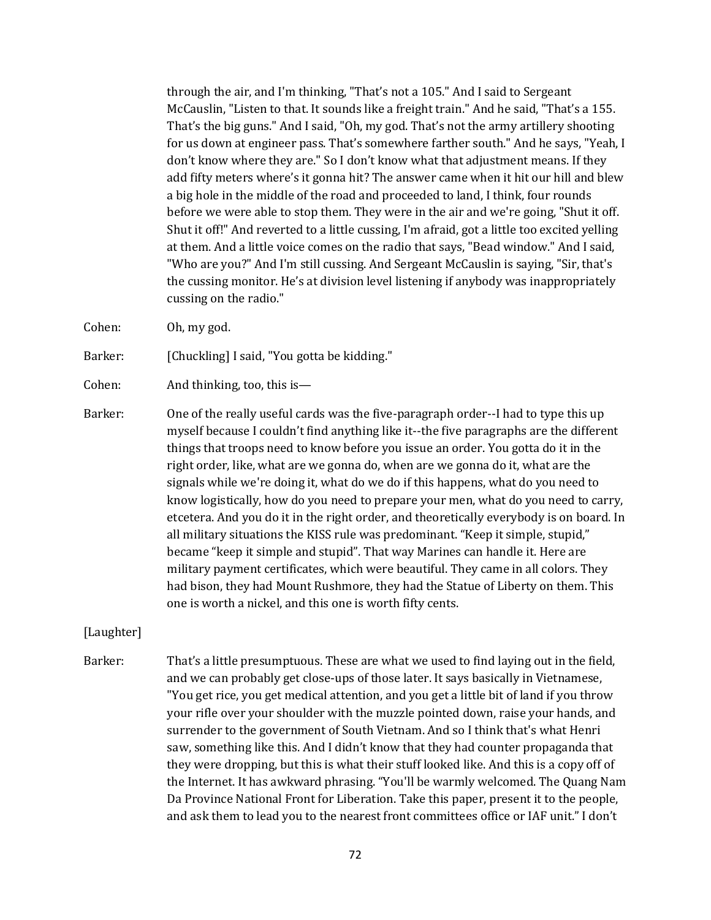through the air, and I'm thinking, "That's not a 105." And I said to Sergeant McCauslin, "Listen to that. It sounds like a freight train." And he said, "That's a 155. That's the big guns." And I said, "Oh, my god. That's not the army artillery shooting for us down at engineer pass. That's somewhere farther south." And he says, "Yeah, I don't know where they are." So I don't know what that adjustment means. If they add fifty meters where's it gonna hit? The answer came when it hit our hill and blew a big hole in the middle of the road and proceeded to land, I think, four rounds before we were able to stop them. They were in the air and we're going, "Shut it off. Shut it off!" And reverted to a little cussing, I'm afraid, got a little too excited yelling at them. And a little voice comes on the radio that says, "Bead window." And I said, "Who are you?" And I'm still cussing. And Sergeant McCauslin is saying, "Sir, that's the cussing monitor. He's at division level listening if anybody was inappropriately cussing on the radio."

Cohen: Oh, my god.

Barker: [Chuckling] I said, "You gotta be kidding."

Cohen: And thinking, too, this is—

Barker: One of the really useful cards was the five-paragraph order--I had to type this up myself because I couldn't find anything like it--the five paragraphs are the different things that troops need to know before you issue an order. You gotta do it in the right order, like, what are we gonna do, when are we gonna do it, what are the signals while we're doing it, what do we do if this happens, what do you need to know logistically, how do you need to prepare your men, what do you need to carry, etcetera. And you do it in the right order, and theoretically everybody is on board. In all military situations the KISS rule was predominant. "Keep it simple, stupid," became "keep it simple and stupid". That way Marines can handle it. Here are military payment certificates, which were beautiful. They came in all colors. They had bison, they had Mount Rushmore, they had the Statue of Liberty on them. This one is worth a nickel, and this one is worth fifty cents.

[Laughter]

Barker: That's a little presumptuous. These are what we used to find laying out in the field, and we can probably get close-ups of those later. It says basically in Vietnamese, "You get rice, you get medical attention, and you get a little bit of land if you throw your rifle over your shoulder with the muzzle pointed down, raise your hands, and surrender to the government of South Vietnam. And so I think that's what Henri saw, something like this. And I didn't know that they had counter propaganda that they were dropping, but this is what their stuff looked like. And this is a copy off of the Internet. It has awkward phrasing. "You'll be warmly welcomed. The Quang Nam Da Province National Front for Liberation. Take this paper, present it to the people, and ask them to lead you to the nearest front committees office or IAF unit." I don't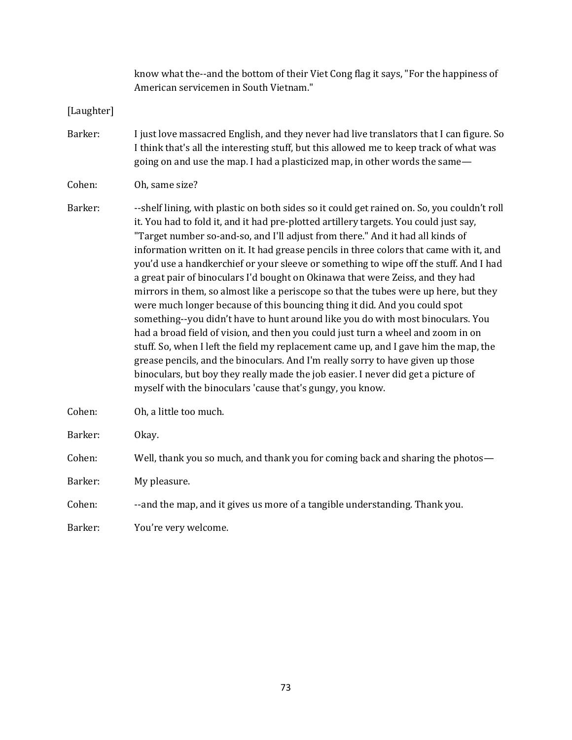know what the--and the bottom of their Viet Cong flag it says, "For the happiness of American servicemen in South Vietnam."

[Laughter]

Barker: I just love massacred English, and they never had live translators that I can figure. So I think that's all the interesting stuff, but this allowed me to keep track of what was going on and use the map. I had a plasticized map, in other words the same—

Cohen: Oh, same size?

Barker: --shelf lining, with plastic on both sides so it could get rained on. So, you couldn't roll it. You had to fold it, and it had pre-plotted artillery targets. You could just say, "Target number so-and-so, and I'll adjust from there." And it had all kinds of information written on it. It had grease pencils in three colors that came with it, and you'd use a handkerchief or your sleeve or something to wipe off the stuff. And I had a great pair of binoculars I'd bought on Okinawa that were Zeiss, and they had mirrors in them, so almost like a periscope so that the tubes were up here, but they were much longer because of this bouncing thing it did. And you could spot something--you didn't have to hunt around like you do with most binoculars. You had a broad field of vision, and then you could just turn a wheel and zoom in on stuff. So, when I left the field my replacement came up, and I gave him the map, the grease pencils, and the binoculars. And I'm really sorry to have given up those binoculars, but boy they really made the job easier. I never did get a picture of myself with the binoculars 'cause that's gungy, you know.

Cohen: Oh, a little too much.

Barker: Okay.

Cohen: Well, thank you so much, and thank you for coming back and sharing the photos—

Barker: My pleasure.

Cohen: --and the map, and it gives us more of a tangible understanding. Thank you.

Barker: You're very welcome.